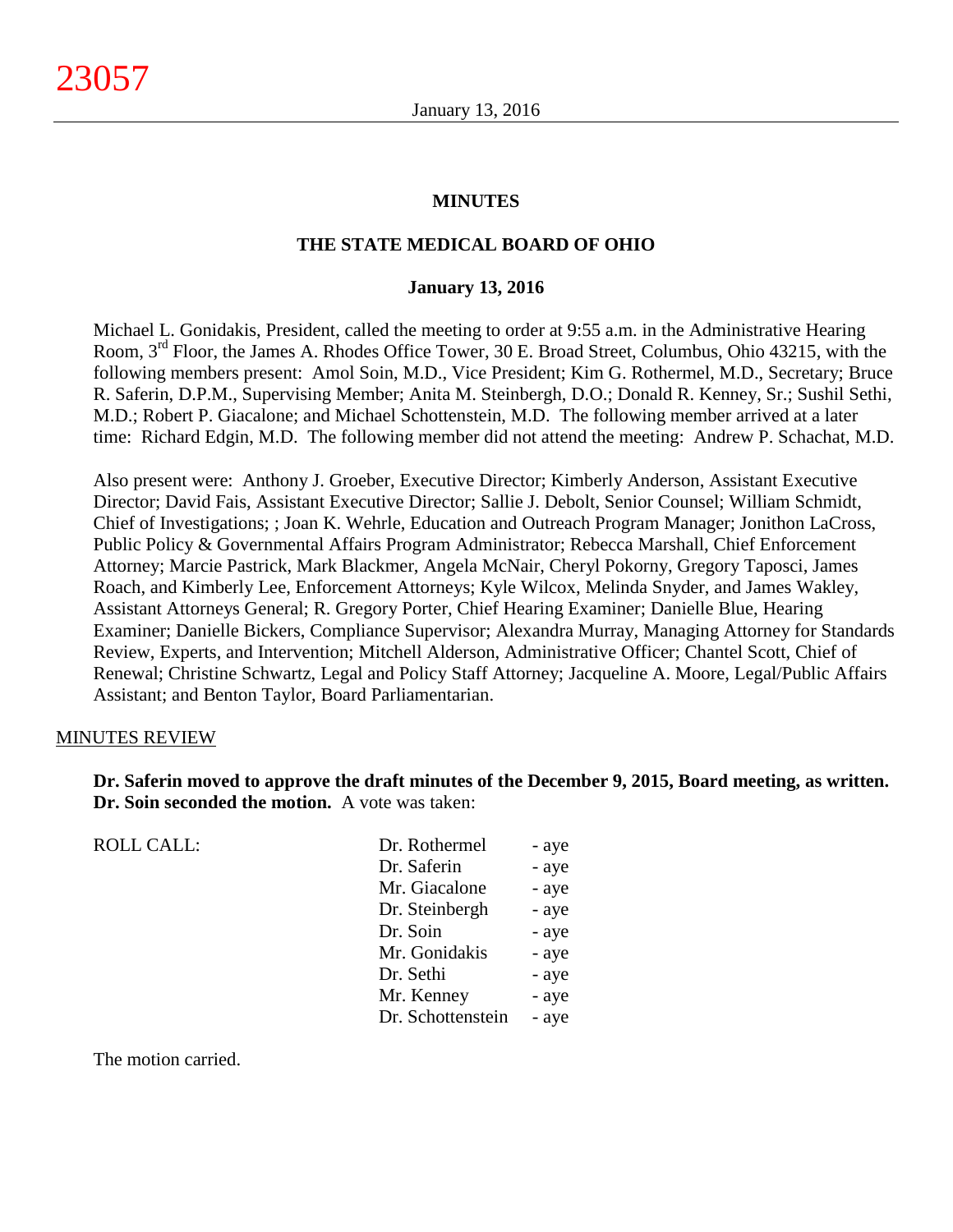# MINUTES

## THE STATE MEDICAL BOARD OF OHIO

### January 13, 2016

Michael L. Gonidakis, President, called the meeting to order at 9:55 a.m. in the Administrative Hearing Room, 3rd Floor, the James A. Rhodes Office Tower, 30 E. Broad Street, Columbus, Ohio 43215, with the following members present: Amol Soin, M.D., Vice President; Kim G. Rothermel, M.D., Secretary; Bruce R. Saferin, D.P.M., Supervising Member; Anita M. Steinbergh, D.O.; Donald R. Kenney, Sr.; Sushil Sethi, M.D.; Robert P. Giacalone; and Michael Schottenstein, M.D. The following member arrived at a later time: Richard Edgin, M.D. The following member did not attend the meeting: Andrew P. Schachat, M.D.

Also present were: Anthony J. Groeber, Executive Director; Kimberly Anderson, Assistant Executive Director; David Fais, Assistant Executive Director; Sallie J. Debolt, Senior Counsel; William Schmidt, Chief of Investigations; ; Joan K. Wehrle, Education and Outreach Program Manager; Jonithon LaCross, Public Policy & Governmental Affairs Program Administrator; Rebecca Marshall, Chief Enforcement Attorney; Marcie Pastrick, Mark Blackmer, Angela McNair, Cheryl Pokorny, Gregory Taposci, James Roach, and Kimberly Lee, Enforcement Attorneys; Kyle Wilcox, Melinda Snyder, and James Wakley, Assistant Attorneys General; R. Gregory Porter, Chief Hearing Examiner; Danielle Blue, Hearing Examiner; Danielle Bickers, Compliance Supervisor; Alexandra Murray, Managing Attorney for Standards Review, Experts, and Intervention; Mitchell Alderson, Administrative Officer; Chantel Scott, Chief of Renewal; Christine Schwartz, Legal and Policy Staff Attorney; Jacqueline A. Moore, Legal/Public Affairs Assistant; and Benton Taylor, Board Parliamentarian.

MINUTES REVIEW

**Dr. Saferin moved to approve the draft minutes of the December 9, 2015, Board meeting, as written. Dr. Soin seconded the motion.** A vote was taken:

| ROLL CALL: | Dr. Rothermel | - aye |
|---|---|---|
| | Dr. Saferin | - aye |
| | Mr. Giacalone | - aye |
| | Dr. Steinbergh | - aye |
| | Dr. Soin | - aye |
| | Mr. Gonidakis | - aye |
| | Dr. Sethi | - aye |
| | Mr. Kenney | - aye |
| | Dr. Schottenstein | - aye |

The motion carried.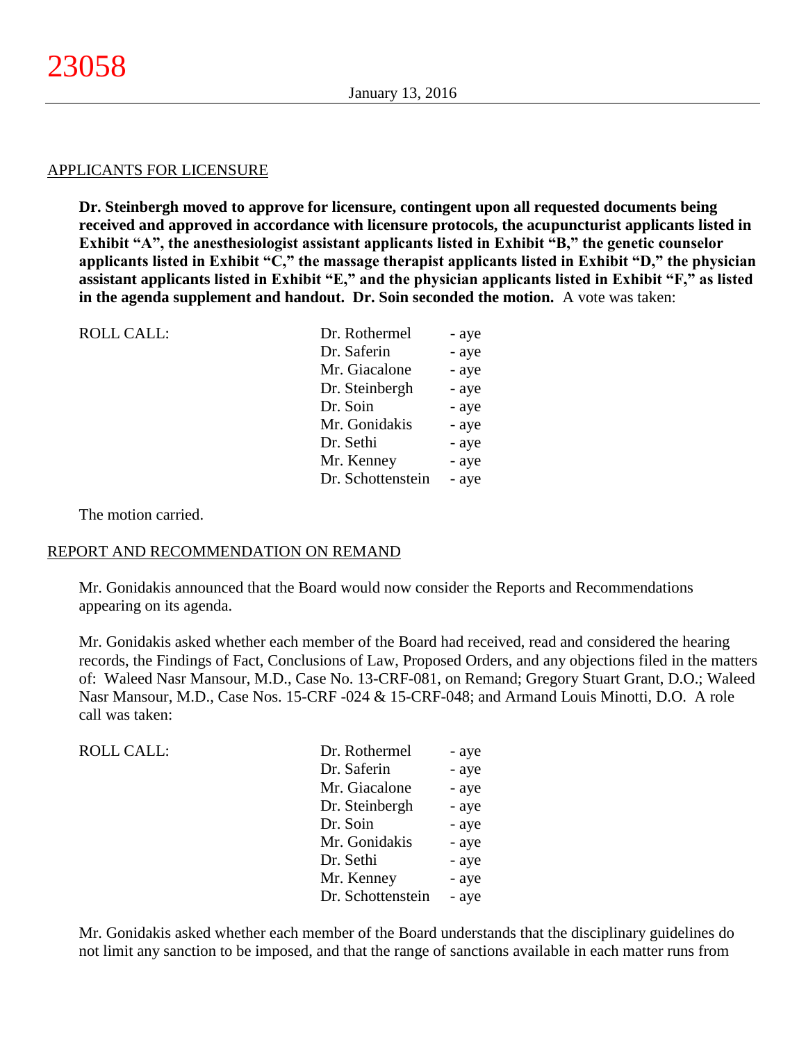## APPLICANTS FOR LICENSURE

**Dr. Steinbergh moved to approve for licensure, contingent upon all requested documents being received and approved in accordance with licensure protocols, the acupuncturist applicants listed in Exhibit "A", the anesthesiologist assistant applicants listed in Exhibit "B," the genetic counselor applicants listed in Exhibit "C," the massage therapist applicants listed in Exhibit "D," the physician assistant applicants listed in Exhibit "E," and the physician applicants listed in Exhibit "F," as listed in the agenda supplement and handout. Dr. Soin seconded the motion.** A vote was taken:

| ROLL CALL: | | |
|---|---|---|
| | Dr. Rothermel | - aye |
| | Dr. Saferin | - aye |
| | Mr. Giacalone | - aye |
| | Dr. Steinbergh | - aye |
| | Dr. Soin | - aye |
| | Mr. Gonidakis | - aye |
| | Dr. Sethi | - aye |
| | Mr. Kenney | - aye |
| | Dr. Schottenstein | - aye |

The motion carried.

## REPORT AND RECOMMENDATION ON REMAND

Mr. Gonidakis announced that the Board would now consider the Reports and Recommendations appearing on its agenda.

Mr. Gonidakis asked whether each member of the Board had received, read and considered the hearing records, the Findings of Fact, Conclusions of Law, Proposed Orders, and any objections filed in the matters of: Waleed Nasr Mansour, M.D., Case No. 13-CRF-081, on Remand; Gregory Stuart Grant, D.O.; Waleed Nasr Mansour, M.D., Case Nos. 15-CRF -024 & 15-CRF-048; and Armand Louis Minotti, D.O. A role call was taken:

| ROLL CALL: | | |
|---|---|---|
| | Dr. Rothermel | - aye |
| | Dr. Saferin | - aye |
| | Mr. Giacalone | - aye |
| | Dr. Steinbergh | - aye |
| | Dr. Soin | - aye |
| | Mr. Gonidakis | - aye |
| | Dr. Sethi | - aye |
| | Mr. Kenney | - aye |
| | Dr. Schottenstein | - aye |

Mr. Gonidakis asked whether each member of the Board understands that the disciplinary guidelines do not limit any sanction to be imposed, and that the range of sanctions available in each matter runs from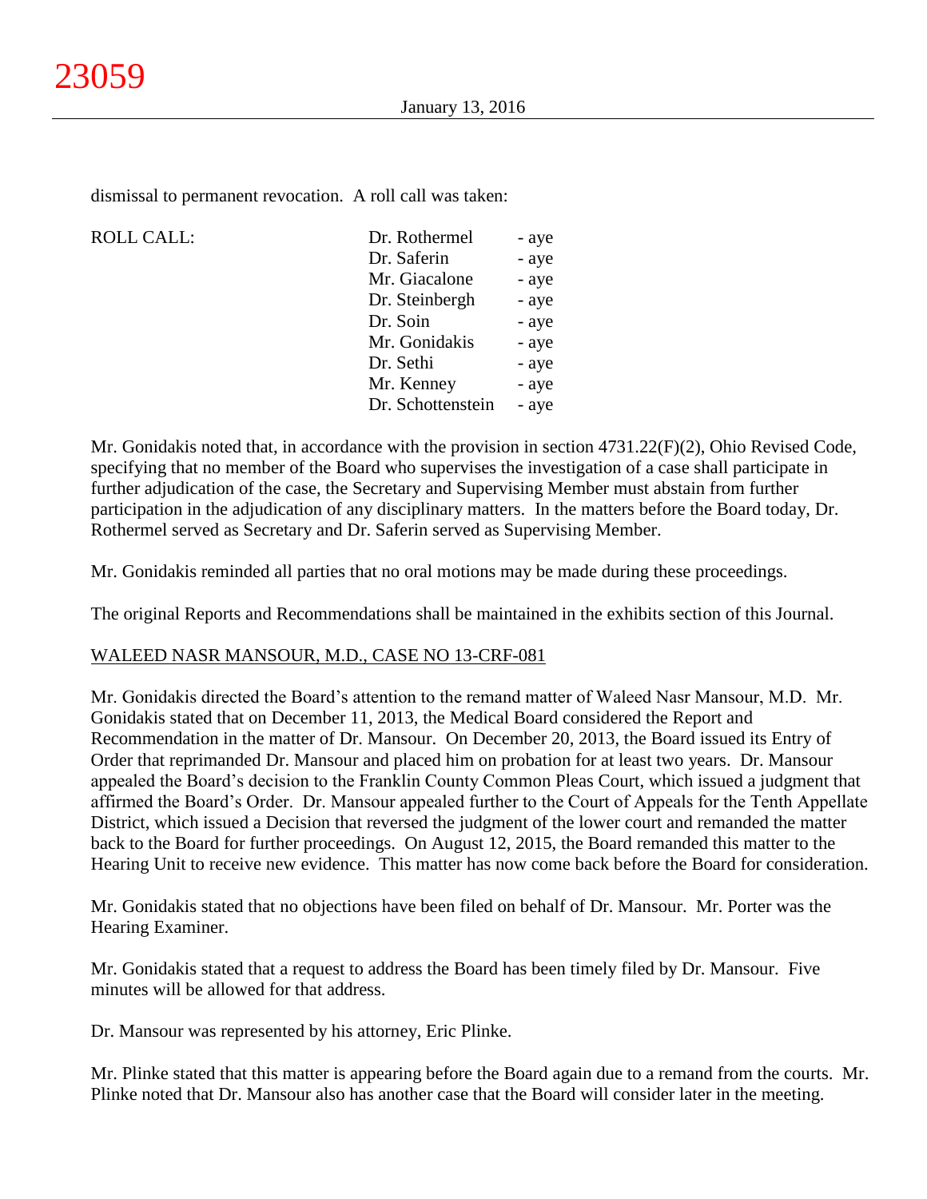dismissal to permanent revocation. A roll call was taken:

| ROLL CALL: | | |
|---|---|---|
| | Dr. Rothermel | - aye |
| | Dr. Saferin | - aye |
| | Mr. Giacalone | - aye |
| | Dr. Steinbergh | - aye |
| | Dr. Soin | - aye |
| | Mr. Gonidakis | - aye |
| | Dr. Sethi | - aye |
| | Mr. Kenney | - aye |
| | Dr. Schottenstein | - aye |

Mr. Gonidakis noted that, in accordance with the provision in section 4731.22(F)(2), Ohio Revised Code, specifying that no member of the Board who supervises the investigation of a case shall participate in further adjudication of the case, the Secretary and Supervising Member must abstain from further participation in the adjudication of any disciplinary matters. In the matters before the Board today, Dr. Rothermel served as Secretary and Dr. Saferin served as Supervising Member.

Mr. Gonidakis reminded all parties that no oral motions may be made during these proceedings.

The original Reports and Recommendations shall be maintained in the exhibits section of this Journal.

WALEED NASR MANSOUR, M.D., CASE NO 13-CRF-081

Mr. Gonidakis directed the Board's attention to the remand matter of Waleed Nasr Mansour, M.D. Mr. Gonidakis stated that on December 11, 2013, the Medical Board considered the Report and Recommendation in the matter of Dr. Mansour. On December 20, 2013, the Board issued its Entry of Order that reprimanded Dr. Mansour and placed him on probation for at least two years. Dr. Mansour appealed the Board's decision to the Franklin County Common Pleas Court, which issued a judgment that affirmed the Board's Order. Dr. Mansour appealed further to the Court of Appeals for the Tenth Appellate District, which issued a Decision that reversed the judgment of the lower court and remanded the matter back to the Board for further proceedings. On August 12, 2015, the Board remanded this matter to the Hearing Unit to receive new evidence. This matter has now come back before the Board for consideration.

Mr. Gonidakis stated that no objections have been filed on behalf of Dr. Mansour. Mr. Porter was the Hearing Examiner.

Mr. Gonidakis stated that a request to address the Board has been timely filed by Dr. Mansour. Five minutes will be allowed for that address.

Dr. Mansour was represented by his attorney, Eric Plinke.

Mr. Plinke stated that this matter is appearing before the Board again due to a remand from the courts. Mr. Plinke noted that Dr. Mansour also has another case that the Board will consider later in the meeting.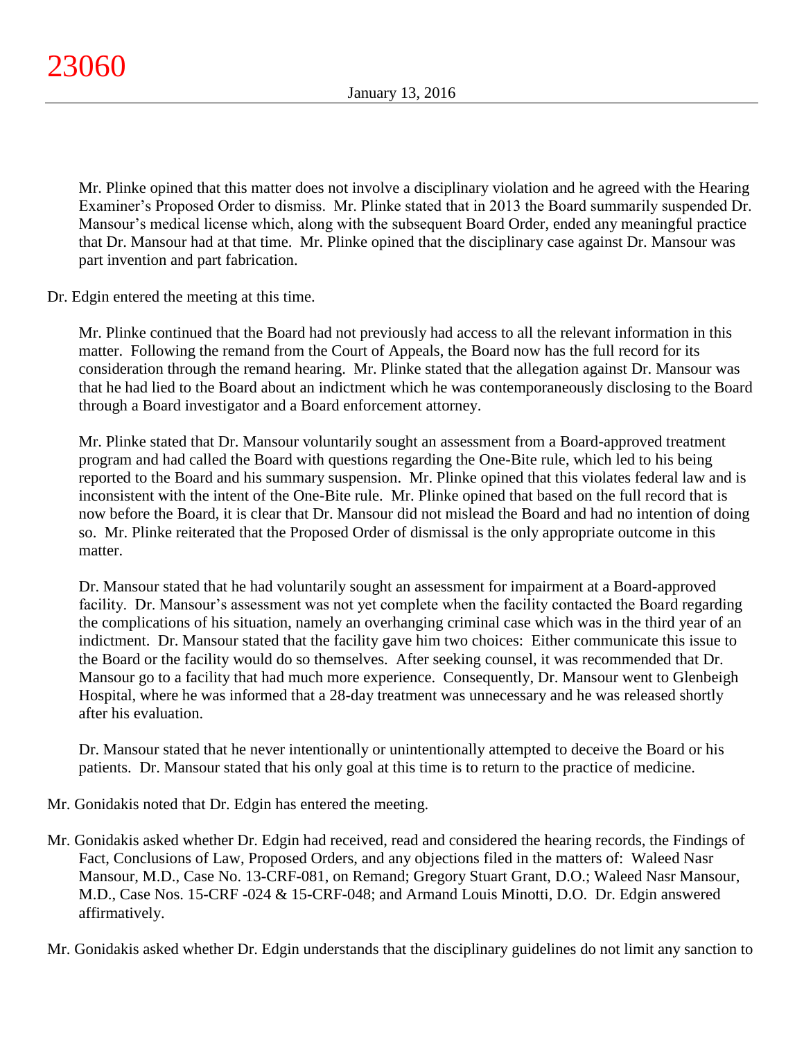Mr. Plinke opined that this matter does not involve a disciplinary violation and he agreed with the Hearing Examiner's Proposed Order to dismiss. Mr. Plinke stated that in 2013 the Board summarily suspended Dr. Mansour's medical license which, along with the subsequent Board Order, ended any meaningful practice that Dr. Mansour had at that time. Mr. Plinke opined that the disciplinary case against Dr. Mansour was part invention and part fabrication.

Dr. Edgin entered the meeting at this time.

Mr. Plinke continued that the Board had not previously had access to all the relevant information in this matter. Following the remand from the Court of Appeals, the Board now has the full record for its consideration through the remand hearing. Mr. Plinke stated that the allegation against Dr. Mansour was that he had lied to the Board about an indictment which he was contemporaneously disclosing to the Board through a Board investigator and a Board enforcement attorney.

Mr. Plinke stated that Dr. Mansour voluntarily sought an assessment from a Board-approved treatment program and had called the Board with questions regarding the One-Bite rule, which led to his being reported to the Board and his summary suspension. Mr. Plinke opined that this violates federal law and is inconsistent with the intent of the One-Bite rule. Mr. Plinke opined that based on the full record that is now before the Board, it is clear that Dr. Mansour did not mislead the Board and had no intention of doing so. Mr. Plinke reiterated that the Proposed Order of dismissal is the only appropriate outcome in this matter.

Dr. Mansour stated that he had voluntarily sought an assessment for impairment at a Board-approved facility. Dr. Mansour's assessment was not yet complete when the facility contacted the Board regarding the complications of his situation, namely an overhanging criminal case which was in the third year of an indictment. Dr. Mansour stated that the facility gave him two choices: Either communicate this issue to the Board or the facility would do so themselves. After seeking counsel, it was recommended that Dr. Mansour go to a facility that had much more experience. Consequently, Dr. Mansour went to Glenbeigh Hospital, where he was informed that a 28-day treatment was unnecessary and he was released shortly after his evaluation.

Dr. Mansour stated that he never intentionally or unintentionally attempted to deceive the Board or his patients. Dr. Mansour stated that his only goal at this time is to return to the practice of medicine.

Mr. Gonidakis noted that Dr. Edgin has entered the meeting.

Mr. Gonidakis asked whether Dr. Edgin had received, read and considered the hearing records, the Findings of Fact, Conclusions of Law, Proposed Orders, and any objections filed in the matters of: Waleed Nasr Mansour, M.D., Case No. 13-CRF-081, on Remand; Gregory Stuart Grant, D.O.; Waleed Nasr Mansour, M.D., Case Nos. 15-CRF -024 & 15-CRF-048; and Armand Louis Minotti, D.O. Dr. Edgin answered affirmatively.

Mr. Gonidakis asked whether Dr. Edgin understands that the disciplinary guidelines do not limit any sanction to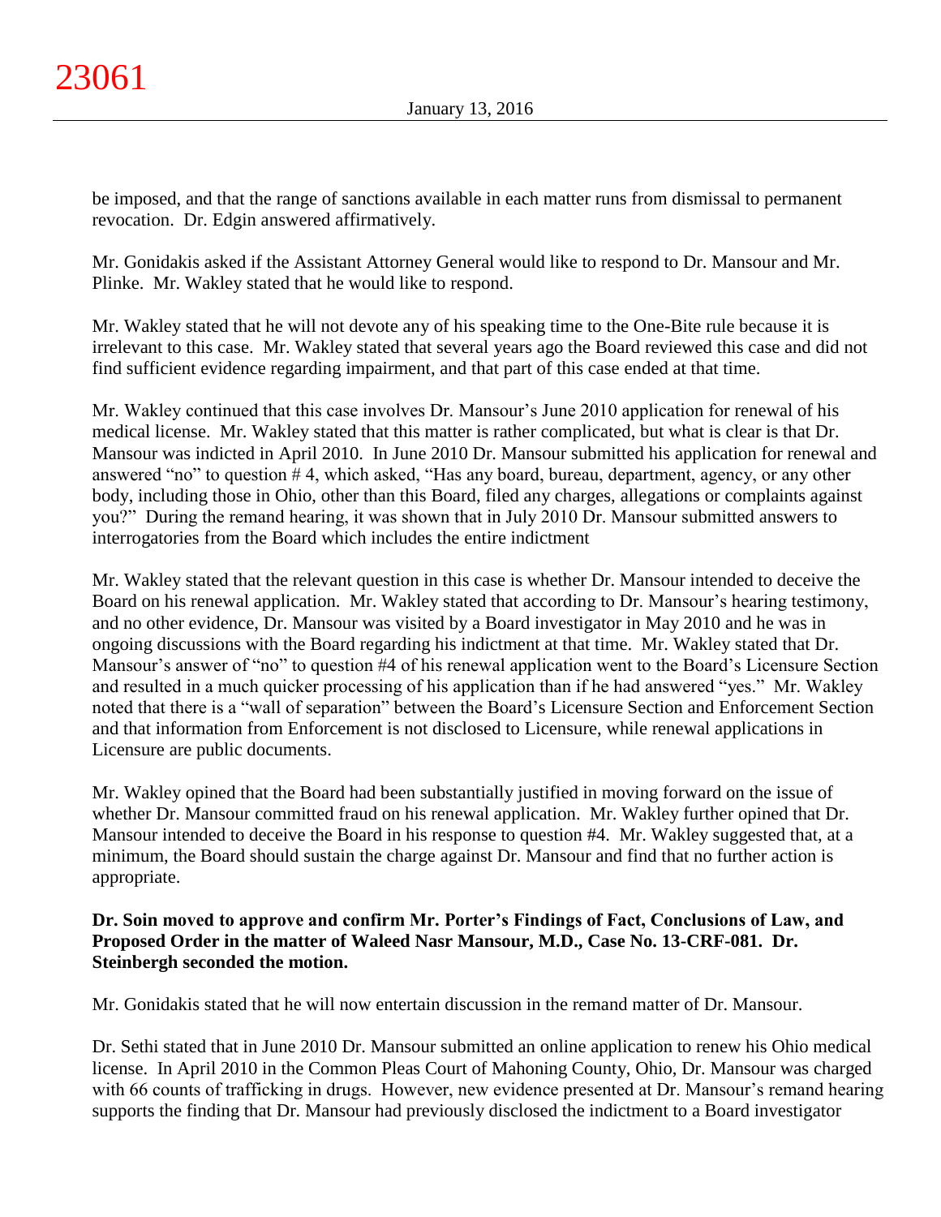be imposed, and that the range of sanctions available in each matter runs from dismissal to permanent revocation. Dr. Edgin answered affirmatively.

Mr. Gonidakis asked if the Assistant Attorney General would like to respond to Dr. Mansour and Mr. Plinke. Mr. Wakley stated that he would like to respond.

Mr. Wakley stated that he will not devote any of his speaking time to the One-Bite rule because it is irrelevant to this case. Mr. Wakley stated that several years ago the Board reviewed this case and did not find sufficient evidence regarding impairment, and that part of this case ended at that time.

Mr. Wakley continued that this case involves Dr. Mansour's June 2010 application for renewal of his medical license. Mr. Wakley stated that this matter is rather complicated, but what is clear is that Dr. Mansour was indicted in April 2010. In June 2010 Dr. Mansour submitted his application for renewal and answered "no" to question # 4, which asked, "Has any board, bureau, department, agency, or any other body, including those in Ohio, other than this Board, filed any charges, allegations or complaints against you?" During the remand hearing, it was shown that in July 2010 Dr. Mansour submitted answers to interrogatories from the Board which includes the entire indictment

Mr. Wakley stated that the relevant question in this case is whether Dr. Mansour intended to deceive the Board on his renewal application. Mr. Wakley stated that according to Dr. Mansour's hearing testimony, and no other evidence, Dr. Mansour was visited by a Board investigator in May 2010 and he was in ongoing discussions with the Board regarding his indictment at that time. Mr. Wakley stated that Dr. Mansour's answer of "no" to question #4 of his renewal application went to the Board's Licensure Section and resulted in a much quicker processing of his application than if he had answered "yes." Mr. Wakley noted that there is a "wall of separation" between the Board's Licensure Section and Enforcement Section and that information from Enforcement is not disclosed to Licensure, while renewal applications in Licensure are public documents.

Mr. Wakley opined that the Board had been substantially justified in moving forward on the issue of whether Dr. Mansour committed fraud on his renewal application. Mr. Wakley further opined that Dr. Mansour intended to deceive the Board in his response to question #4. Mr. Wakley suggested that, at a minimum, the Board should sustain the charge against Dr. Mansour and find that no further action is appropriate.

**Dr. Soin moved to approve and confirm Mr. Porter's Findings of Fact, Conclusions of Law, and Proposed Order in the matter of Waleed Nasr Mansour, M.D., Case No. 13-CRF-081. Dr. Steinbergh seconded the motion.**

Mr. Gonidakis stated that he will now entertain discussion in the remand matter of Dr. Mansour.

Dr. Sethi stated that in June 2010 Dr. Mansour submitted an online application to renew his Ohio medical license. In April 2010 in the Common Pleas Court of Mahoning County, Ohio, Dr. Mansour was charged with 66 counts of trafficking in drugs. However, new evidence presented at Dr. Mansour's remand hearing supports the finding that Dr. Mansour had previously disclosed the indictment to a Board investigator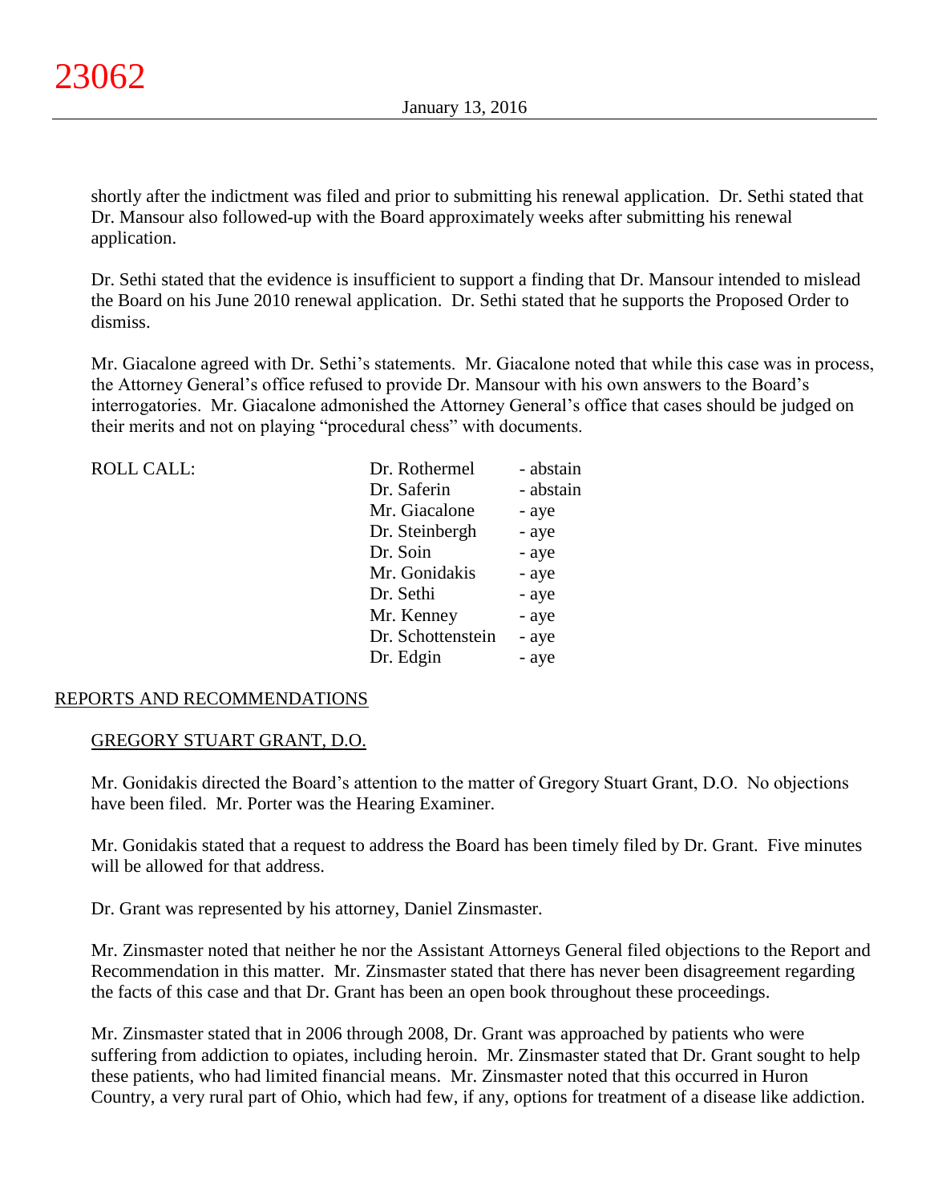shortly after the indictment was filed and prior to submitting his renewal application. Dr. Sethi stated that Dr. Mansour also followed-up with the Board approximately weeks after submitting his renewal application.

Dr. Sethi stated that the evidence is insufficient to support a finding that Dr. Mansour intended to mislead the Board on his June 2010 renewal application. Dr. Sethi stated that he supports the Proposed Order to dismiss.

Mr. Giacalone agreed with Dr. Sethi's statements. Mr. Giacalone noted that while this case was in process, the Attorney General's office refused to provide Dr. Mansour with his own answers to the Board's interrogatories. Mr. Giacalone admonished the Attorney General's office that cases should be judged on their merits and not on playing "procedural chess" with documents.

| ROLL CALL: | | |
|---|---|---|
| | Dr. Rothermel | - abstain |
| | Dr. Saferin | - abstain |
| | Mr. Giacalone | - aye |
| | Dr. Steinbergh | - aye |
| | Dr. Soin | - aye |
| | Mr. Gonidakis | - aye |
| | Dr. Sethi | - aye |
| | Mr. Kenney | - aye |
| | Dr. Schottenstein | - aye |
| | Dr. Edgin | - aye |

## REPORTS AND RECOMMENDATIONS

### GREGORY STUART GRANT, D.O.

Mr. Gonidakis directed the Board's attention to the matter of Gregory Stuart Grant, D.O. No objections have been filed. Mr. Porter was the Hearing Examiner.

Mr. Gonidakis stated that a request to address the Board has been timely filed by Dr. Grant. Five minutes will be allowed for that address.

Dr. Grant was represented by his attorney, Daniel Zinsmaster.

Mr. Zinsmaster noted that neither he nor the Assistant Attorneys General filed objections to the Report and Recommendation in this matter. Mr. Zinsmaster stated that there has never been disagreement regarding the facts of this case and that Dr. Grant has been an open book throughout these proceedings.

Mr. Zinsmaster stated that in 2006 through 2008, Dr. Grant was approached by patients who were suffering from addiction to opiates, including heroin. Mr. Zinsmaster stated that Dr. Grant sought to help these patients, who had limited financial means. Mr. Zinsmaster noted that this occurred in Huron Country, a very rural part of Ohio, which had few, if any, options for treatment of a disease like addiction.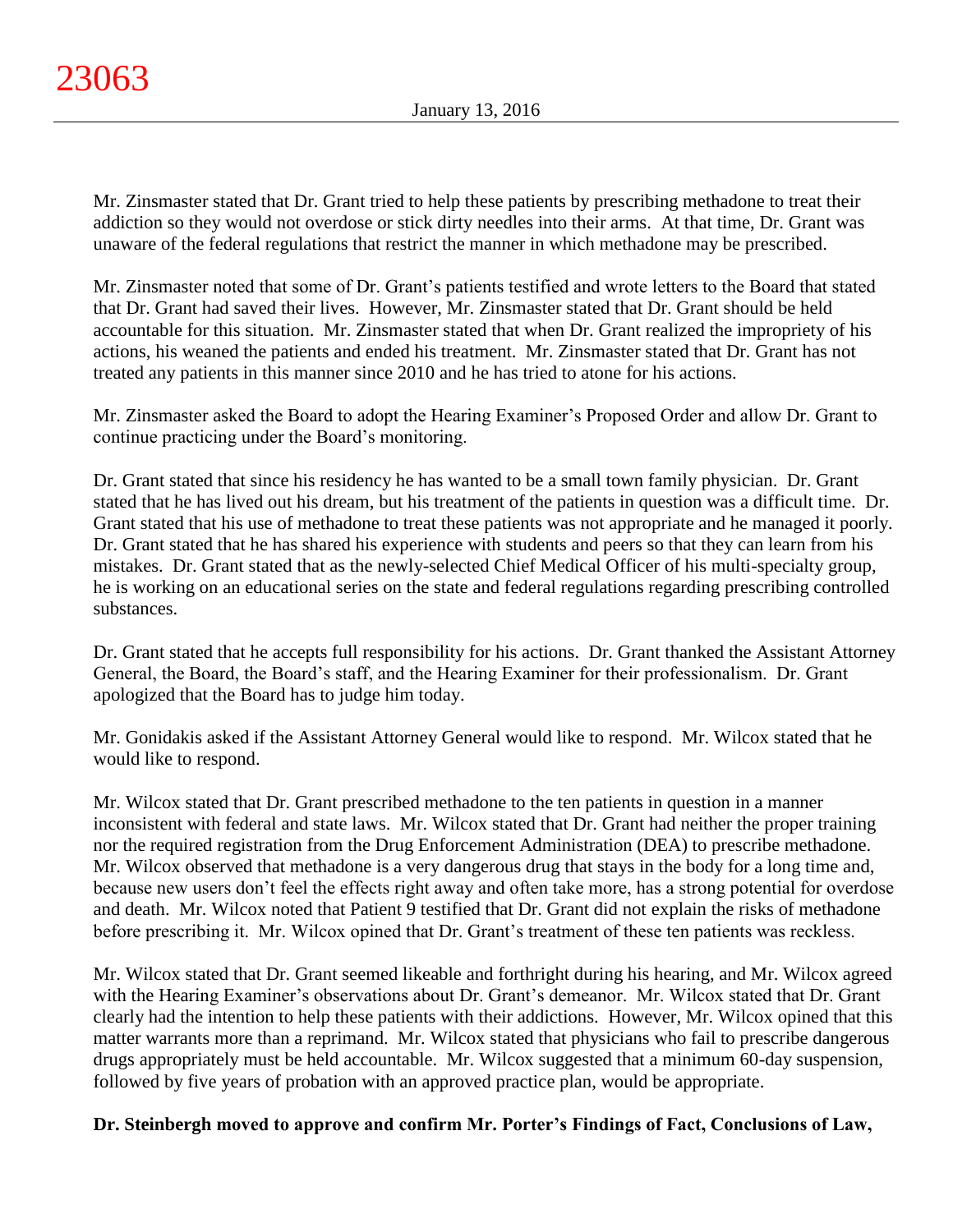Mr. Zinsmaster stated that Dr. Grant tried to help these patients by prescribing methadone to treat their addiction so they would not overdose or stick dirty needles into their arms. At that time, Dr. Grant was unaware of the federal regulations that restrict the manner in which methadone may be prescribed.

Mr. Zinsmaster noted that some of Dr. Grant's patients testified and wrote letters to the Board that stated that Dr. Grant had saved their lives. However, Mr. Zinsmaster stated that Dr. Grant should be held accountable for this situation. Mr. Zinsmaster stated that when Dr. Grant realized the impropriety of his actions, his weaned the patients and ended his treatment. Mr. Zinsmaster stated that Dr. Grant has not treated any patients in this manner since 2010 and he has tried to atone for his actions.

Mr. Zinsmaster asked the Board to adopt the Hearing Examiner's Proposed Order and allow Dr. Grant to continue practicing under the Board's monitoring.

Dr. Grant stated that since his residency he has wanted to be a small town family physician. Dr. Grant stated that he has lived out his dream, but his treatment of the patients in question was a difficult time. Dr. Grant stated that his use of methadone to treat these patients was not appropriate and he managed it poorly. Dr. Grant stated that he has shared his experience with students and peers so that they can learn from his mistakes. Dr. Grant stated that as the newly-selected Chief Medical Officer of his multi-specialty group, he is working on an educational series on the state and federal regulations regarding prescribing controlled substances.

Dr. Grant stated that he accepts full responsibility for his actions. Dr. Grant thanked the Assistant Attorney General, the Board, the Board's staff, and the Hearing Examiner for their professionalism. Dr. Grant apologized that the Board has to judge him today.

Mr. Gonidakis asked if the Assistant Attorney General would like to respond. Mr. Wilcox stated that he would like to respond.

Mr. Wilcox stated that Dr. Grant prescribed methadone to the ten patients in question in a manner inconsistent with federal and state laws. Mr. Wilcox stated that Dr. Grant had neither the proper training nor the required registration from the Drug Enforcement Administration (DEA) to prescribe methadone. Mr. Wilcox observed that methadone is a very dangerous drug that stays in the body for a long time and, because new users don't feel the effects right away and often take more, has a strong potential for overdose and death. Mr. Wilcox noted that Patient 9 testified that Dr. Grant did not explain the risks of methadone before prescribing it. Mr. Wilcox opined that Dr. Grant's treatment of these ten patients was reckless.

Mr. Wilcox stated that Dr. Grant seemed likeable and forthright during his hearing, and Mr. Wilcox agreed with the Hearing Examiner's observations about Dr. Grant's demeanor. Mr. Wilcox stated that Dr. Grant clearly had the intention to help these patients with their addictions. However, Mr. Wilcox opined that this matter warrants more than a reprimand. Mr. Wilcox stated that physicians who fail to prescribe dangerous drugs appropriately must be held accountable. Mr. Wilcox suggested that a minimum 60-day suspension, followed by five years of probation with an approved practice plan, would be appropriate.

**Dr. Steinbergh moved to approve and confirm Mr. Porter's Findings of Fact, Conclusions of Law,**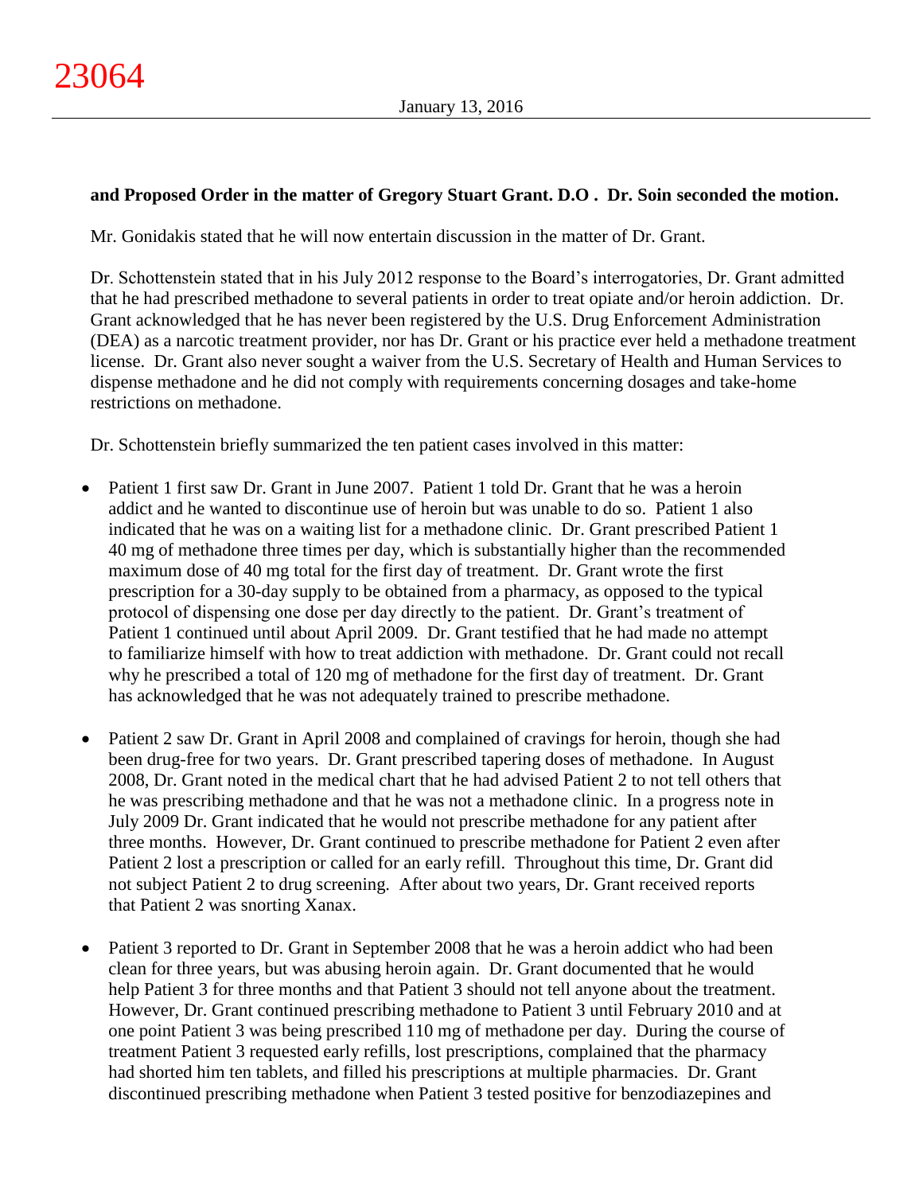**and Proposed Order in the matter of Gregory Stuart Grant. D.O . Dr. Soin seconded the motion.**

Mr. Gonidakis stated that he will now entertain discussion in the matter of Dr. Grant.

Dr. Schottenstein stated that in his July 2012 response to the Board's interrogatories, Dr. Grant admitted that he had prescribed methadone to several patients in order to treat opiate and/or heroin addiction. Dr. Grant acknowledged that he has never been registered by the U.S. Drug Enforcement Administration (DEA) as a narcotic treatment provider, nor has Dr. Grant or his practice ever held a methadone treatment license. Dr. Grant also never sought a waiver from the U.S. Secretary of Health and Human Services to dispense methadone and he did not comply with requirements concerning dosages and take-home restrictions on methadone.

Dr. Schottenstein briefly summarized the ten patient cases involved in this matter:

- Patient 1 first saw Dr. Grant in June 2007. Patient 1 told Dr. Grant that he was a heroin addict and he wanted to discontinue use of heroin but was unable to do so. Patient 1 also indicated that he was on a waiting list for a methadone clinic. Dr. Grant prescribed Patient 1 40 mg of methadone three times per day, which is substantially higher than the recommended maximum dose of 40 mg total for the first day of treatment. Dr. Grant wrote the first prescription for a 30-day supply to be obtained from a pharmacy, as opposed to the typical protocol of dispensing one dose per day directly to the patient. Dr. Grant's treatment of Patient 1 continued until about April 2009. Dr. Grant testified that he had made no attempt to familiarize himself with how to treat addiction with methadone. Dr. Grant could not recall why he prescribed a total of 120 mg of methadone for the first day of treatment. Dr. Grant has acknowledged that he was not adequately trained to prescribe methadone.

- Patient 2 saw Dr. Grant in April 2008 and complained of cravings for heroin, though she had been drug-free for two years. Dr. Grant prescribed tapering doses of methadone. In August 2008, Dr. Grant noted in the medical chart that he had advised Patient 2 to not tell others that he was prescribing methadone and that he was not a methadone clinic. In a progress note in July 2009 Dr. Grant indicated that he would not prescribe methadone for any patient after three months. However, Dr. Grant continued to prescribe methadone for Patient 2 even after Patient 2 lost a prescription or called for an early refill. Throughout this time, Dr. Grant did not subject Patient 2 to drug screening. After about two years, Dr. Grant received reports that Patient 2 was snorting Xanax.

- Patient 3 reported to Dr. Grant in September 2008 that he was a heroin addict who had been clean for three years, but was abusing heroin again. Dr. Grant documented that he would help Patient 3 for three months and that Patient 3 should not tell anyone about the treatment. However, Dr. Grant continued prescribing methadone to Patient 3 until February 2010 and at one point Patient 3 was being prescribed 110 mg of methadone per day. During the course of treatment Patient 3 requested early refills, lost prescriptions, complained that the pharmacy had shorted him ten tablets, and filled his prescriptions at multiple pharmacies. Dr. Grant discontinued prescribing methadone when Patient 3 tested positive for benzodiazepines and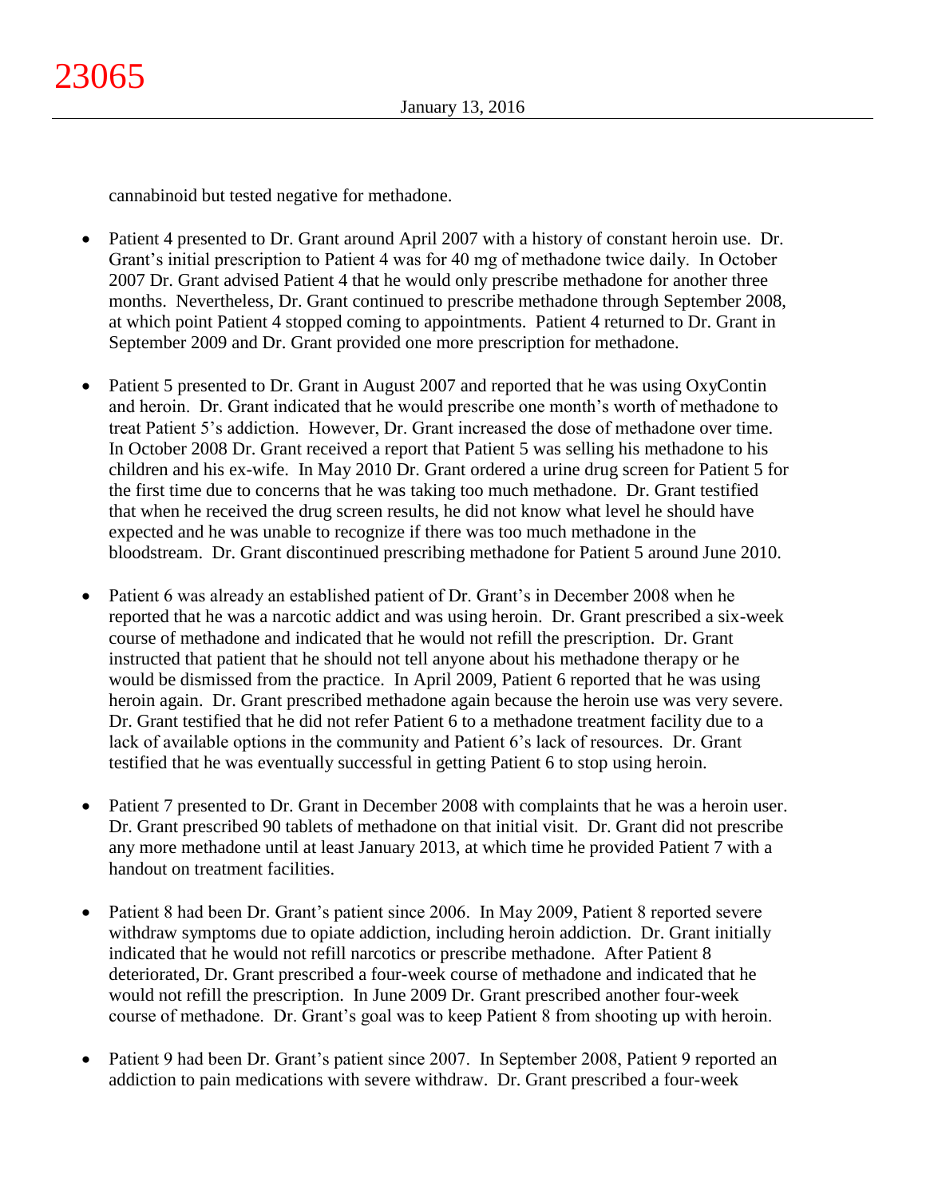cannabinoid but tested negative for methadone.

- Patient 4 presented to Dr. Grant around April 2007 with a history of constant heroin use. Dr. Grant's initial prescription to Patient 4 was for 40 mg of methadone twice daily. In October 2007 Dr. Grant advised Patient 4 that he would only prescribe methadone for another three months. Nevertheless, Dr. Grant continued to prescribe methadone through September 2008, at which point Patient 4 stopped coming to appointments. Patient 4 returned to Dr. Grant in September 2009 and Dr. Grant provided one more prescription for methadone.

- Patient 5 presented to Dr. Grant in August 2007 and reported that he was using OxyContin and heroin. Dr. Grant indicated that he would prescribe one month's worth of methadone to treat Patient 5's addiction. However, Dr. Grant increased the dose of methadone over time. In October 2008 Dr. Grant received a report that Patient 5 was selling his methadone to his children and his ex-wife. In May 2010 Dr. Grant ordered a urine drug screen for Patient 5 for the first time due to concerns that he was taking too much methadone. Dr. Grant testified that when he received the drug screen results, he did not know what level he should have expected and he was unable to recognize if there was too much methadone in the bloodstream. Dr. Grant discontinued prescribing methadone for Patient 5 around June 2010.

- Patient 6 was already an established patient of Dr. Grant's in December 2008 when he reported that he was a narcotic addict and was using heroin. Dr. Grant prescribed a six-week course of methadone and indicated that he would not refill the prescription. Dr. Grant instructed that patient that he should not tell anyone about his methadone therapy or he would be dismissed from the practice. In April 2009, Patient 6 reported that he was using heroin again. Dr. Grant prescribed methadone again because the heroin use was very severe. Dr. Grant testified that he did not refer Patient 6 to a methadone treatment facility due to a lack of available options in the community and Patient 6's lack of resources. Dr. Grant testified that he eventually successful in getting Patient 6 to stop using heroin.

- Patient 7 presented to Dr. Grant in December 2008 with complaints that he was a heroin user. Dr. Grant prescribed 90 tablets of methadone on that initial visit. Dr. Grant did not prescribe any more methadone until at least January 2013, at which time he provided Patient 7 with a handout on treatment facilities.

- Patient 8 had been Dr. Grant's patient since 2006. In May 2009, Patient 8 reported severe withdraw symptoms due to opiate addiction, including heroin addiction. Dr. Grant initially indicated that he would not refill narcotics or prescribe methadone. After Patient 8 deteriorated, Dr. Grant prescribed a four-week course of methadone and indicated that he would not refill the prescription. In June 2009 Dr. Grant prescribed another four-week course of methadone. Dr. Grant's goal was to keep Patient 8 from shooting up with heroin.

- Patient 9 had been Dr. Grant's patient since 2007. In September 2008, Patient 9 reported an addiction to pain medications with severe withdraw. Dr. Grant prescribed a four-week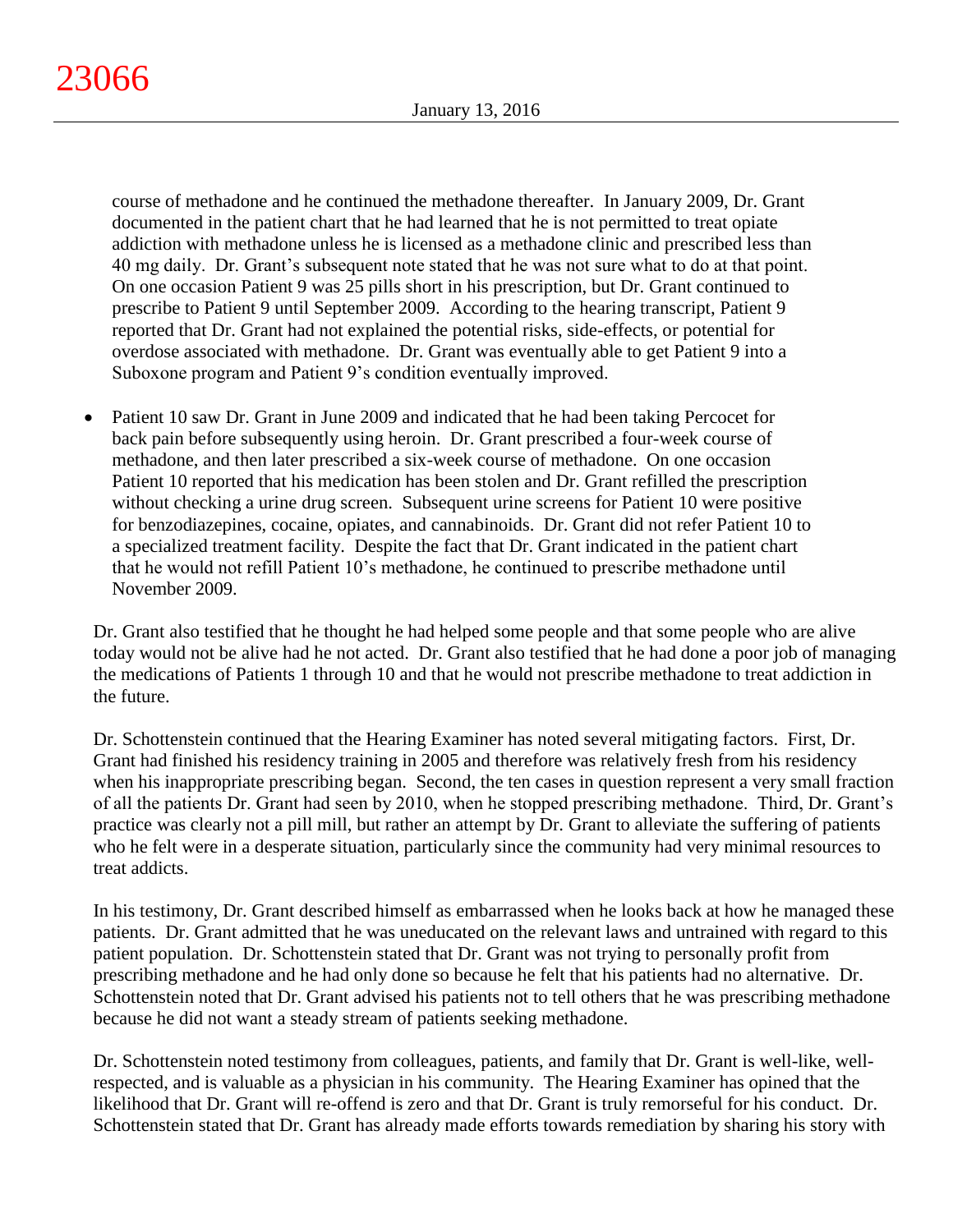course of methadone and he continued the methadone thereafter. In January 2009, Dr. Grant documented in the patient chart that he had learned that he is not permitted to treat opiate addiction with methadone unless he is licensed as a methadone clinic and prescribed less than 40 mg daily. Dr. Grant's subsequent note stated that he was not sure what to do at that point. On one occasion Patient 9 was 25 pills short in his prescription, but Dr. Grant continued to prescribe to Patient 9 until September 2009. According to the hearing transcript, Patient 9 reported that Dr. Grant had not explained the potential risks, side-effects, or potential for overdose associated with methadone. Dr. Grant was eventually able to get Patient 9 into a Suboxone program and Patient 9's condition eventually improved.

- Patient 10 saw Dr. Grant in June 2009 and indicated that he had been taking Percocet for back pain before subsequently using heroin. Dr. Grant prescribed a four-week course of methadone, and then later prescribed a six-week course of methadone. On one occasion Patient 10 reported that his medication has been stolen and Dr. Grant refilled the prescription without checking a urine drug screen. Subsequent urine screens for Patient 10 were positive for benzodiazepines, cocaine, opiates, and cannabinoids. Dr. Grant did not refer Patient 10 to a specialized treatment facility. Despite the fact that Dr. Grant indicated in the patient chart that he would not refill Patient 10's methadone, he continued to prescribe methadone until November 2009.

Dr. Grant also testified that he thought he had helped some people and that some people who are alive today would not be alive had he not acted. Dr. Grant also testified that he had done a poor job of managing the medications of Patients 1 through 10 and that he would not prescribe methadone to treat addiction in the future.

Dr. Schottenstein continued that the Hearing Examiner has noted several mitigating factors. First, Dr. Grant had finished his residency training in 2005 and therefore was relatively fresh from his residency when his inappropriate prescribing began. Second, the ten cases in question represent a very small fraction of all the patients Dr. Grant had seen by 2010, when he stopped prescribing methadone. Third, Dr. Grant's practice was clearly not a pill mill, but rather an attempt by Dr. Grant to alleviate the suffering of patients who he felt were in a desperate situation, particularly since the community had very minimal resources to treat addicts.

In his testimony, Dr. Grant described himself as embarrassed when he looks back at how he managed these patients. Dr. Grant admitted that he was uneducated on the relevant laws and untrained with regard to this patient population. Dr. Schottenstein stated that Dr. Grant was not trying to personally profit from prescribing methadone and he had only done so because he felt that his patients had no alternative. Dr. Schottenstein noted that Dr. Grant advised his patients not to tell others that he was prescribing methadone because he did not want a steady stream of patients seeking methadone.

Dr. Schottenstein noted testimony from colleagues, patients, and family that Dr. Grant is well-like, well-respected, and is valuable as a physician in his community. The Hearing Examiner has opined that the likelihood that Dr. Grant will re-offend is zero and that Dr. Grant is truly remorseful for his conduct. Dr. Schottenstein stated that Dr. Grant has already made efforts towards remediation by sharing his story with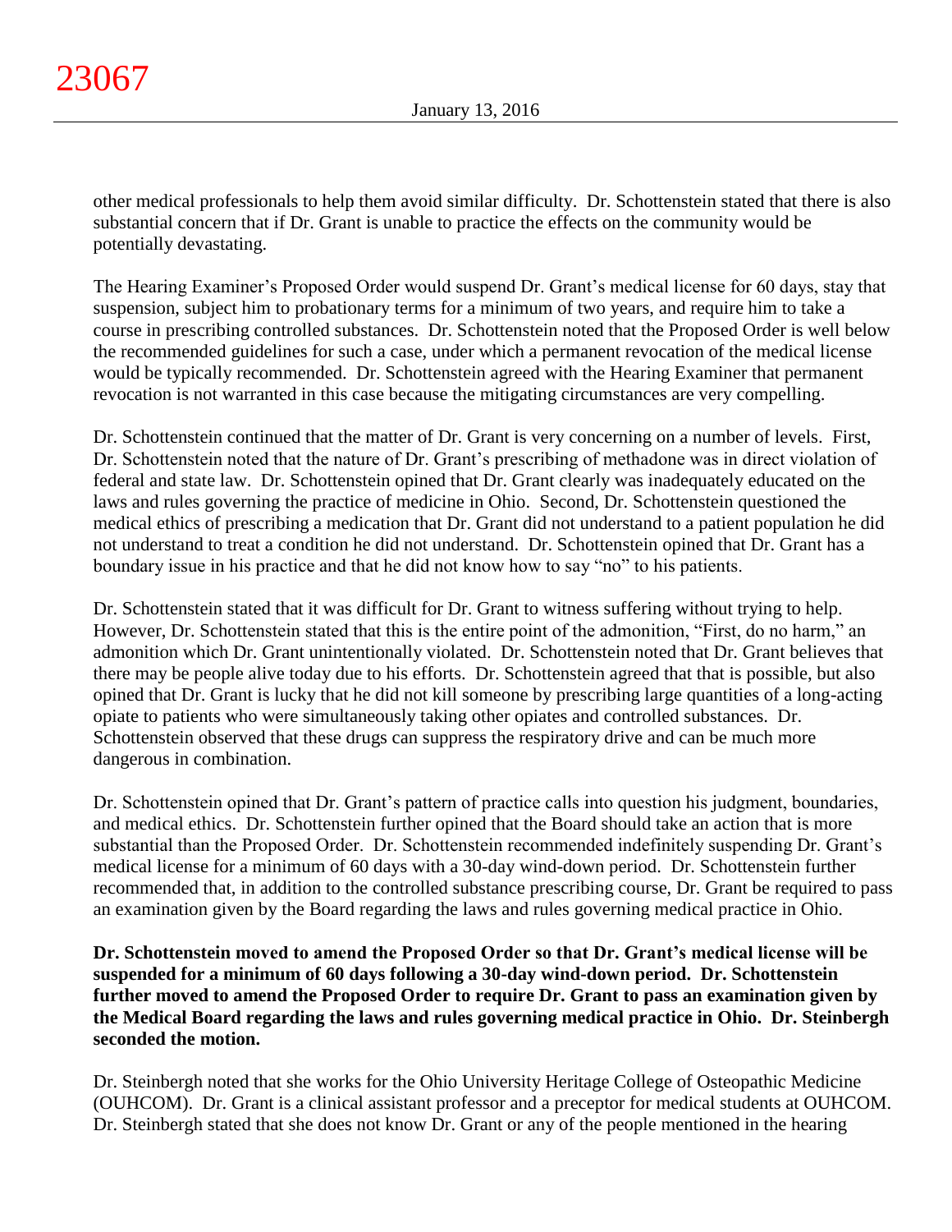other medical professionals to help them avoid similar difficulty. Dr. Schottenstein stated that there is also substantial concern that if Dr. Grant is unable to practice the effects on the community would be potentially devastating.

The Hearing Examiner's Proposed Order would suspend Dr. Grant's medical license for 60 days, stay that suspension, subject him to probationary terms for a minimum of two years, and require him to take a course in prescribing controlled substances. Dr. Schottenstein noted that the Proposed Order is well below the recommended guidelines for such a case, under which a permanent revocation of the medical license would be typically recommended. Dr. Schottenstein agreed with the Hearing Examiner that permanent revocation is not warranted in this case because the mitigating circumstances are very compelling.

Dr. Schottenstein continued that the matter of Dr. Grant is very concerning on a number of levels. First, Dr. Schottenstein noted that the nature of Dr. Grant's prescribing of methadone was in direct violation of federal and state law. Dr. Schottenstein opined that Dr. Grant clearly was inadequately educated on the laws and rules governing the practice of medicine in Ohio. Second, Dr. Schottenstein questioned the medical ethics of prescribing a medication that Dr. Grant did not understand to a patient population he did not understand to treat a condition he did not understand. Dr. Schottenstein opined that Dr. Grant has a boundary issue in his practice and that he did not know how to say "no" to his patients.

Dr. Schottenstein stated that it was difficult for Dr. Grant to witness suffering without trying to help. However, Dr. Schottenstein stated that this is the entire point of the admonition, "First, do no harm," an admonition which Dr. Grant unintentionally violated. Dr. Schottenstein noted that Dr. Grant believes that there may be people alive today due to his efforts. Dr. Schottenstein agreed that that is possible, but also opined that Dr. Grant is lucky that he did not kill someone by prescribing large quantities of a long-acting opiate to patients who were simultaneously taking other opiates and controlled substances. Dr. Schottenstein observed that these drugs can suppress the respiratory drive and can be much more dangerous in combination.

Dr. Schottenstein opined that Dr. Grant's pattern of practice calls into question his judgment, boundaries, and medical ethics. Dr. Schottenstein further opined that the Board should take an action that is more substantial than the Proposed Order. Dr. Schottenstein recommended indefinitely suspending Dr. Grant's medical license for a minimum of 60 days with a 30-day wind-down period. Dr. Schottenstein further recommended that, in addition to the controlled substance prescribing course, Dr. Grant be required to pass an examination given by the Board regarding the laws and rules governing medical practice in Ohio.

**Dr. Schottenstein moved to amend the Proposed Order so that Dr. Grant's medical license will be suspended for a minimum of 60 days following a 30-day wind-down period. Dr. Schottenstein further moved to amend the Proposed Order to require Dr. Grant to pass an examination given by the Medical Board regarding the laws and rules governing medical practice in Ohio. Dr. Steinbergh seconded the motion.**

Dr. Steinbergh noted that she works for the Ohio University Heritage College of Osteopathic Medicine (OUHCOM). Dr. Grant is a clinical assistant professor and a preceptor for medical students at OUHCOM. Dr. Steinbergh stated that she does not know Dr. Grant or any of the people mentioned in the hearing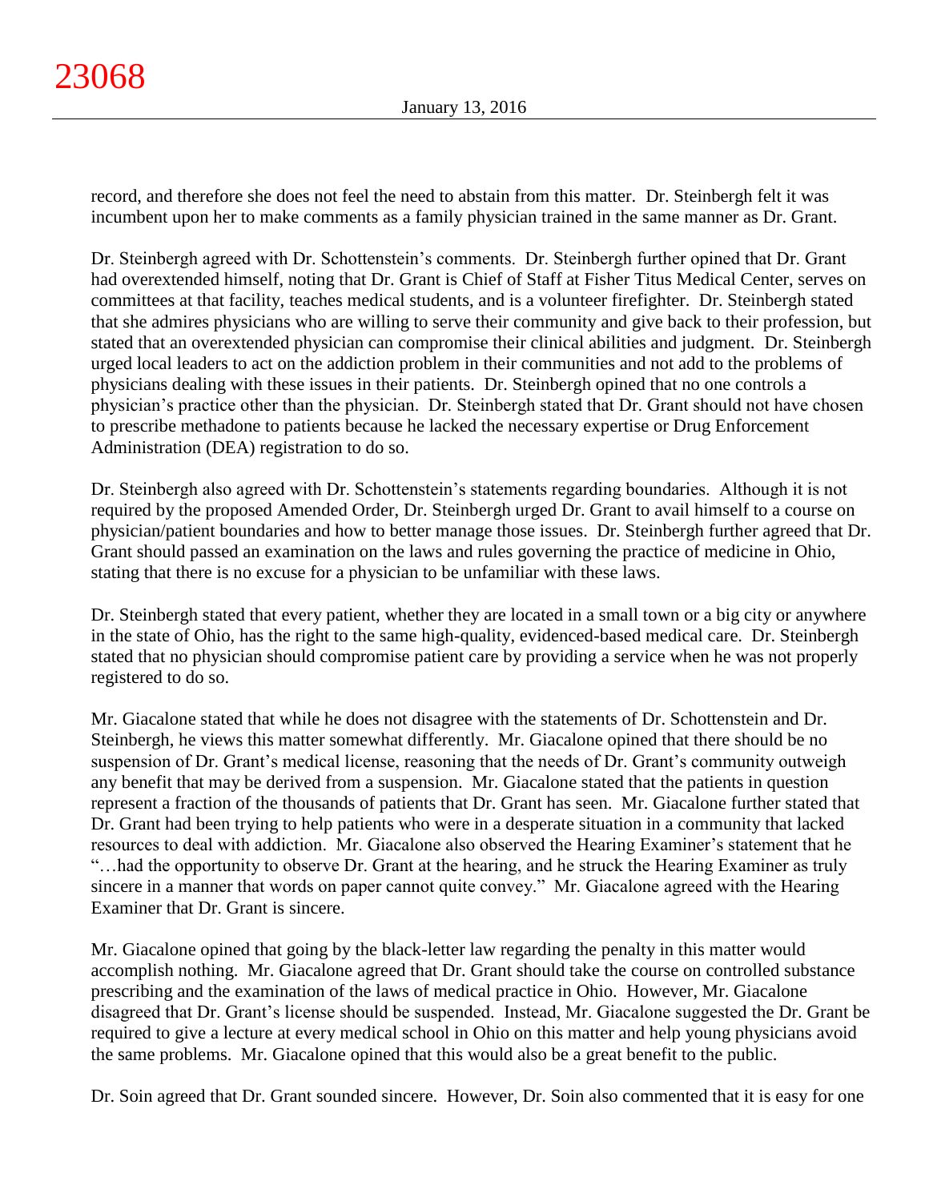record, and therefore she does not feel the need to abstain from this matter. Dr. Steinbergh felt it was incumbent upon her to make comments as a family physician trained in the same manner as Dr. Grant.

Dr. Steinbergh agreed with Dr. Schottenstein's comments. Dr. Steinbergh further opined that Dr. Grant had overextended himself, noting that Dr. Grant is Chief of Staff at Fisher Titus Medical Center, serves on committees at that facility, teaches medical students, and is a volunteer firefighter. Dr. Steinbergh stated that she admires physicians who are willing to serve their community and give back to their profession, but stated that an overextended physician can compromise their clinical abilities and judgment. Dr. Steinbergh urged local leaders to act on the addiction problem in their communities and not add to the problems of physicians dealing with these issues in their patients. Dr. Steinbergh opined that no one controls a physician's practice other than the physician. Dr. Steinbergh stated that Dr. Grant should not have chosen to prescribe methadone to patients because he lacked the necessary expertise or Drug Enforcement Administration (DEA) registration to do so.

Dr. Steinbergh also agreed with Dr. Schottenstein's statements regarding boundaries. Although it is not required by the proposed Amended Order, Dr. Steinbergh urged Dr. Grant to avail himself to a course on physician/patient boundaries and how to better manage those issues. Dr. Steinbergh further agreed that Dr. Grant should passed an examination on the laws and rules governing the practice of medicine in Ohio, stating that there is no excuse for a physician to be unfamiliar with these laws.

Dr. Steinbergh stated that every patient, whether they are located in a small town or a big city or anywhere in the state of Ohio, has the right to the same high-quality, evidenced-based medical care. Dr. Steinbergh stated that no physician should compromise patient care by providing a service when he was not properly registered to do so.

Mr. Giacalone stated that while he does not disagree with the statements of Dr. Schottenstein and Dr. Steinbergh, he views this matter somewhat differently. Mr. Giacalone opined that there should be no suspension of Dr. Grant's medical license, reasoning that the needs of Dr. Grant's community outweigh any benefit that may be derived from a suspension. Mr. Giacalone stated that the patients in question represent a fraction of the thousands of patients that Dr. Grant has seen. Mr. Giacalone further stated that Dr. Grant had been trying to help patients who were in a desperate situation in a community that lacked resources to deal with addiction. Mr. Giacalone also observed the Hearing Examiner's statement that he "…had the opportunity to observe Dr. Grant at the hearing, and he struck the Hearing Examiner as truly sincere in a manner that words on paper cannot quite convey." Mr. Giacalone agreed with the Hearing Examiner that Dr. Grant is sincere.

Mr. Giacalone opined that going by the black-letter law regarding the penalty in this matter would accomplish nothing. Mr. Giacalone agreed that Dr. Grant should take the course on controlled substance prescribing and the examination of the laws of medical practice in Ohio. However, Mr. Giacalone disagreed that Dr. Grant's license should be suspended. Instead, Mr. Giacalone suggested the Dr. Grant be required to give a lecture at every medical school in Ohio on this matter and help young physicians avoid the same problems. Mr. Giacalone opined that this would also be a great benefit to the public.

Dr. Soin agreed that Dr. Grant sounded sincere. However, Dr. Soin also commented that it is easy for one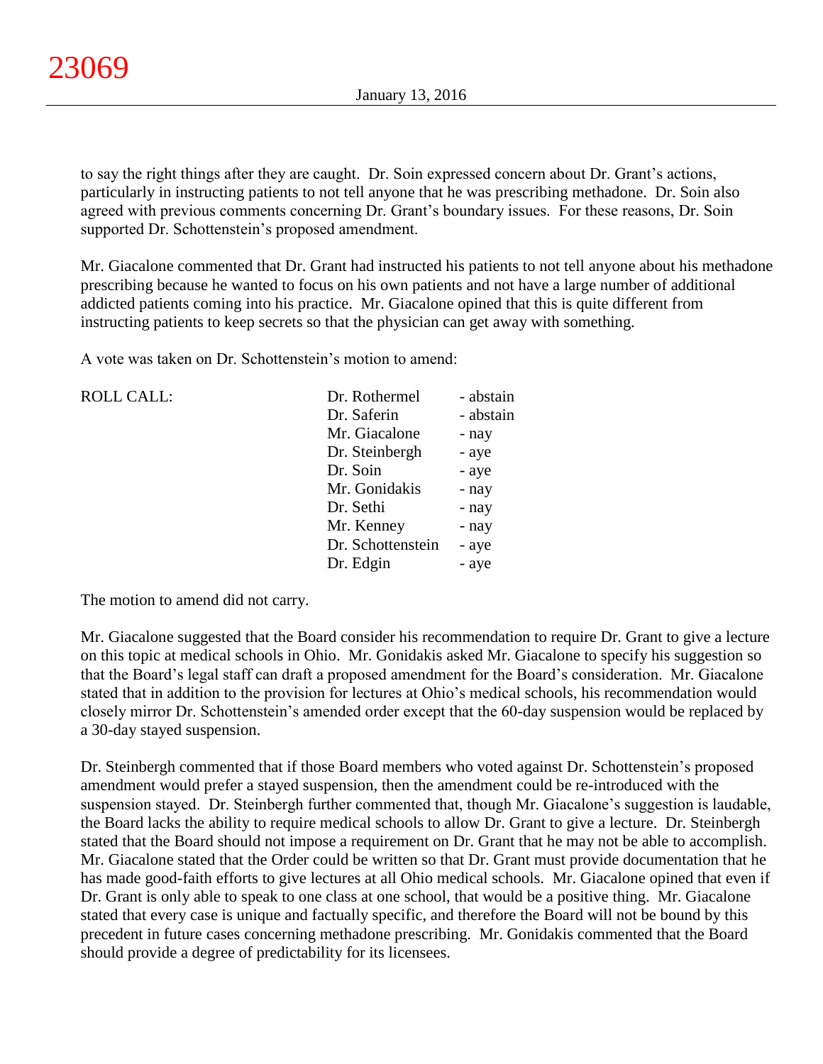to say the right things after they are caught. Dr. Soin expressed concern about Dr. Grant's actions, particularly in instructing patients to not tell anyone that he was prescribing methadone. Dr. Soin also agreed with previous comments concerning Dr. Grant's boundary issues. For these reasons, Dr. Soin supported Dr. Schottenstein's proposed amendment.

Mr. Giacalone commented that Dr. Grant had instructed his patients to not tell anyone about his methadone prescribing because he wanted to focus on his own patients and not have a large number of additional addicted patients coming into his practice. Mr. Giacalone opined that this is quite different from instructing patients to keep secrets so that the physician can get away with something.

A vote was taken on Dr. Schottenstein's motion to amend:

| ROLL CALL: | | |
|---|---|---|
| | Dr. Rothermel | - abstain |
| | Dr. Saferin | - abstain |
| | Mr. Giacalone | - nay |
| | Dr. Steinbergh | - aye |
| | Dr. Soin | - aye |
| | Mr. Gonidakis | - nay |
| | Dr. Sethi | - nay |
| | Mr. Kenney | - nay |
| | Dr. Schottenstein | - aye |
| | Dr. Edgin | - aye |

The motion to amend did not carry.

Mr. Giacalone suggested that the Board consider his recommendation to require Dr. Grant to give a lecture on this topic at medical schools in Ohio. Mr. Gonidakis asked Mr. Giacalone to specify his suggestion so that the Board's legal staff can draft a proposed amendment for the Board's consideration. Mr. Giacalone stated that in addition to the provision for lectures at Ohio's medical schools, his recommendation would closely mirror Dr. Schottenstein's amended order except that the 60-day suspension would be replaced by a 30-day stayed suspension.

Dr. Steinbergh commented that if those Board members who voted against Dr. Schottenstein's proposed amendment would prefer a stayed suspension, then the amendment could be re-introduced with the suspension stayed. Dr. Steinbergh further commented that, though Mr. Giacalone's suggestion is laudable, the Board lacks the ability to require medical schools to allow Dr. Grant to give a lecture. Dr. Steinbergh stated that the Board should not impose a requirement on Dr. Grant that he may not be able to accomplish. Mr. Giacalone stated that the Order could be written so that Dr. Grant must provide documentation that he has made good-faith efforts to give lectures at all Ohio medical schools. Mr. Giacalone opined that even if Dr. Grant is only able to speak to one class at one school, that would be a positive thing. Mr. Giacalone stated that every case is unique and factually specific, and therefore the Board will not be bound by this precedent in future cases concerning methadone prescribing. Mr. Gonidakis commented that the Board should provide a degree of predictability for its licensees.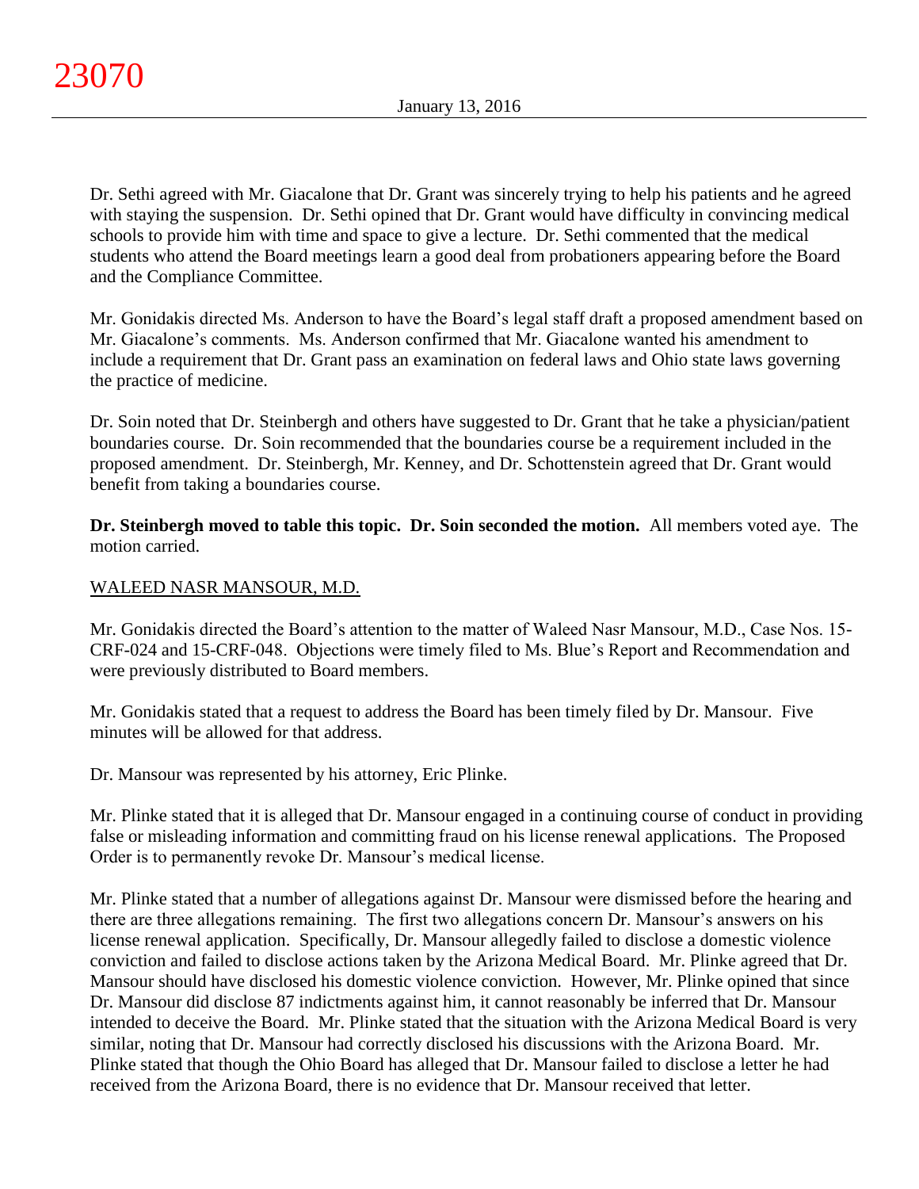Dr. Sethi agreed with Mr. Giacalone that Dr. Grant was sincerely trying to help his patients and he agreed with staying the suspension. Dr. Sethi opined that Dr. Grant would have difficulty in convincing medical schools to provide him with time and space to give a lecture. Dr. Sethi commented that the medical students who attend the Board meetings learn a good deal from probationers appearing before the Board and the Compliance Committee.

Mr. Gonidakis directed Ms. Anderson to have the Board's legal staff draft a proposed amendment based on Mr. Giacalone's comments. Ms. Anderson confirmed that Mr. Giacalone wanted his amendment to include a requirement that Dr. Grant pass an examination on federal laws and Ohio state laws governing the practice of medicine.

Dr. Soin noted that Dr. Steinbergh and others have suggested to Dr. Grant that he take a physician/patient boundaries course. Dr. Soin recommended that the boundaries course be a requirement included in the proposed amendment. Dr. Steinbergh, Mr. Kenney, and Dr. Schottenstein agreed that Dr. Grant would benefit from taking a boundaries course.

**Dr. Steinbergh moved to table this topic. Dr. Soin seconded the motion.** All members voted aye. The motion carried.

<u>WALEED NASR MANSOUR, M.D.</u>

Mr. Gonidakis directed the Board's attention to the matter of Waleed Nasr Mansour, M.D., Case Nos. 15-CRF-024 and 15-CRF-048. Objections were timely filed to Ms. Blue's Report and Recommendation and were previously distributed to Board members.

Mr. Gonidakis stated that a request to address the Board has been timely filed by Dr. Mansour. Five minutes will be allowed for that address.

Dr. Mansour was represented by his attorney, Eric Plinke.

Mr. Plinke stated that it is alleged that Dr. Mansour engaged in a continuing course of conduct in providing false or misleading information and committing fraud on his license renewal applications. The Proposed Order is to permanently revoke Dr. Mansour's medical license.

Mr. Plinke stated that a number of allegations against Dr. Mansour were dismissed before the hearing and there are three allegations remaining. The first two allegations concern Dr. Mansour's answers on his license renewal application. Specifically, Dr. Mansour allegedly failed to disclose a domestic violence conviction and failed to disclose actions taken by the Arizona Medical Board. Mr. Plinke agreed that Dr. Mansour should have disclosed his domestic violence conviction. However, Mr. Plinke opined that since Dr. Mansour did disclose 87 indictments against him, it cannot reasonably be inferred that Dr. Mansour intended to deceive the Board. Mr. Plinke stated that the situation with the Arizona Medical Board is very similar, noting that Dr. Mansour had correctly disclosed his discussions with the Arizona Board. Mr. Plinke stated that though the Ohio Board has alleged that Dr. Mansour failed to disclose a letter he had received from the Arizona Board, there is no evidence that Dr. Mansour received that letter.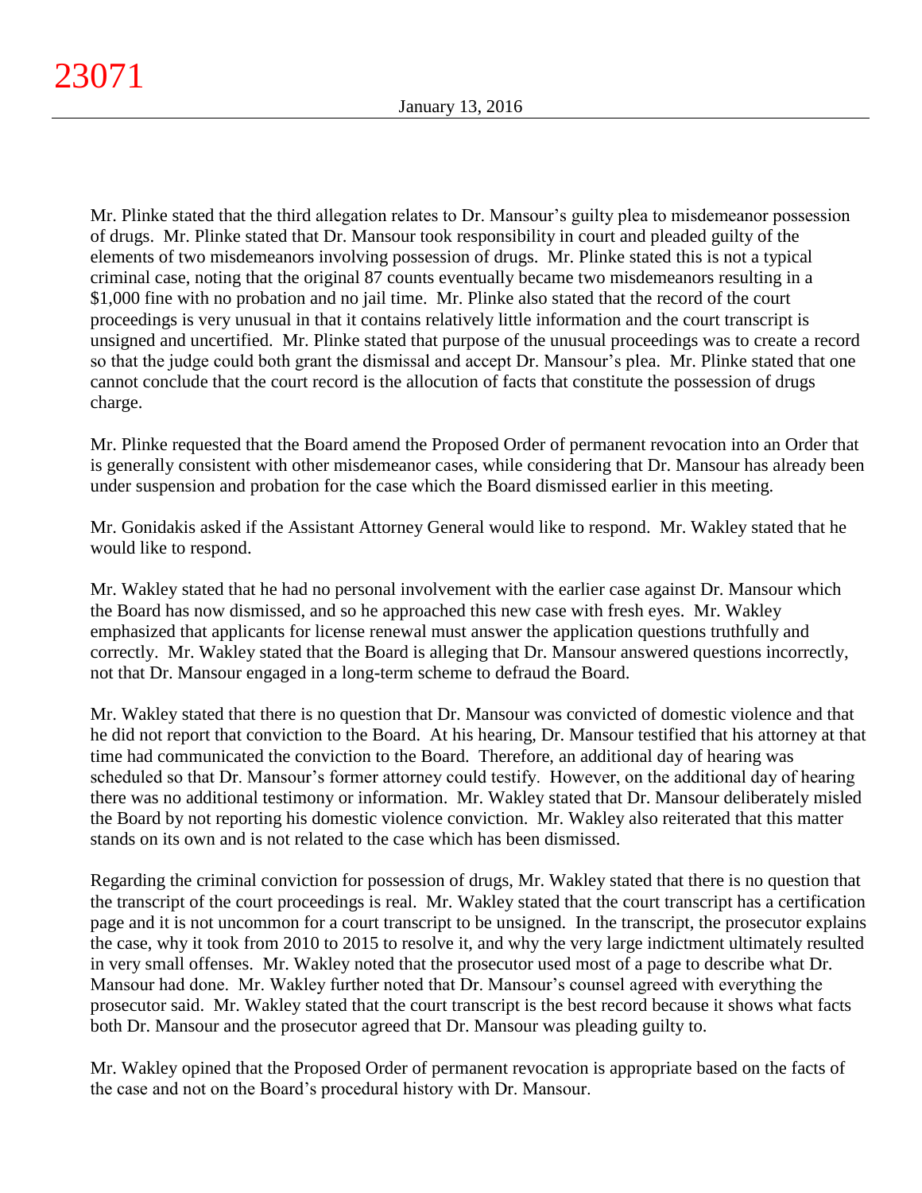Mr. Plinke stated that the third allegation relates to Dr. Mansour's guilty plea to misdemeanor possession of drugs. Mr. Plinke stated that Dr. Mansour took responsibility in court and pleaded guilty of the elements of two misdemeanors involving possession of drugs. Mr. Plinke stated this is not a typical criminal case, noting that the original 87 counts eventually became two misdemeanors resulting in a $1,000 fine with no probation and no jail time. Mr. Plinke also stated that the record of the court proceedings is very unusual in that it contains relatively little information and the court transcript is unsigned and uncertified. Mr. Plinke stated that purpose of the unusual proceedings was to create a record so that the judge could both grant the dismissal and accept Dr. Mansour's plea. Mr. Plinke stated that one cannot conclude that the court record is the allocution of facts that constitute the possession of drugs charge.

Mr. Plinke requested that the Board amend the Proposed Order of permanent revocation into an Order that is generally consistent with other misdemeanor cases, while considering that Dr. Mansour has already been under suspension and probation for the case which the Board dismissed earlier in this meeting.

Mr. Gonidakis asked if the Assistant Attorney General would like to respond. Mr. Wakley stated that he would like to respond.

Mr. Wakley stated that he had no personal involvement with the earlier case against Dr. Mansour which the Board has now dismissed, and so he approached this new case with fresh eyes. Mr. Wakley emphasized that applicants for license renewal must answer the application questions truthfully and correctly. Mr. Wakley stated that the Board is alleging that Dr. Mansour answered questions incorrectly, not that Dr. Mansour engaged in a long-term scheme to defraud the Board.

Mr. Wakley stated that there is no question that Dr. Mansour was convicted of domestic violence and that he did not report that conviction to the Board. At his hearing, Dr. Mansour testified that his attorney at that time had communicated the conviction to the Board. Therefore, an additional day of hearing was scheduled so that Dr. Mansour's former attorney could testify. However, on the additional day of hearing there was no additional testimony or information. Mr. Wakley stated that Dr. Mansour deliberately misled the Board by not reporting his domestic violence conviction. Mr. Wakley also reiterated that this matter stands on its own and is not related to the case which has been dismissed.

Regarding the criminal conviction for possession of drugs, Mr. Wakley stated that there is no question that the transcript of the court proceedings is real. Mr. Wakley stated that the court transcript has a certification page and it is not uncommon for a court transcript to be unsigned. In the transcript, the prosecutor explains the case, why it took from 2010 to 2015 to resolve it, and why the very large indictment ultimately resulted in very small offenses. Mr. Wakley noted that the prosecutor used most of a page to describe what Dr. Mansour had done. Mr. Wakley further noted that Dr. Mansour's counsel agreed with everything the prosecutor said. Mr. Wakley stated that the court transcript is the best record because it shows what facts both Dr. Mansour and the prosecutor agreed that Dr. Mansour was pleading guilty to.

Mr. Wakley opined that the Proposed Order of permanent revocation is appropriate based on the facts of the case and not on the Board's procedural history with Dr. Mansour.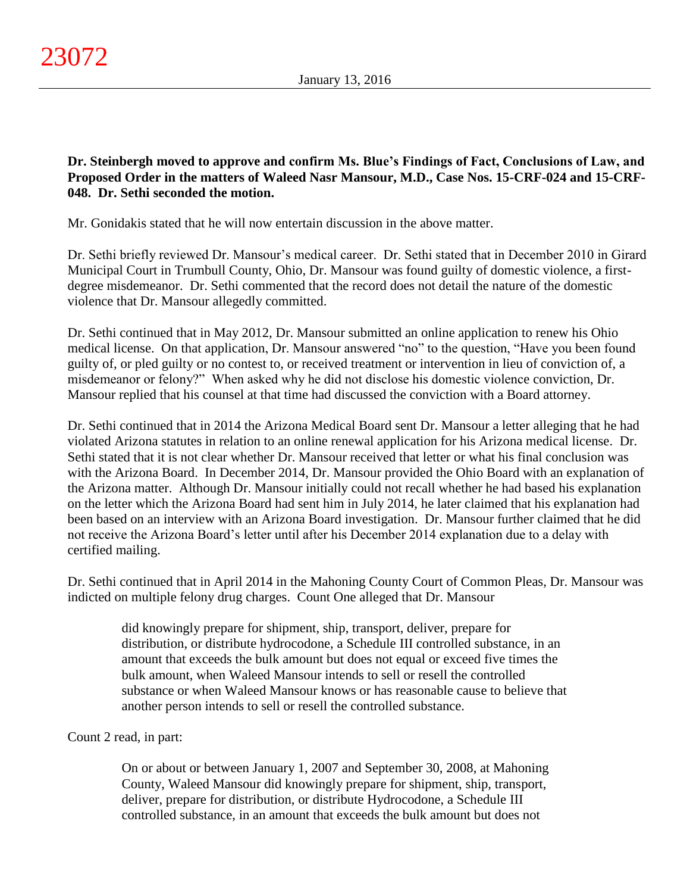**Dr. Steinbergh moved to approve and confirm Ms. Blue's Findings of Fact, Conclusions of Law, and Proposed Order in the matters of Waleed Nasr Mansour, M.D., Case Nos. 15-CRF-024 and 15-CRF-048. Dr. Sethi seconded the motion.**

Mr. Gonidakis stated that he will now entertain discussion in the above matter.

Dr. Sethi briefly reviewed Dr. Mansour's medical career. Dr. Sethi stated that in December 2010 in Girard Municipal Court in Trumbull County, Ohio, Dr. Mansour was found guilty of domestic violence, a first-degree misdemeanor. Dr. Sethi commented that the record does not detail the nature of the domestic violence that Dr. Mansour allegedly committed.

Dr. Sethi continued that in May 2012, Dr. Mansour submitted an online application to renew his Ohio medical license. On that application, Dr. Mansour answered "no" to the question, "Have you been found guilty of, or pled guilty or no contest to, or received treatment or intervention in lieu of conviction of, a misdemeanor or felony?" When asked why he did not disclose his domestic violence conviction, Dr. Mansour replied that his counsel at that time had discussed the conviction with a Board attorney.

Dr. Sethi continued that in 2014 the Arizona Medical Board sent Dr. Mansour a letter alleging that he had violated Arizona statutes in relation to an online renewal application for his Arizona medical license. Dr. Sethi stated that it is not clear whether Dr. Mansour received that letter or what his final conclusion was with the Arizona Board. In December 2014, Dr. Mansour provided the Ohio Board with an explanation of the Arizona matter. Although Dr. Mansour initially could not recall whether he had based his explanation on the letter which the Arizona Board had sent him in July 2014, he later claimed that his explanation had been based on an interview with an Arizona Board investigation. Dr. Mansour further claimed that he did not receive the Arizona Board's letter until after his December 2014 explanation due to a delay with certified mailing.

Dr. Sethi continued that in April 2014 in the Mahoning County Court of Common Pleas, Dr. Mansour was indicted on multiple felony drug charges. Count One alleged that Dr. Mansour

> did knowingly prepare for shipment, ship, transport, deliver, prepare for distribution, or distribute hydrocodone, a Schedule III controlled substance, in an amount that exceeds the bulk amount but does not equal or exceed five times the bulk amount, when Waleed Mansour intends to sell or resell the controlled substance or when Waleed Mansour knows or has reasonable cause to believe that another person intends to sell or resell the controlled substance.

Count 2 read, in part:

> On or about or between January 1, 2007 and September 30, 2008, at Mahoning County, Waleed Mansour did knowingly prepare for shipment, ship, transport, deliver, prepare for distribution, or distribute Hydrocodone, a Schedule III controlled substance, in an amount that exceeds the bulk amount but does not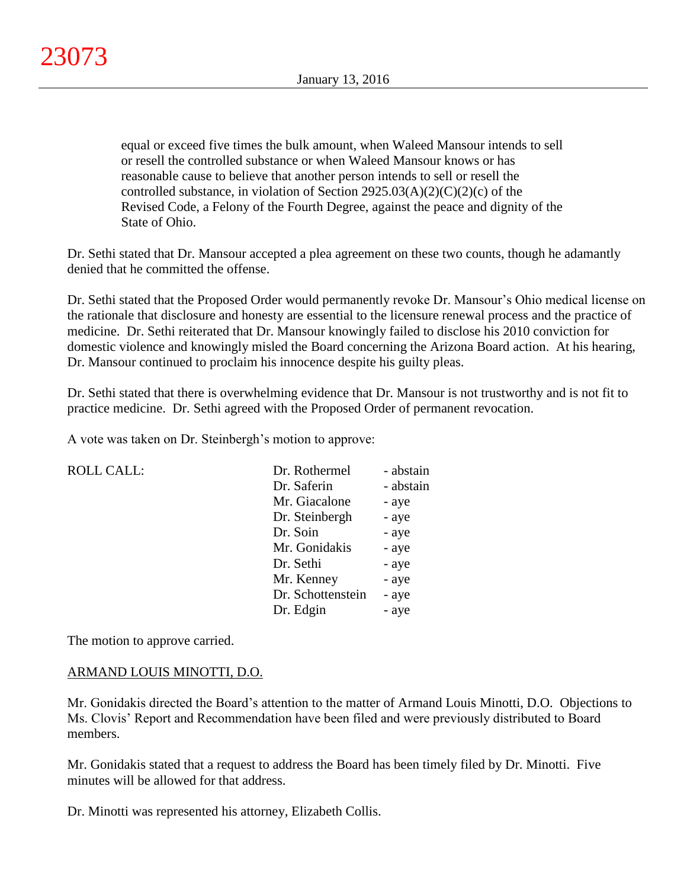equal or exceed five times the bulk amount, when Waleed Mansour intends to sell or resell the controlled substance or when Waleed Mansour knows or has reasonable cause to believe that another person intends to sell or resell the controlled substance, in violation of Section 2925.03(A)(2)(C)(2)(c) of the Revised Code, a Felony of the Fourth Degree, against the peace and dignity of the State of Ohio.

Dr. Sethi stated that Dr. Mansour accepted a plea agreement on these two counts, though he adamantly denied that he committed the offense.

Dr. Sethi stated that the Proposed Order would permanently revoke Dr. Mansour's Ohio medical license on the rationale that disclosure and honesty are essential to the licensure renewal process and the practice of medicine. Dr. Sethi reiterated that Dr. Mansour knowingly failed to disclose his 2010 conviction for domestic violence and knowingly misled the Board concerning the Arizona Board action. At his hearing, Dr. Mansour continued to proclaim his innocence despite his guilty pleas.

Dr. Sethi stated that there is overwhelming evidence that Dr. Mansour is not trustworthy and is not fit to practice medicine. Dr. Sethi agreed with the Proposed Order of permanent revocation.

A vote was taken on Dr. Steinbergh's motion to approve:

| ROLL CALL: | Dr. Rothermel | - abstain |
|---|---|---|
| | Dr. Saferin | - abstain |
| | Mr. Giacalone | - aye |
| | Dr. Steinbergh | - aye |
| | Dr. Soin | - aye |
| | Mr. Gonidakis | - aye |
| | Dr. Sethi | - aye |
| | Mr. Kenney | - aye |
| | Dr. Schottenstein | - aye |
| | Dr. Edgin | - aye |

The motion to approve carried.

ARMAND LOUIS MINOTTI, D.O.

Mr. Gonidakis directed the Board's attention to the matter of Armand Louis Minotti, D.O. Objections to Ms. Clovis' Report and Recommendation have been filed and were previously distributed to Board members.

Mr. Gonidakis stated that a request to address the Board has been timely filed by Dr. Minotti. Five minutes will be allowed for that address.

Dr. Minotti was represented his attorney, Elizabeth Collis.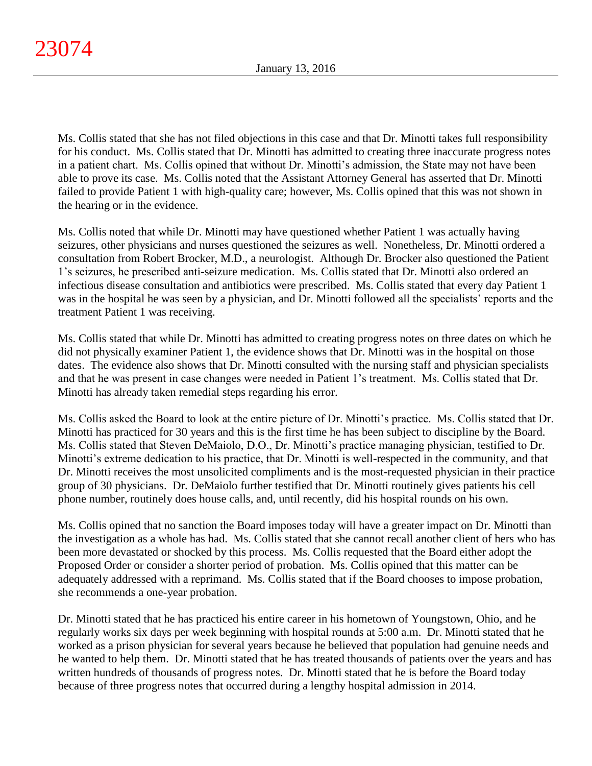Ms. Collis stated that she has not filed objections in this case and that Dr. Minotti takes full responsibility for his conduct. Ms. Collis stated that Dr. Minotti has admitted to creating three inaccurate progress notes in a patient chart. Ms. Collis opined that without Dr. Minotti's admission, the State may not have been able to prove its case. Ms. Collis noted that the Assistant Attorney General has asserted that Dr. Minotti failed to provide Patient 1 with high-quality care; however, Ms. Collis opined that this was not shown in the hearing or in the evidence.

Ms. Collis noted that while Dr. Minotti may have questioned whether Patient 1 was actually having seizures, other physicians and nurses questioned the seizures as well. Nonetheless, Dr. Minotti ordered a consultation from Robert Brocker, M.D., a neurologist. Although Dr. Brocker also questioned the Patient 1's seizures, he prescribed anti-seizure medication. Ms. Collis stated that Dr. Minotti also ordered an infectious disease consultation and antibiotics were prescribed. Ms. Collis stated that every day Patient 1 was in the hospital he was seen by a physician, and Dr. Minotti followed all the specialists' reports and the treatment Patient 1 was receiving.

Ms. Collis stated that while Dr. Minotti has admitted to creating progress notes on three dates on which he did not physically examiner Patient 1, the evidence shows that Dr. Minotti was in the hospital on those dates. The evidence also shows that Dr. Minotti consulted with the nursing staff and physician specialists and that he was present in case changes were needed in Patient 1's treatment. Ms. Collis stated that Dr. Minotti has already taken remedial steps regarding his error.

Ms. Collis asked the Board to look at the entire picture of Dr. Minotti's practice. Ms. Collis stated that Dr. Minotti has practiced for 30 years and this is the first time he has been subject to discipline by the Board. Ms. Collis stated that Steven DeMaiolo, D.O., Dr. Minotti's practice managing physician, testified to Dr. Minotti's extreme dedication to his practice, that Dr. Minotti is well-respected in the community, and that Dr. Minotti receives the most unsolicited compliments and is the most-requested physician in their practice group of 30 physicians. Dr. DeMaiolo further testified that Dr. Minotti routinely gives patients his cell phone number, routinely does house calls, and, until recently, did his hospital rounds on his own.

Ms. Collis opined that no sanction the Board imposes today will have a greater impact on Dr. Minotti than the investigation as a whole has had. Ms. Collis stated that she cannot recall another client of hers who has been more devastated or shocked by this process. Ms. Collis requested that the Board either adopt the Proposed Order or consider a shorter period of probation. Ms. Collis opined that this matter can be adequately addressed with a reprimand. Ms. Collis stated that if the Board chooses to impose probation, she recommends a one-year probation.

Dr. Minotti stated that he has practiced his entire career in his hometown of Youngstown, Ohio, and he regularly works six days per week beginning with hospital rounds at 5:00 a.m. Dr. Minotti stated that he worked as a prison physician for several years because he believed that population had genuine needs and he wanted to help them. Dr. Minotti stated that he has treated thousands of patients over the years and has written hundreds of thousands of progress notes. Dr. Minotti stated that he is before the Board today because of three progress notes that occurred during a lengthy hospital admission in 2014.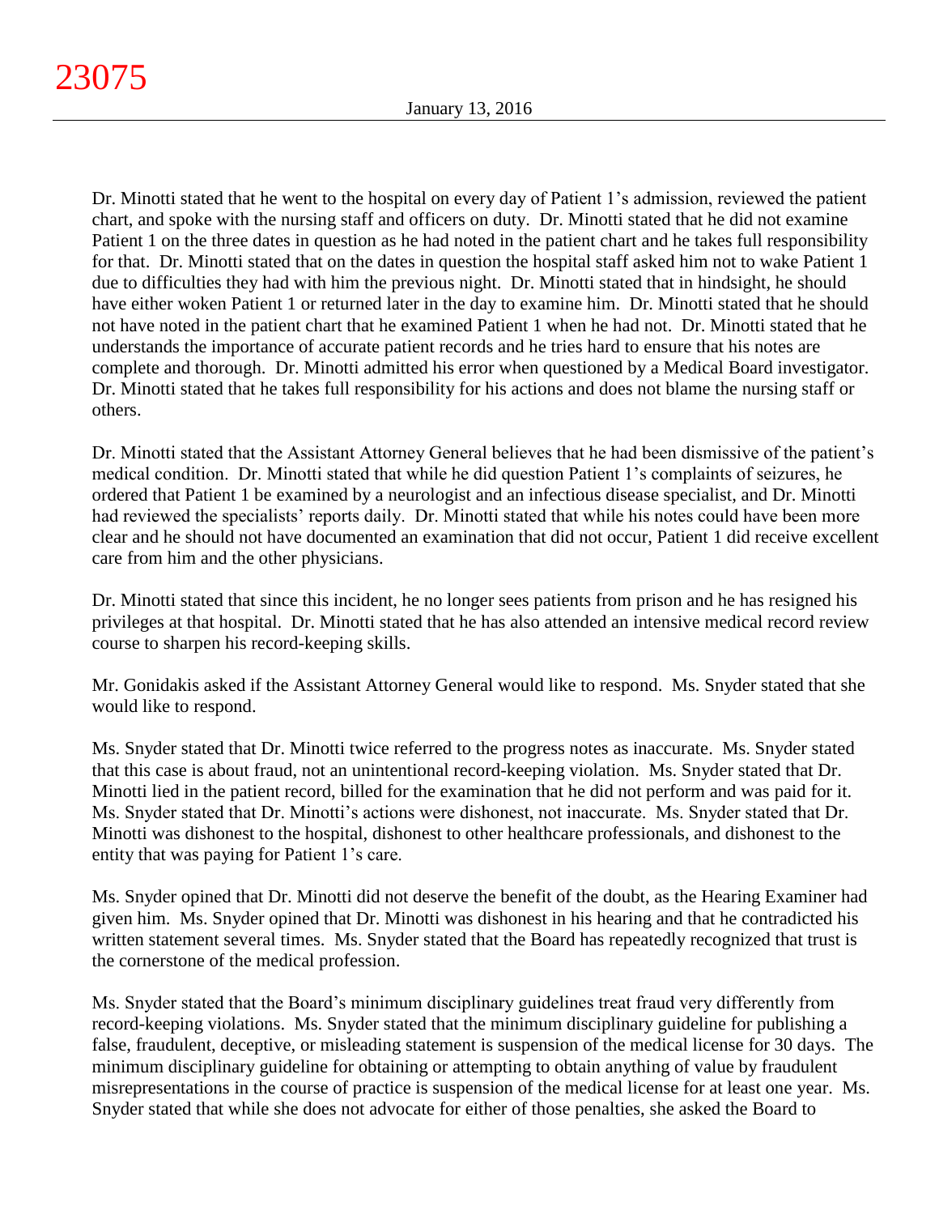Dr. Minotti stated that he went to the hospital on every day of Patient 1's admission, reviewed the patient chart, and spoke with the nursing staff and officers on duty. Dr. Minotti stated that he did not examine Patient 1 on the three dates in question as he had noted in the patient chart and he takes full responsibility for that. Dr. Minotti stated that on the dates in question the hospital staff asked him not to wake Patient 1 due to difficulties they had with him the previous night. Dr. Minotti stated that in hindsight, he should have either woken Patient 1 or returned later in the day to examine him. Dr. Minotti stated that he should not have noted in the patient chart that he examined Patient 1 when he had not. Dr. Minotti stated that he understands the importance of accurate patient records and he tries hard to ensure that his notes are complete and thorough. Dr. Minotti admitted his error when questioned by a Medical Board investigator. Dr. Minotti stated that he takes full responsibility for his actions and does not blame the nursing staff or others.

Dr. Minotti stated that the Assistant Attorney General believes that he had been dismissive of the patient's medical condition. Dr. Minotti stated that while he did question Patient 1's complaints of seizures, he ordered that Patient 1 be examined by a neurologist and an infectious disease specialist, and Dr. Minotti had reviewed the specialists' reports daily. Dr. Minotti stated that while his notes could have been more clear and he should not have documented an examination that did not occur, Patient 1 did receive excellent care from him and the other physicians.

Dr. Minotti stated that since this incident, he no longer sees patients from prison and he has resigned his privileges at that hospital. Dr. Minotti stated that he has also attended an intensive medical record review course to sharpen his record-keeping skills.

Mr. Gonidakis asked if the Assistant Attorney General would like to respond. Ms. Snyder stated that she would like to respond.

Ms. Snyder stated that Dr. Minotti twice referred to the progress notes as inaccurate. Ms. Snyder stated that this case is about fraud, not an unintentional record-keeping violation. Ms. Snyder stated that Dr. Minotti lied in the patient record, billed for the examination that he did not perform and was paid for it. Ms. Snyder stated that Dr. Minotti's actions were dishonest, not inaccurate. Ms. Snyder stated that Dr. Minotti was dishonest to the hospital, dishonest to other healthcare professionals, and dishonest to the entity that was paying for Patient 1's care.

Ms. Snyder opined that Dr. Minotti did not deserve the benefit of the doubt, as the Hearing Examiner had given him. Ms. Snyder opined that Dr. Minotti was dishonest in his hearing and that he contradicted his written statement several times. Ms. Snyder stated that the Board has repeatedly recognized that trust is the cornerstone of the medical profession.

Ms. Snyder stated that the Board's minimum disciplinary guidelines treat fraud very differently from record-keeping violations. Ms. Snyder stated that the minimum disciplinary guideline for publishing a false, fraudulent, deceptive, or misleading statement is suspension of the medical license for 30 days. The minimum disciplinary guideline for obtaining or attempting to obtain anything of value by fraudulent misrepresentations in the course of practice is suspension of the medical license for at least one year. Ms. Snyder stated that while she does not advocate for either of those penalties, she asked the Board to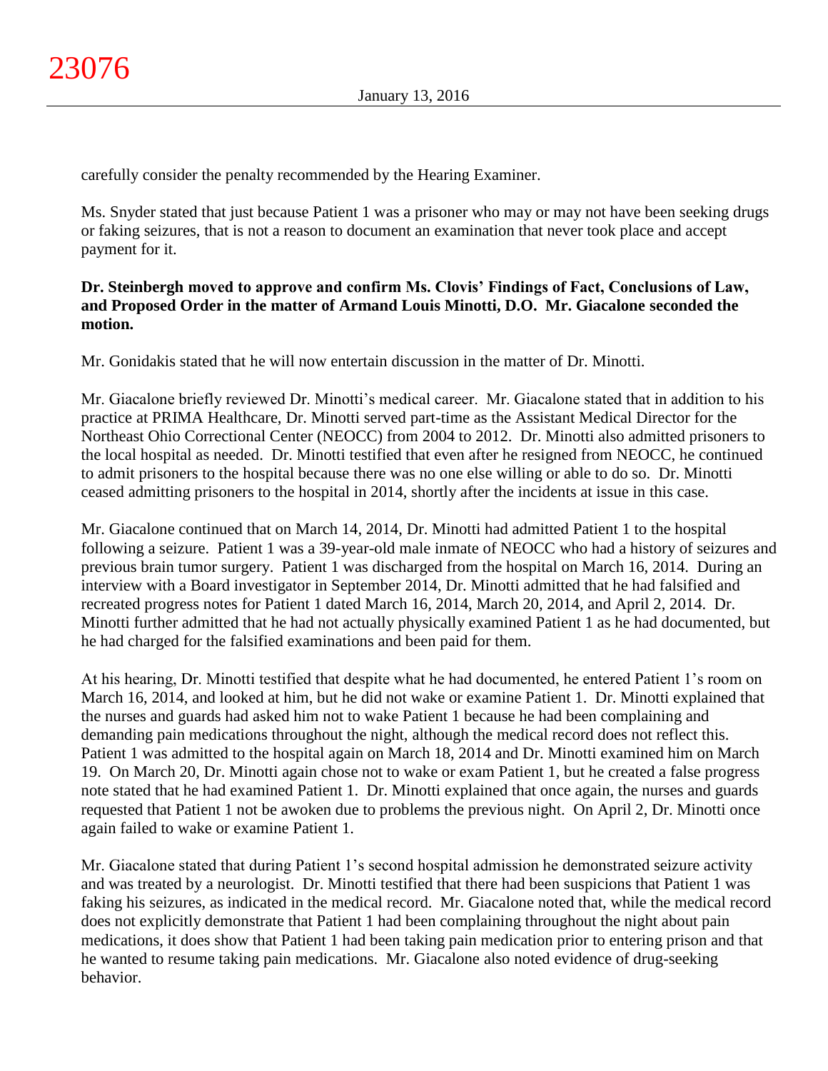carefully consider the penalty recommended by the Hearing Examiner.

Ms. Snyder stated that just because Patient 1 was a prisoner who may or may not have been seeking drugs or faking seizures, that is not a reason to document an examination that never took place and accept payment for it.

**Dr. Steinbergh moved to approve and confirm Ms. Clovis' Findings of Fact, Conclusions of Law, and Proposed Order in the matter of Armand Louis Minotti, D.O. Mr. Giacalone seconded the motion.**

Mr. Gonidakis stated that he will now entertain discussion in the matter of Dr. Minotti.

Mr. Giacalone briefly reviewed Dr. Minotti's medical career. Mr. Giacalone stated that in addition to his practice at PRIMA Healthcare, Dr. Minotti served part-time as the Assistant Medical Director for the Northeast Ohio Correctional Center (NEOCC) from 2004 to 2012. Dr. Minotti also admitted prisoners to the local hospital as needed. Dr. Minotti testified that even after he resigned from NEOCC, he continued to admit prisoners to the hospital because there was no one else willing or able to do so. Dr. Minotti ceased admitting prisoners to the hospital in 2014, shortly after the incidents at issue in this case.

Mr. Giacalone continued that on March 14, 2014, Dr. Minotti had admitted Patient 1 to the hospital following a seizure. Patient 1 was a 39-year-old male inmate of NEOCC who had a history of seizures and previous brain tumor surgery. Patient 1 was discharged from the hospital on March 16, 2014. During an interview with a Board investigator in September 2014, Dr. Minotti admitted that he had falsified and recreated progress notes for Patient 1 dated March 16, 2014, March 20, 2014, and April 2, 2014. Dr. Minotti further admitted that he had not actually physically examined Patient 1 as he had documented, but he had charged for the falsified examinations and been paid for them.

At his hearing, Dr. Minotti testified that despite what he had documented, he entered Patient 1's room on March 16, 2014, and looked at him, but he did not wake or examine Patient 1. Dr. Minotti explained that the nurses and guards had asked him not to wake Patient 1 because he had been complaining and demanding pain medications throughout the night, although the medical record does not reflect this. Patient 1 was admitted to the hospital again on March 18, 2014 and Dr. Minotti examined him on March 19. On March 20, Dr. Minotti again chose not to wake or exam Patient 1, but he created a false progress note stated that he had examined Patient 1. Dr. Minotti explained that once again, the nurses and guards requested that Patient 1 not be awoken due to problems the previous night. On April 2, Dr. Minotti once again failed to wake or examine Patient 1.

Mr. Giacalone stated that during Patient 1's second hospital admission he demonstrated seizure activity and was treated by a neurologist. Dr. Minotti testified that there had been suspicions that Patient 1 was faking his seizures, as indicated in the medical record. Mr. Giacalone noted that, while the medical record does not explicitly demonstrate that Patient 1 had been complaining throughout the night about pain medications, it does show that Patient 1 had been taking pain medication prior to entering prison and that he wanted to resume taking pain medications. Mr. Giacalone also noted evidence of drug-seeking behavior.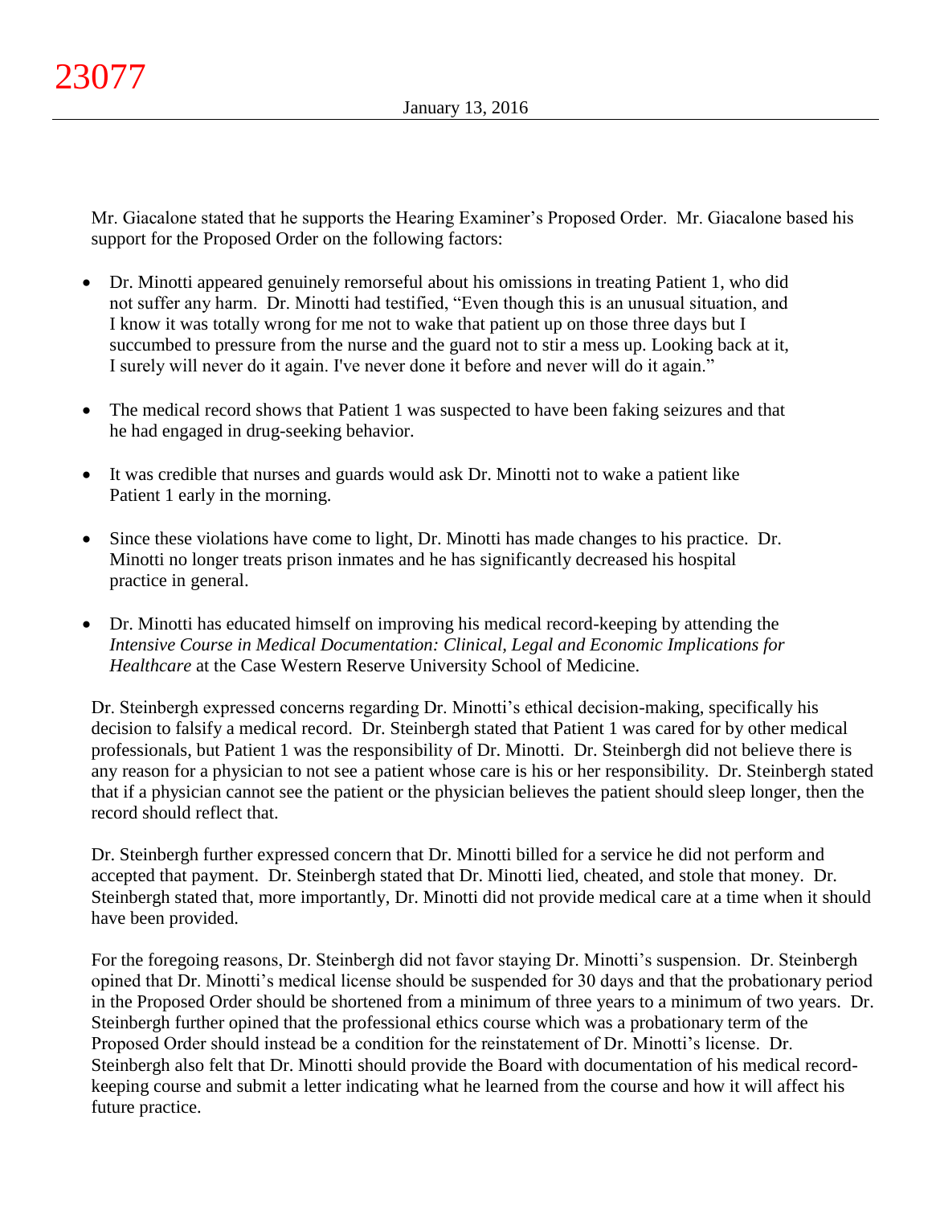Mr. Giacalone stated that he supports the Hearing Examiner's Proposed Order. Mr. Giacalone based his support for the Proposed Order on the following factors:

- Dr. Minotti appeared genuinely remorseful about his omissions in treating Patient 1, who did not suffer any harm. Dr. Minotti had testified, "Even though this is an unusual situation, and I know it was totally wrong for me not to wake that patient up on those three days but I succumbed to pressure from the nurse and the guard not to stir a mess up. Looking back at it, I surely will never do it again. I've never done it before and never will do it again."

- The medical record shows that Patient 1 was suspected to have been faking seizures and that he had engaged in drug-seeking behavior.

- It was credible that nurses and guards would ask Dr. Minotti not to wake a patient like Patient 1 early in the morning.

- Since these violations have come to light, Dr. Minotti has made changes to his practice. Dr. Minotti no longer treats prison inmates and he has significantly decreased his hospital practice in general.

- Dr. Minotti has educated himself on improving his medical record-keeping by attending the *Intensive Course in Medical Documentation: Clinical, Legal and Economic Implications for Healthcare* at the Case Western Reserve University School of Medicine.

Dr. Steinbergh expressed concerns regarding Dr. Minotti's ethical decision-making, specifically his decision to falsify a medical record. Dr. Steinbergh stated that Patient 1 was cared for by other medical professionals, but Patient 1 was the responsibility of Dr. Minotti. Dr. Steinbergh did not believe there is any reason for a physician to not see a patient whose care is his or her responsibility. Dr. Steinbergh stated that if a physician cannot see the patient or the physician believes the patient should sleep longer, then the record should reflect that.

Dr. Steinbergh further expressed concern that Dr. Minotti billed for a service he did not perform and accepted that payment. Dr. Steinbergh stated that Dr. Minotti lied, cheated, and stole that money. Dr. Steinbergh stated that, more importantly, Dr. Minotti did not provide medical care at a time when it should have been provided.

For the foregoing reasons, Dr. Steinbergh did not favor staying Dr. Minotti's suspension. Dr. Steinbergh opined that Dr. Minotti's medical license should be suspended for 30 days and that the probationary period in the Proposed Order should be shortened from a minimum of three years to a minimum of two years. Dr. Steinbergh further opined that the professional ethics course which was a probationary term of the Proposed Order should instead be a condition for the reinstatement of Dr. Minotti's license. Dr. Steinbergh also felt that Dr. Minotti should provide the Board with documentation of his medical record-keeping course and submit a letter indicating what he learned from the course and how it will affect his future practice.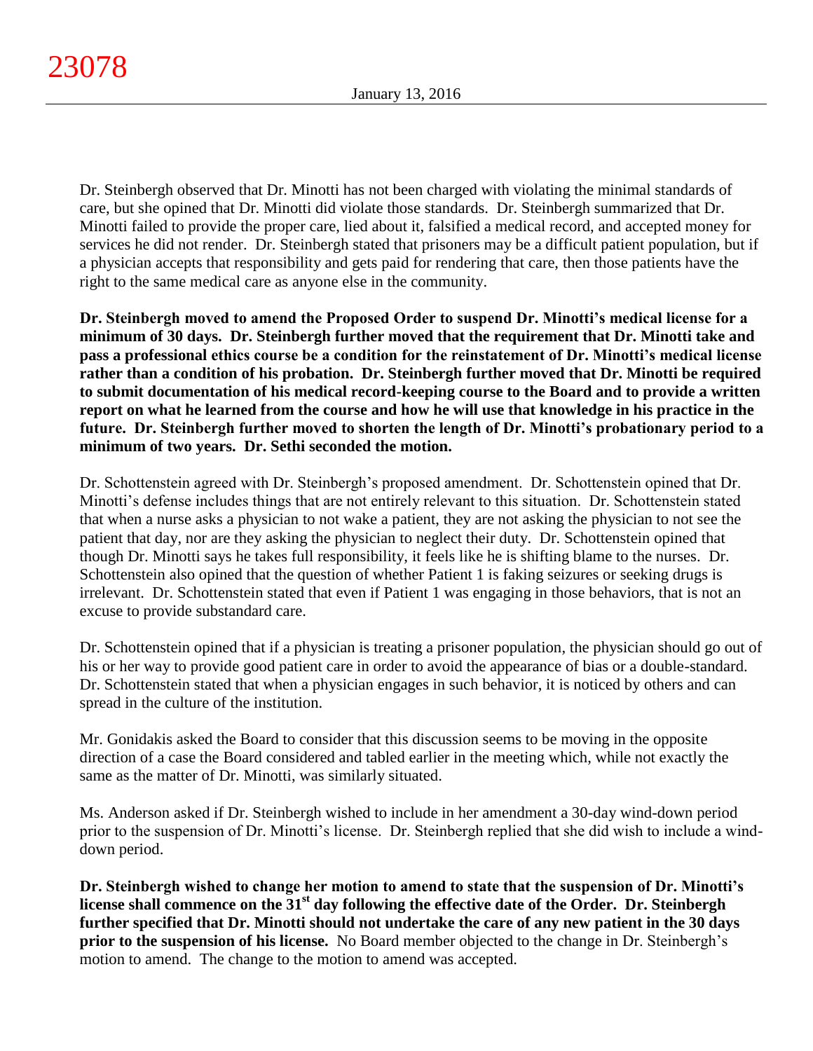Dr. Steinbergh observed that Dr. Minotti has not been charged with violating the minimal standards of care, but she opined that Dr. Minotti did violate those standards. Dr. Steinbergh summarized that Dr. Minotti failed to provide the proper care, lied about it, falsified a medical record, and accepted money for services he did not render. Dr. Steinbergh stated that prisoners may be a difficult patient population, but if a physician accepts that responsibility and gets paid for rendering that care, then those patients have the right to the same medical care as anyone else in the community.

**Dr. Steinbergh moved to amend the Proposed Order to suspend Dr. Minotti's medical license for a minimum of 30 days. Dr. Steinbergh further moved that the requirement that Dr. Minotti take and pass a professional ethics course be a condition for the reinstatement of Dr. Minotti's medical license rather than a condition of his probation. Dr. Steinbergh further moved that Dr. Minotti be required to submit documentation of his medical record-keeping course to the Board and to provide a written report on what he learned from the course and how he will use that knowledge in his practice in the future. Dr. Steinbergh further moved to shorten the length of Dr. Minotti's probationary period to a minimum of two years. Dr. Sethi seconded the motion.**

Dr. Schottenstein agreed with Dr. Steinbergh's proposed amendment. Dr. Schottenstein opined that Dr. Minotti's defense includes things that are not entirely relevant to this situation. Dr. Schottenstein stated that when a nurse asks a physician to not wake a patient, they are not asking the physician to not see the patient that day, nor are they asking the physician to neglect their duty. Dr. Schottenstein opined that though Dr. Minotti says he takes full responsibility, it feels like he is shifting blame to the nurses. Dr. Schottenstein also opined that the question of whether Patient 1 is faking seizures or seeking drugs is irrelevant. Dr. Schottenstein stated that even if Patient 1 was engaging in those behaviors, that is not an excuse to provide substandard care.

Dr. Schottenstein opined that if a physician is treating a prisoner population, the physician should go out of his or her way to provide good patient care in order to avoid the appearance of bias or a double-standard. Dr. Schottenstein stated that when a physician engages in such behavior, it is noticed by others and can spread in the culture of the institution.

Mr. Gonidakis asked the Board to consider that this discussion seems to be moving in the opposite direction of a case the Board considered and tabled earlier in the meeting which, while not exactly the same as the matter of Dr. Minotti, was similarly situated.

Ms. Anderson asked if Dr. Steinbergh wished to include in her amendment a 30-day wind-down period prior to the suspension of Dr. Minotti's license. Dr. Steinbergh replied that she did wish to include a wind-down period.

**Dr. Steinbergh wished to change her motion to amend to state that the suspension of Dr. Minotti's license shall commence on the 31st day following the effective date of the Order. Dr. Steinbergh further specified that Dr. Minotti should not undertake the care of any new patient in the 30 days prior to the suspension of his license.** No Board member objected to the change in Dr. Steinbergh's motion to amend. The change to the motion to amend was accepted.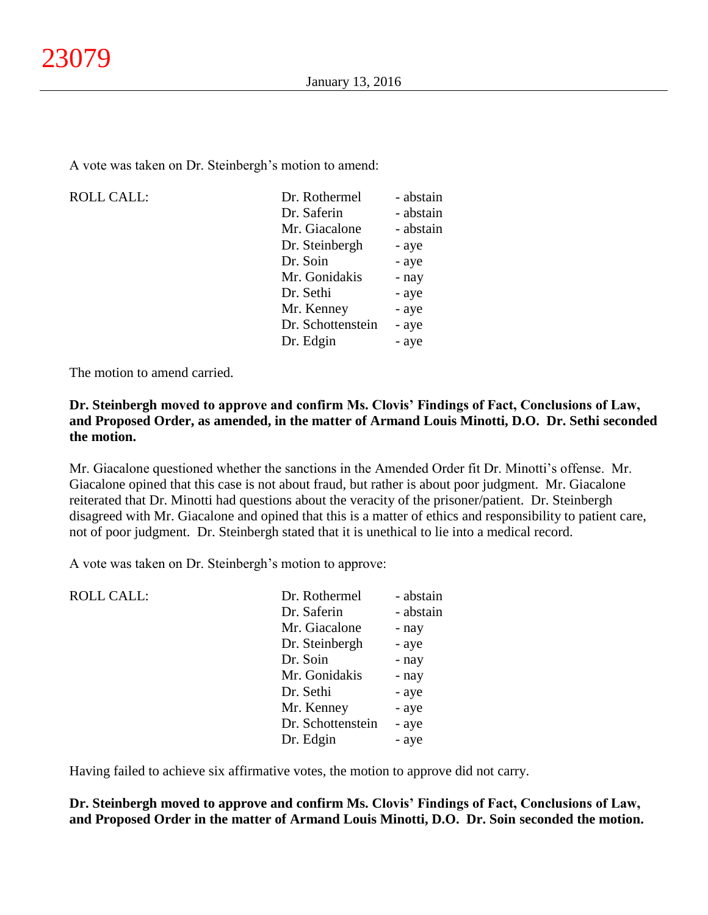A vote was taken on Dr. Steinbergh's motion to amend:

| ROLL CALL: | | |
|---|---|---|
| | Dr. Rothermel | - abstain |
| | Dr. Saferin | - abstain |
| | Mr. Giacalone | - abstain |
| | Dr. Steinbergh | - aye |
| | Dr. Soin | - aye |
| | Mr. Gonidakis | - nay |
| | Dr. Sethi | - aye |
| | Mr. Kenney | - aye |
| | Dr. Schottenstein | - aye |
| | Dr. Edgin | - aye |

The motion to amend carried.

**Dr. Steinbergh moved to approve and confirm Ms. Clovis' Findings of Fact, Conclusions of Law, and Proposed Order, as amended, in the matter of Armand Louis Minotti, D.O. Dr. Sethi seconded the motion.**

Mr. Giacalone questioned whether the sanctions in the Amended Order fit Dr. Minotti's offense. Mr. Giacalone opined that this case is not about fraud, but rather is about poor judgment. Mr. Giacalone reiterated that Dr. Minotti had questions about the veracity of the prisoner/patient. Dr. Steinbergh disagreed with Mr. Giacalone and opined that this is a matter of ethics and responsibility to patient care, not of poor judgment. Dr. Steinbergh stated that it is unethical to lie into a medical record.

A vote was taken on Dr. Steinbergh's motion to approve:

| ROLL CALL: | | |
|---|---|---|
| | Dr. Rothermel | - abstain |
| | Dr. Saferin | - abstain |
| | Mr. Giacalone | - nay |
| | Dr. Steinbergh | - aye |
| | Dr. Soin | - nay |
| | Mr. Gonidakis | - nay |
| | Dr. Sethi | - aye |
| | Mr. Kenney | - aye |
| | Dr. Schottenstein | - aye |
| | Dr. Edgin | - aye |

Having failed to achieve six affirmative votes, the motion to approve did not carry.

**Dr. Steinbergh moved to approve and confirm Ms. Clovis' Findings of Fact, Conclusions of Law, and Proposed Order in the matter of Armand Louis Minotti, D.O. Dr. Soin seconded the motion.**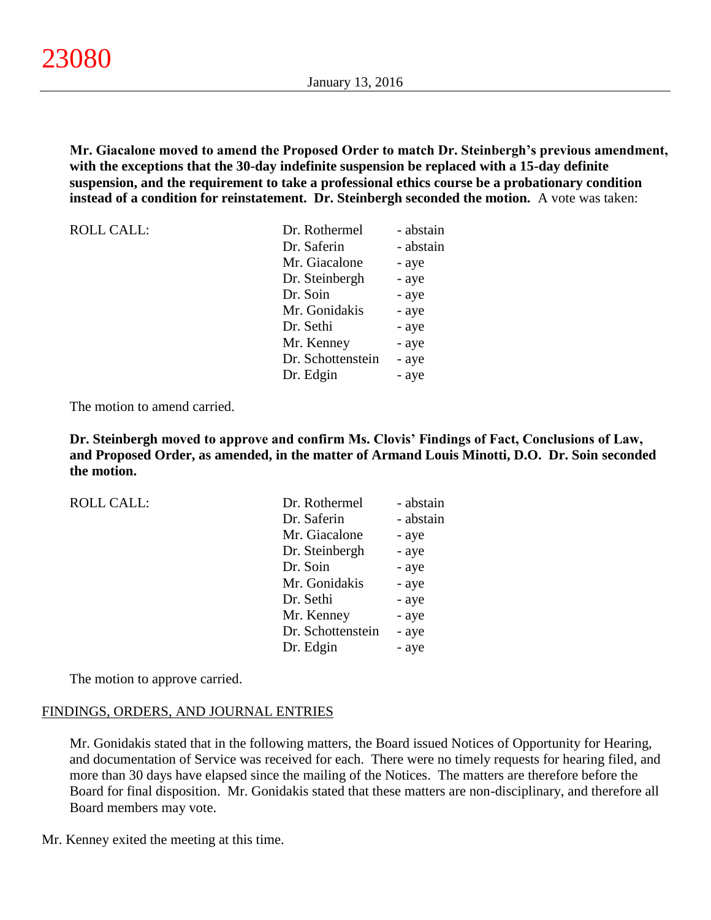**Mr. Giacalone moved to amend the Proposed Order to match Dr. Steinbergh's previous amendment, with the exceptions that the 30-day indefinite suspension be replaced with a 15-day definite suspension, and the requirement to take a professional ethics course be a probationary condition instead of a condition for reinstatement. Dr. Steinbergh seconded the motion.** A vote was taken:

| ROLL CALL: | Dr. Rothermel | - abstain |
|---|---|---|
| | Dr. Saferin | - abstain |
| | Mr. Giacalone | - aye |
| | Dr. Steinbergh | - aye |
| | Dr. Soin | - aye |
| | Mr. Gonidakis | - aye |
| | Dr. Sethi | - aye |
| | Mr. Kenney | - aye |
| | Dr. Schottenstein | - aye |
| | Dr. Edgin | - aye |

The motion to amend carried.

**Dr. Steinbergh moved to approve and confirm Ms. Clovis' Findings of Fact, Conclusions of Law, and Proposed Order, as amended, in the matter of Armand Louis Minotti, D.O. Dr. Soin seconded the motion.**

| ROLL CALL: | Dr. Rothermel | - abstain |
|---|---|---|
| | Dr. Saferin | - abstain |
| | Mr. Giacalone | - aye |
| | Dr. Steinbergh | - aye |
| | Dr. Soin | - aye |
| | Mr. Gonidakis | - aye |
| | Dr. Sethi | - aye |
| | Mr. Kenney | - aye |
| | Dr. Schottenstein | - aye |
| | Dr. Edgin | - aye |

The motion to approve carried.

FINDINGS, ORDERS, AND JOURNAL ENTRIES

Mr. Gonidakis stated that in the following matters, the Board issued Notices of Opportunity for Hearing, and documentation of Service was received for each. There were no timely requests for hearing filed, and more than 30 days have elapsed since the mailing of the Notices. The matters are therefore before the Board for final disposition. Mr. Gonidakis stated that these matters are non-disciplinary, and therefore all Board members may vote.

Mr. Kenney exited the meeting at this time.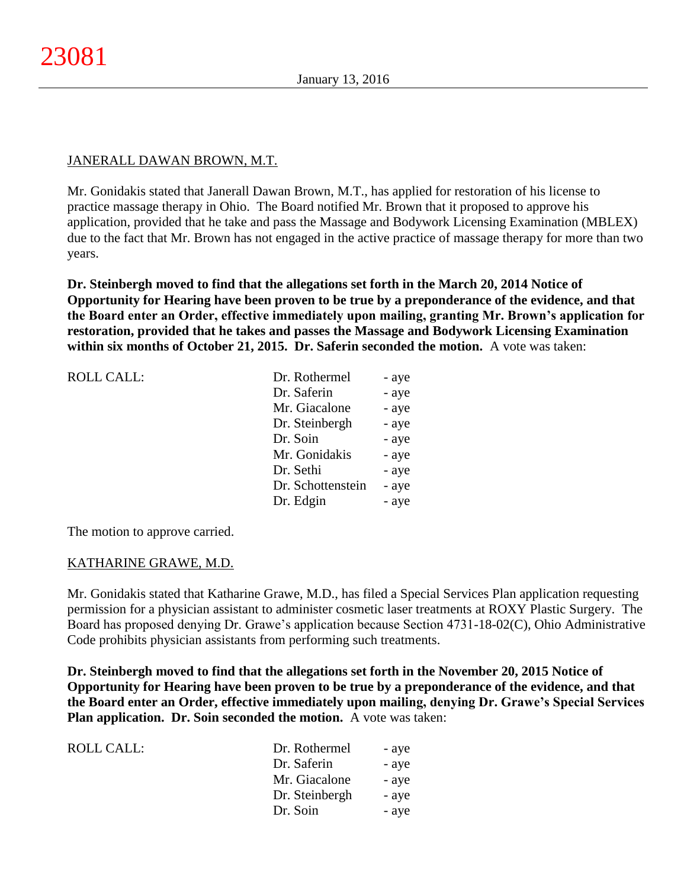JANERALL DAWAN BROWN, M.T.

Mr. Gonidakis stated that Janerall Dawan Brown, M.T., has applied for restoration of his license to practice massage therapy in Ohio. The Board notified Mr. Brown that it proposed to approve his application, provided that he take and pass the Massage and Bodywork Licensing Examination (MBLEX) due to the fact that Mr. Brown has not engaged in the active practice of massage therapy for more than two years.

**Dr. Steinbergh moved to find that the allegations set forth in the March 20, 2014 Notice of Opportunity for Hearing have been proven to be true by a preponderance of the evidence, and that the Board enter an Order, effective immediately upon mailing, granting Mr. Brown's application for restoration, provided that he takes and passes the Massage and Bodywork Licensing Examination within six months of October 21, 2015. Dr. Saferin seconded the motion.** A vote was taken:

| ROLL CALL: | | |
|---|---|---|
| | Dr. Rothermel | - aye |
| | Dr. Saferin | - aye |
| | Mr. Giacalone | - aye |
| | Dr. Steinbergh | - aye |
| | Dr. Soin | - aye |
| | Mr. Gonidakis | - aye |
| | Dr. Sethi | - aye |
| | Dr. Schottenstein | - aye |
| | Dr. Edgin | - aye |

The motion to approve carried.

KATHARINE GRAWE, M.D.

Mr. Gonidakis stated that Katharine Grawe, M.D., has filed a Special Services Plan application requesting permission for a physician assistant to administer cosmetic laser treatments at ROXY Plastic Surgery. The Board has proposed denying Dr. Grawe's application because Section 4731-18-02(C), Ohio Administrative Code prohibits physician assistants from performing such treatments.

**Dr. Steinbergh moved to find that the allegations set forth in the November 20, 2015 Notice of Opportunity for Hearing have been proven to be true by a preponderance of the evidence, and that the Board enter an Order, effective immediately upon mailing, denying Dr. Grawe's Special Services Plan application. Dr. Soin seconded the motion.** A vote was taken:

| ROLL CALL: | | |
|---|---|---|
| | Dr. Rothermel | - aye |
| | Dr. Saferin | - aye |
| | Mr. Giacalone | - aye |
| | Dr. Steinbergh | - aye |
| | Dr. Soin | - aye |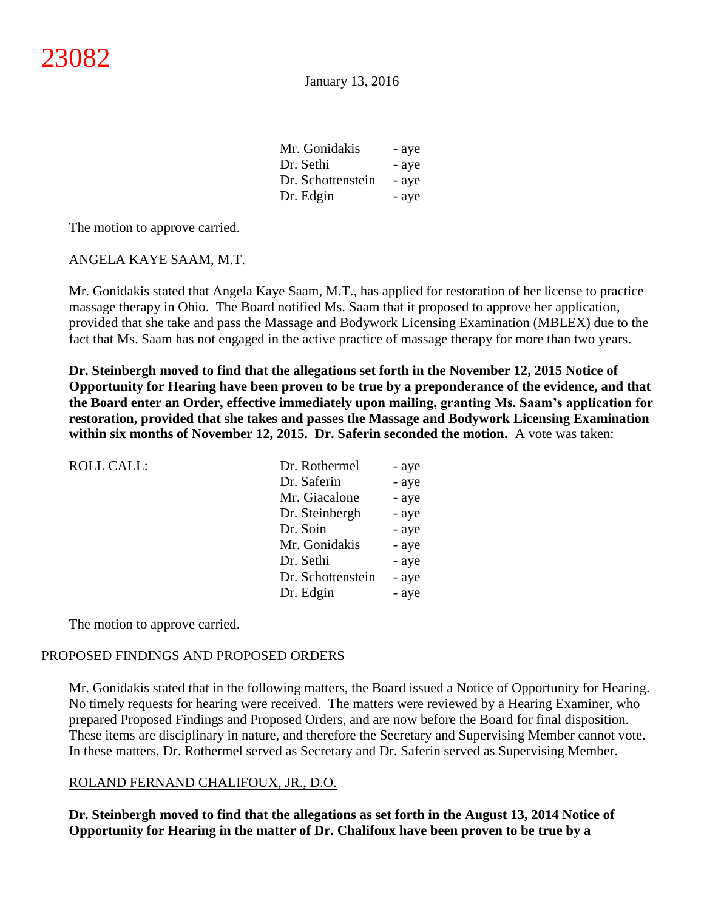| | |
|---|---|
| Mr. Gonidakis | - aye |
| Dr. Sethi | - aye |
| Dr. Schottenstein | - aye |
| Dr. Edgin | - aye |

The motion to approve carried.

ANGELA KAYE SAAM, M.T.

Mr. Gonidakis stated that Angela Kaye Saam, M.T., has applied for restoration of her license to practice massage therapy in Ohio. The Board notified Ms. Saam that it proposed to approve her application, provided that she take and pass the Massage and Bodywork Licensing Examination (MBLEX) due to the fact that Ms. Saam has not engaged in the active practice of massage therapy for more than two years.

**Dr. Steinbergh moved to find that the allegations set forth in the November 12, 2015 Notice of Opportunity for Hearing have been proven to be true by a preponderance of the evidence, and that the Board enter an Order, effective immediately upon mailing, granting Ms. Saam's application for restoration, provided that she takes and passes the Massage and Bodywork Licensing Examination within six months of November 12, 2015. Dr. Saferin seconded the motion.** A vote was taken:

| ROLL CALL: | | |
|---|---|---|
| | Dr. Rothermel | - aye |
| | Dr. Saferin | - aye |
| | Mr. Giacalone | - aye |
| | Dr. Steinbergh | - aye |
| | Dr. Soin | - aye |
| | Mr. Gonidakis | - aye |
| | Dr. Sethi | - aye |
| | Dr. Schottenstein | - aye |
| | Dr. Edgin | - aye |

The motion to approve carried.

PROPOSED FINDINGS AND PROPOSED ORDERS

Mr. Gonidakis stated that in the following matters, the Board issued a Notice of Opportunity for Hearing. No timely requests for hearing were received. The matters were reviewed by a Hearing Examiner, who prepared Proposed Findings and Proposed Orders, and are now before the Board for final disposition. These items are disciplinary in nature, and therefore the Secretary and Supervising Member cannot vote. In these matters, Dr. Rothermel served as Secretary and Dr. Saferin served as Supervising Member.

ROLAND FERNAND CHALIFOUX, JR., D.O.

**Dr. Steinbergh moved to find that the allegations as set forth in the August 13, 2014 Notice of Opportunity for Hearing in the matter of Dr. Chalifoux have been proven to be true by a**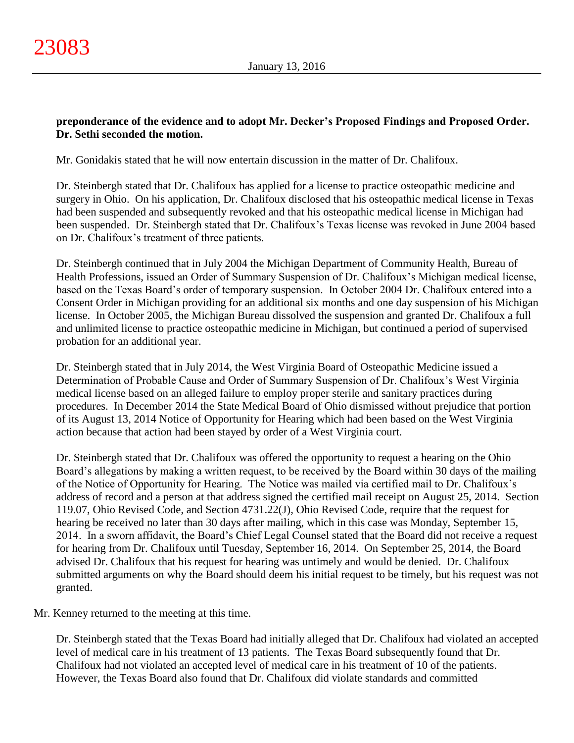**preponderance of the evidence and to adopt Mr. Decker's Proposed Findings and Proposed Order. Dr. Sethi seconded the motion.**

Mr. Gonidakis stated that he will now entertain discussion in the matter of Dr. Chalifoux.

Dr. Steinbergh stated that Dr. Chalifoux has applied for a license to practice osteopathic medicine and surgery in Ohio. On his application, Dr. Chalifoux disclosed that his osteopathic medical license in Texas had been suspended and subsequently revoked and that his osteopathic medical license in Michigan had been suspended. Dr. Steinbergh stated that Dr. Chalifoux's Texas license was revoked in June 2004 based on Dr. Chalifoux's treatment of three patients.

Dr. Steinbergh continued that in July 2004 the Michigan Department of Community Health, Bureau of Health Professions, issued an Order of Summary Suspension of Dr. Chalifoux's Michigan medical license, based on the Texas Board's order of temporary suspension. In October 2004 Dr. Chalifoux entered into a Consent Order in Michigan providing for an additional six months and one day suspension of his Michigan license. In October 2005, the Michigan Bureau dissolved the suspension and granted Dr. Chalifoux a full and unlimited license to practice osteopathic medicine in Michigan, but continued a period of supervised probation for an additional year.

Dr. Steinbergh stated that in July 2014, the West Virginia Board of Osteopathic Medicine issued a Determination of Probable Cause and Order of Summary Suspension of Dr. Chalifoux's West Virginia medical license based on an alleged failure to employ proper sterile and sanitary practices during procedures. In December 2014 the State Medical Board of Ohio dismissed without prejudice that portion of its August 13, 2014 Notice of Opportunity for Hearing which had been based on the West Virginia action because that action had been stayed by order of a West Virginia court.

Dr. Steinbergh stated that Dr. Chalifoux was offered the opportunity to request a hearing on the Ohio Board's allegations by making a written request, to be received by the Board within 30 days of the mailing of the Notice of Opportunity for Hearing. The Notice was mailed via certified mail to Dr. Chalifoux's address of record and a person at that address signed the certified mail receipt on August 25, 2014. Section 119.07, Ohio Revised Code, and Section 4731.22(J), Ohio Revised Code, require that the request for hearing be received no later than 30 days after mailing, which in this case was Monday, September 15, 2014. In a sworn affidavit, the Board's Chief Legal Counsel stated that the Board did not receive a request for hearing from Dr. Chalifoux until Tuesday, September 16, 2014. On September 25, 2014, the Board advised Dr. Chalifoux that his request for hearing was untimely and would be denied. Dr. Chalifoux submitted arguments on why the Board should deem his initial request to be timely, but his request was not granted.

Mr. Kenney returned to the meeting at this time.

Dr. Steinbergh stated that the Texas Board had initially alleged that Dr. Chalifoux had violated an accepted level of medical care in his treatment of 13 patients. The Texas Board subsequently found that Dr. Chalifoux had not violated an accepted level of medical care in his treatment of 10 of the patients. However, the Texas Board also found that Dr. Chalifoux did violate standards and committed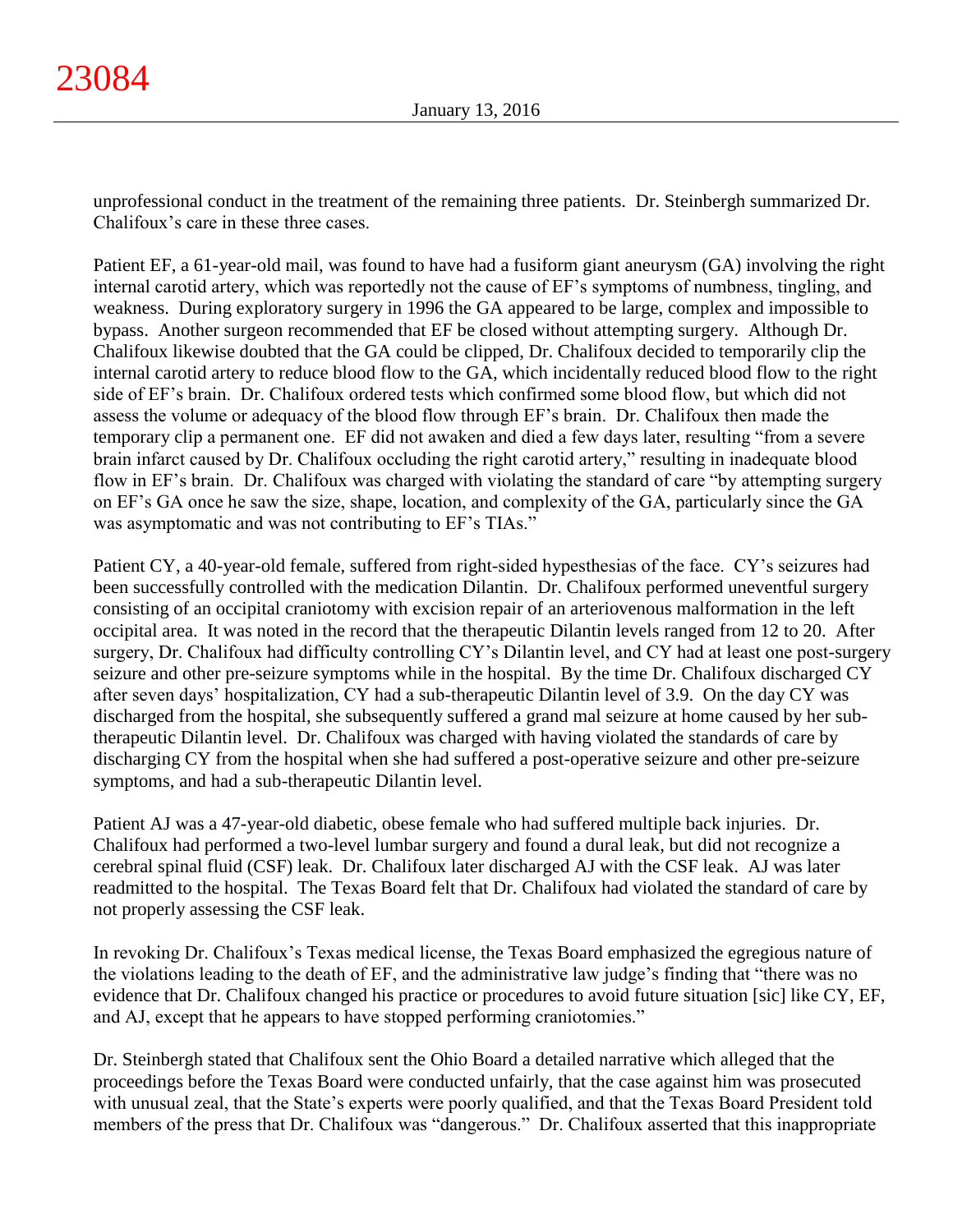unprofessional conduct in the treatment of the remaining three patients. Dr. Steinbergh summarized Dr. Chalifoux's care in these three cases.

Patient EF, a 61-year-old mail, was found to have had a fusiform giant aneurysm (GA) involving the right internal carotid artery, which was reportedly not the cause of EF's symptoms of numbness, tingling, and weakness. During exploratory surgery in 1996 the GA appeared to be large, complex and impossible to bypass. Another surgeon recommended that EF be closed without attempting surgery. Although Dr. Chalifoux likewise doubted that the GA could be clipped, Dr. Chalifoux decided to temporarily clip the internal carotid artery to reduce blood flow to the GA, which incidentally reduced blood flow to the right side of EF's brain. Dr. Chalifoux ordered tests which confirmed some blood flow, but which did not assess the volume or adequacy of the blood flow through EF's brain. Dr. Chalifoux then made the temporary clip a permanent one. EF did not awaken and died a few days later, resulting "from a severe brain infarct caused by Dr. Chalifoux occluding the right carotid artery," resulting in inadequate blood flow in EF's brain. Dr. Chalifoux was charged with violating the standard of care "by attempting surgery on EF's GA once he saw the size, shape, location, and complexity of the GA, particularly since the GA was asymptomatic and was not contributing to EF's TIAs."

Patient CY, a 40-year-old female, suffered from right-sided hypesthesias of the face. CY's seizures had been successfully controlled with the medication Dilantin. Dr. Chalifoux performed uneventful surgery consisting of an occipital craniotomy with excision repair of an arteriovenous malformation in the left occipital area. It was noted in the record that the therapeutic Dilantin levels ranged from 12 to 20. After surgery, Dr. Chalifoux had difficulty controlling CY's Dilantin level, and CY had at least one post-surgery seizure and other pre-seizure symptoms while in the hospital. By the time Dr. Chalifoux discharged CY after seven days' hospitalization, CY had a sub-therapeutic Dilantin level of 3.9. On the day CY was discharged from the hospital, she subsequently suffered a grand mal seizure at home caused by her sub-therapeutic Dilantin level. Dr. Chalifoux was charged with having violated the standards of care by discharging CY from the hospital when she had suffered a post-operative seizure and other pre-seizure symptoms, and had a sub-therapeutic Dilantin level.

Patient AJ was a 47-year-old diabetic, obese female who had suffered multiple back injuries. Dr. Chalifoux had performed a two-level lumbar surgery and found a dural leak, but did not recognize a cerebral spinal fluid (CSF) leak. Dr. Chalifoux later discharged AJ with the CSF leak. AJ was later readmitted to the hospital. The Texas Board felt that Dr. Chalifoux had violated the standard of care by not properly assessing the CSF leak.

In revoking Dr. Chalifoux's Texas medical license, the Texas Board emphasized the egregious nature of the violations leading to the death of EF, and the administrative law judge's finding that "there was no evidence that Dr. Chalifoux changed his practice or procedures to avoid future situation [sic] like CY, EF, and AJ, except that he appears to have stopped performing craniotomies."

Dr. Steinbergh stated that Chalifoux sent the Ohio Board a detailed narrative which alleged that the proceedings before the Texas Board were conducted unfairly, that the case against him was prosecuted with unusual zeal, that the State's experts were poorly qualified, and that the Texas Board President told members of the press that Dr. Chalifoux was "dangerous." Dr. Chalifoux asserted that this inappropriate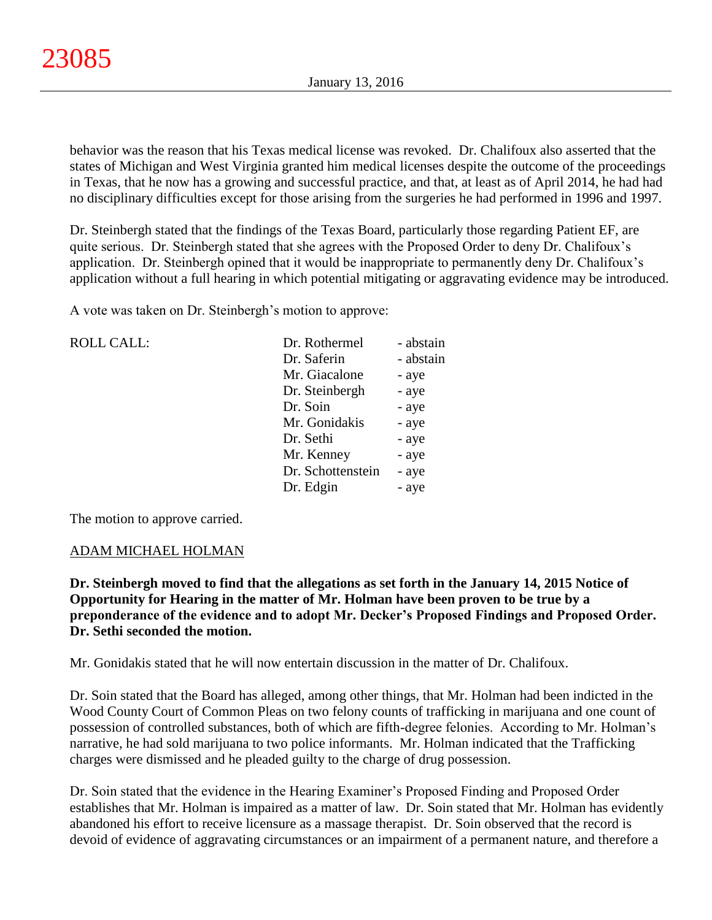behavior was the reason that his Texas medical license was revoked. Dr. Chalifoux also asserted that the states of Michigan and West Virginia granted him medical licenses despite the outcome of the proceedings in Texas, that he now has a growing and successful practice, and that, at least as of April 2014, he had had no disciplinary difficulties except for those arising from the surgeries he had performed in 1996 and 1997.

Dr. Steinbergh stated that the findings of the Texas Board, particularly those regarding Patient EF, are quite serious. Dr. Steinbergh stated that she agrees with the Proposed Order to deny Dr. Chalifoux's application. Dr. Steinbergh opined that it would be inappropriate to permanently deny Dr. Chalifoux's application without a full hearing in which potential mitigating or aggravating evidence may be introduced.

A vote was taken on Dr. Steinbergh's motion to approve:

| ROLL CALL: | | |
|---|---|---|
| | Dr. Rothermel | - abstain |
| | Dr. Saferin | - abstain |
| | Mr. Giacalone | - aye |
| | Dr. Steinbergh | - aye |
| | Dr. Soin | - aye |
| | Mr. Gonidakis | - aye |
| | Dr. Sethi | - aye |
| | Mr. Kenney | - aye |
| | Dr. Schottenstein | - aye |
| | Dr. Edgin | - aye |

The motion to approve carried.

ADAM MICHAEL HOLMAN

**Dr. Steinbergh moved to find that the allegations as set forth in the January 14, 2015 Notice of Opportunity for Hearing in the matter of Mr. Holman have been proven to be true by a preponderance of the evidence and to adopt Mr. Decker's Proposed Findings and Proposed Order. Dr. Sethi seconded the motion.**

Mr. Gonidakis stated that he will now entertain discussion in the matter of Dr. Chalifoux.

Dr. Soin stated that the Board has alleged, among other things, that Mr. Holman had been indicted in the Wood County Court of Common Pleas on two felony counts of trafficking in marijuana and one count of possession of controlled substances, both of which are fifth-degree felonies. According to Mr. Holman's narrative, he had sold marijuana to two police informants. Mr. Holman indicated that the Trafficking charges were dismissed and he pleaded guilty to the charge of drug possession.

Dr. Soin stated that the evidence in the Hearing Examiner's Proposed Finding and Proposed Order establishes that Mr. Holman is impaired as a matter of law. Dr. Soin stated that Mr. Holman has evidently abandoned his effort to receive licensure as a massage therapist. Dr. Soin observed that the record is devoid of evidence of aggravating circumstances or an impairment of a permanent nature, and therefore a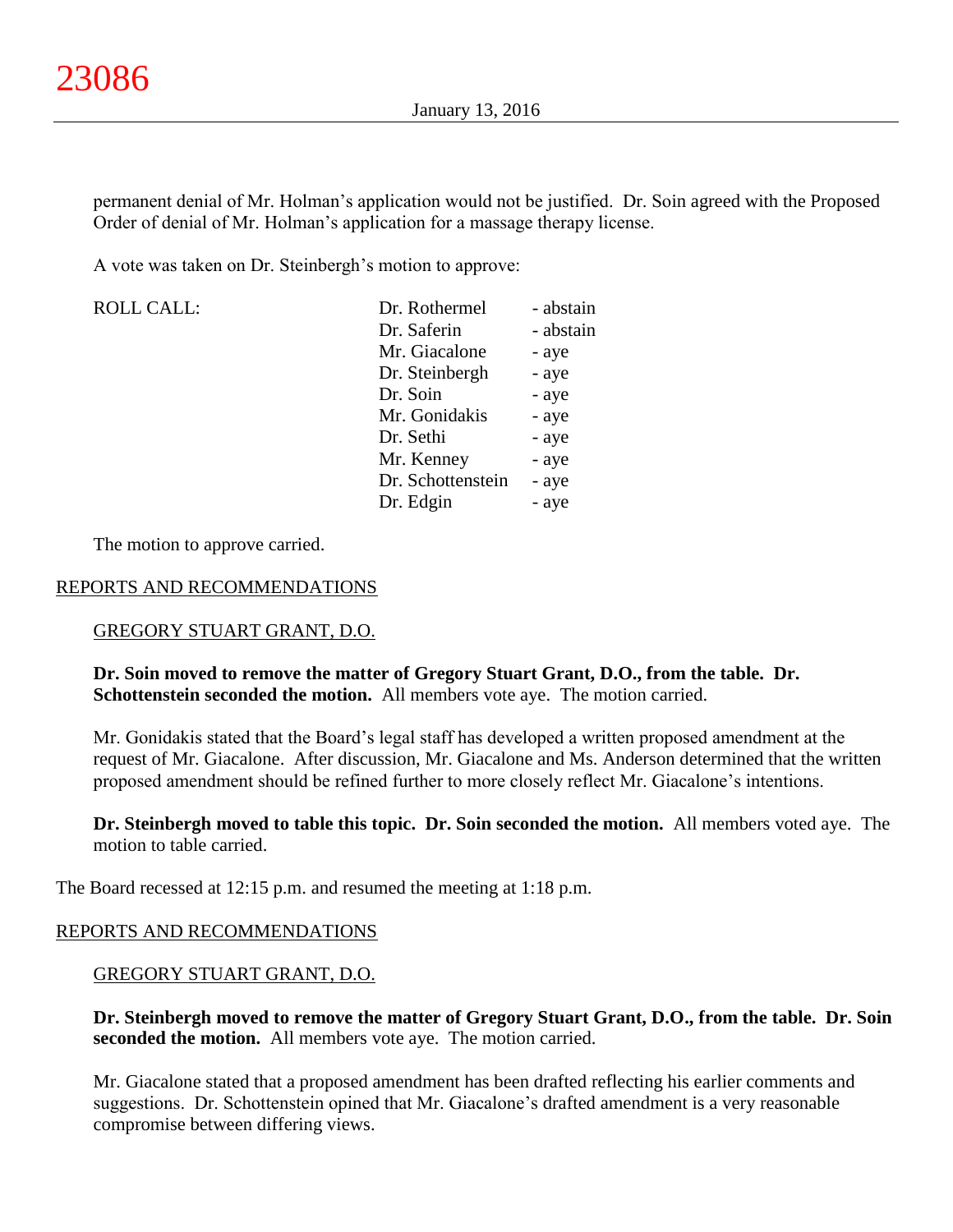permanent denial of Mr. Holman's application would not be justified. Dr. Soin agreed with the Proposed Order of denial of Mr. Holman's application for a massage therapy license.

A vote was taken on Dr. Steinbergh's motion to approve:

| ROLL CALL: | | |
|---|---|---|
| | Dr. Rothermel | - abstain |
| | Dr. Saferin | - abstain |
| | Mr. Giacalone | - aye |
| | Dr. Steinbergh | - aye |
| | Dr. Soin | - aye |
| | Mr. Gonidakis | - aye |
| | Dr. Sethi | - aye |
| | Mr. Kenney | - aye |
| | Dr. Schottenstein | - aye |
| | Dr. Edgin | - aye |

The motion to approve carried.

REPORTS AND RECOMMENDATIONS

GREGORY STUART GRANT, D.O.

**Dr. Soin moved to remove the matter of Gregory Stuart Grant, D.O., from the table. Dr. Schottenstein seconded the motion.** All members vote aye. The motion carried.

Mr. Gonidakis stated that the Board's legal staff has developed a written proposed amendment at the request of Mr. Giacalone. After discussion, Mr. Giacalone and Ms. Anderson determined that the written proposed amendment should be refined further to more closely reflect Mr. Giacalone's intentions.

**Dr. Steinbergh moved to table this topic. Dr. Soin seconded the motion.** All members voted aye. The motion to table carried.

The Board recessed at 12:15 p.m. and resumed the meeting at 1:18 p.m.

REPORTS AND RECOMMENDATIONS

GREGORY STUART GRANT, D.O.

**Dr. Steinbergh moved to remove the matter of Gregory Stuart Grant, D.O., from the table. Dr. Soin seconded the motion.** All members vote aye. The motion carried.

Mr. Giacalone stated that a proposed amendment has been drafted reflecting his earlier comments and suggestions. Dr. Schottenstein opined that Mr. Giacalone's drafted amendment is a very reasonable compromise between differing views.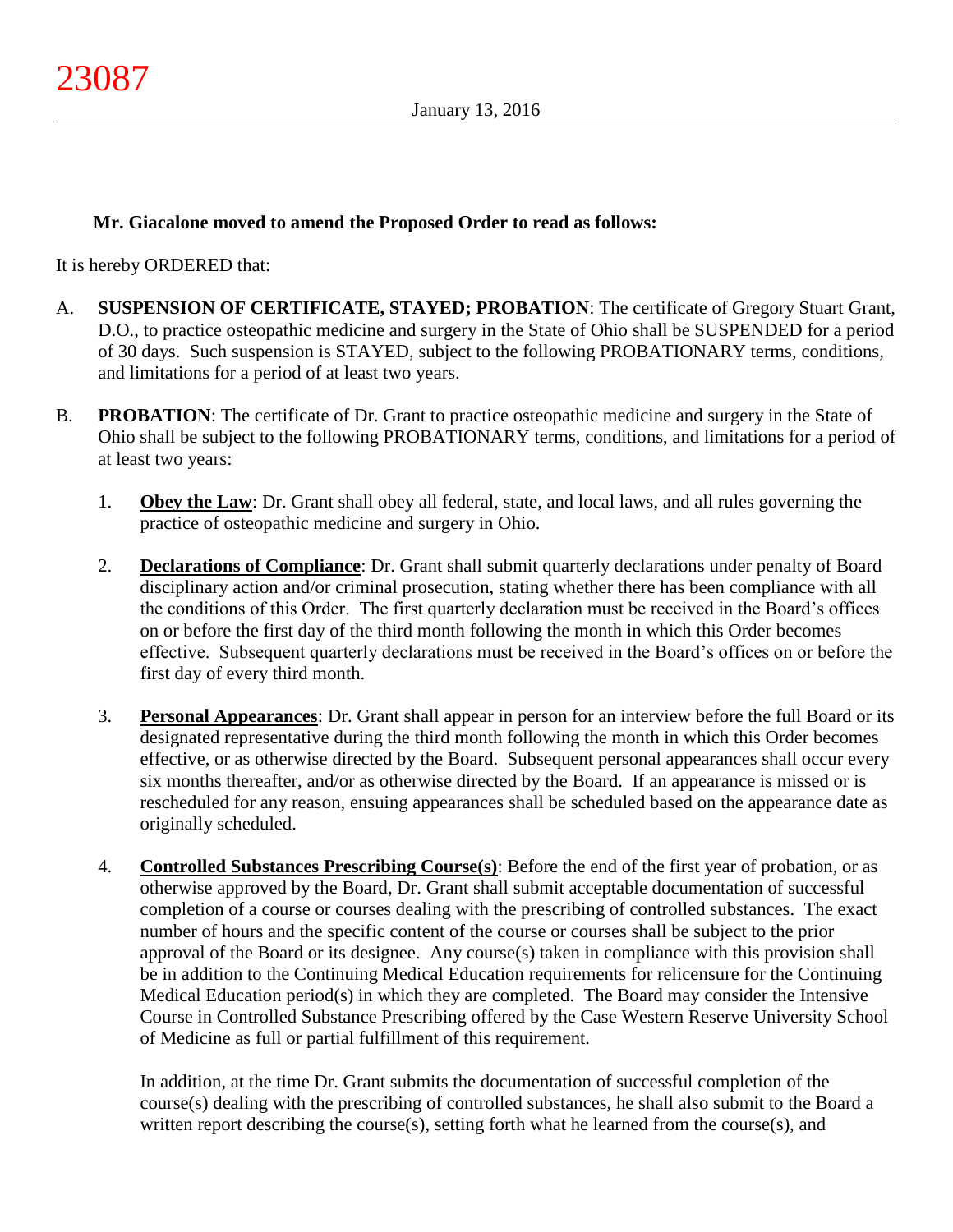**Mr. Giacalone moved to amend the Proposed Order to read as follows:**

It is hereby ORDERED that:

A. **SUSPENSION OF CERTIFICATE, STAYED; PROBATION**: The certificate of Gregory Stuart Grant, D.O., to practice osteopathic medicine and surgery in the State of Ohio shall be SUSPENDED for a period of 30 days. Such suspension is STAYED, subject to the following PROBATIONARY terms, conditions, and limitations for a period of at least two years.

B. **PROBATION**: The certificate of Dr. Grant to practice osteopathic medicine and surgery in the State of Ohio shall be subject to the following PROBATIONARY terms, conditions, and limitations for a period of at least two years:

   1. **Obey the Law**: Dr. Grant shall obey all federal, state, and local laws, and all rules governing the practice of osteopathic medicine and surgery in Ohio.

   2. **Declarations of Compliance**: Dr. Grant shall submit quarterly declarations under penalty of Board disciplinary action and/or criminal prosecution, stating whether there has been compliance with all the conditions of this Order. The first quarterly declaration must be received in the Board's offices on or before the first day of the third month following the month in which this Order becomes effective. Subsequent quarterly declarations must be received in the Board's offices on or before the first day of every third month.

   3. **Personal Appearances**: Dr. Grant shall appear in person for an interview before the full Board or its designated representative during the third month following the month in which this Order becomes effective, or as otherwise directed by the Board. Subsequent personal appearances shall occur every six months thereafter, and/or as otherwise directed by the Board. If an appearance is missed or is rescheduled for any reason, ensuing appearances shall be scheduled based on the appearance date as originally scheduled.

   4. **Controlled Substances Prescribing Course(s)**: Before the end of the first year of probation, or as otherwise approved by the Board, Dr. Grant shall submit acceptable documentation of successful completion of a course or courses dealing with the prescribing of controlled substances. The exact number of hours and the specific content of the course or courses shall be subject to the prior approval of the Board or its designee. Any course(s) taken in compliance with this provision shall be in addition to the Continuing Medical Education requirements for relicensure for the Continuing Medical Education period(s) in which they are completed. The Board may consider the Intensive Course in Controlled Substance Prescribing offered by the Case Western Reserve University School of Medicine as full or partial fulfillment of this requirement.

      In addition, at the time Dr. Grant submits the documentation of successful completion of the course(s) dealing with the prescribing of controlled substances, he shall also submit to the Board a written report describing the course(s), setting forth what he learned from the course(s), and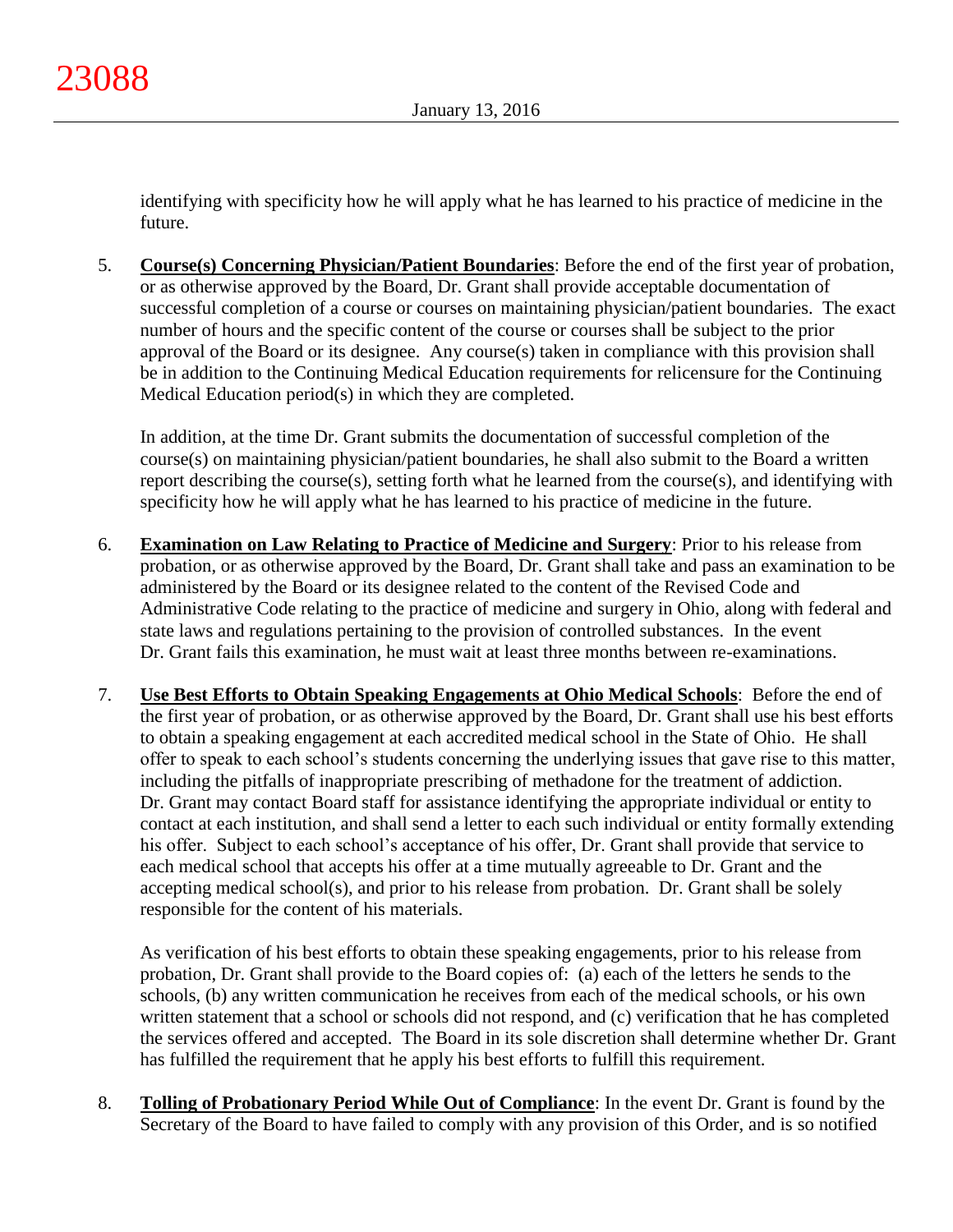identifying with specificity how he will apply what he has learned to his practice of medicine in the future.

5. **Course(s) Concerning Physician/Patient Boundaries**: Before the end of the first year of probation, or as otherwise approved by the Board, Dr. Grant shall provide acceptable documentation of successful completion of a course or courses on maintaining physician/patient boundaries. The exact number of hours and the specific content of the course or courses shall be subject to the prior approval of the Board or its designee. Any course(s) taken in compliance with this provision shall be in addition to the Continuing Medical Education requirements for relicensure for the Continuing Medical Education period(s) in which they are completed.

   In addition, at the time Dr. Grant submits the documentation of successful completion of the course(s) on maintaining physician/patient boundaries, he shall also submit to the Board a written report describing the course(s), setting forth what he learned from the course(s), and identifying with specificity how he will apply what he has learned to his practice of medicine in the future.

6. **Examination on Law Relating to Practice of Medicine and Surgery**: Prior to his release from probation, or as otherwise approved by the Board, Dr. Grant shall take and pass an examination to be administered by the Board or its designee related to the content of the Revised Code and Administrative Code relating to the practice of medicine and surgery in Ohio, along with federal and state laws and regulations pertaining to the provision of controlled substances. In the event Dr. Grant fails this examination, he must wait at least three months between re-examinations.

7. **Use Best Efforts to Obtain Speaking Engagements at Ohio Medical Schools**: Before the end of the first year of probation, or as otherwise approved by the Board, Dr. Grant shall use his best efforts to obtain a speaking engagement at each accredited medical school in the State of Ohio. He shall offer to speak to each school's students concerning the underlying issues that gave rise to this matter, including the pitfalls of inappropriate prescribing of methadone for the treatment of addiction. Dr. Grant may contact Board staff for assistance identifying the appropriate individual or entity to contact at each institution, and shall send a letter to each such individual or entity formally extending his offer. Subject to each school's acceptance of his offer, Dr. Grant shall provide that service to each medical school that accepts his offer at a time mutually agreeable to Dr. Grant and the accepting medical school(s), and prior to his release from probation. Dr. Grant shall be solely responsible for the content of his materials.

   As verification of his best efforts to obtain these speaking engagements, prior to his release from probation, Dr. Grant shall provide to the Board copies of: (a) each of the letters he sends to the schools, (b) any written communication he receives from each of the medical schools, or his own written statement that a school or schools did not respond, and (c) verification that he has completed the services offered and accepted. The Board in its sole discretion shall determine whether Dr. Grant has fulfilled the requirement that he apply his best efforts to fulfill this requirement.

8. **Tolling of Probationary Period While Out of Compliance**: In the event Dr. Grant is found by the Secretary of the Board to have failed to comply with any provision of this Order, and is so notified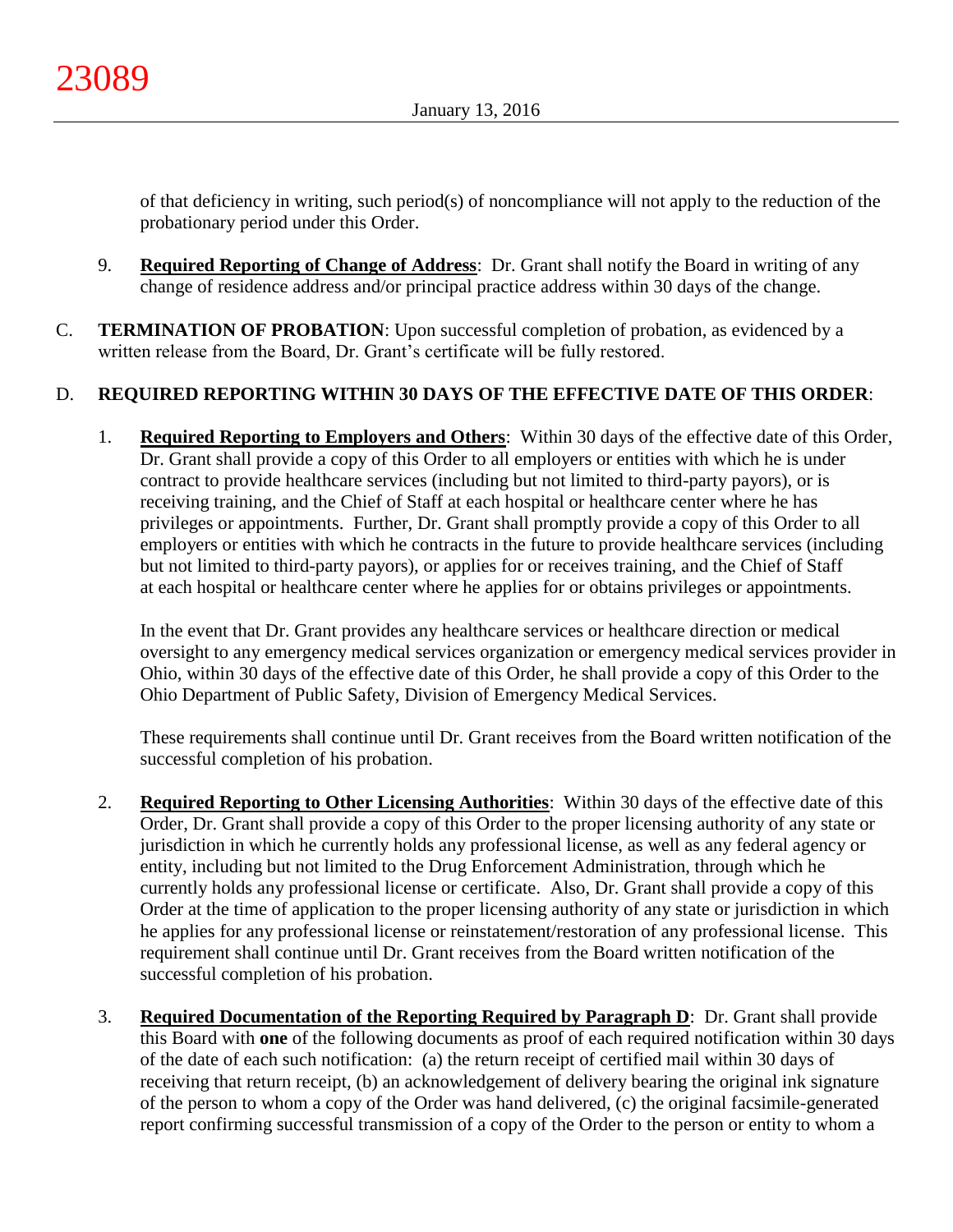of that deficiency in writing, such period(s) of noncompliance will not apply to the reduction of the probationary period under this Order.

9. **Required Reporting of Change of Address**: Dr. Grant shall notify the Board in writing of any change of residence address and/or principal practice address within 30 days of the change.

C. **TERMINATION OF PROBATION**: Upon successful completion of probation, as evidenced by a written release from the Board, Dr. Grant's certificate will be fully restored.

D. **REQUIRED REPORTING WITHIN 30 DAYS OF THE EFFECTIVE DATE OF THIS ORDER**:

1. **Required Reporting to Employers and Others**: Within 30 days of the effective date of this Order, Dr. Grant shall provide a copy of this Order to all employers or entities with which he is under contract to provide healthcare services (including but not limited to third-party payors), or is receiving training, and the Chief of Staff at each hospital or healthcare center where he has privileges or appointments. Further, Dr. Grant shall promptly provide a copy of this Order to all employers or entities with which he contracts in the future to provide healthcare services (including but not limited to third-party payors), or applies for or receives training, and the Chief of Staff at each hospital or healthcare center where he applies for or obtains privileges or appointments.

   In the event that Dr. Grant provides any healthcare services or healthcare direction or medical oversight to any emergency medical services organization or emergency medical services provider in Ohio, within 30 days of the effective date of this Order, he shall provide a copy of this Order to the Ohio Department of Public Safety, Division of Emergency Medical Services.

   These requirements shall continue until Dr. Grant receives from the Board written notification of the successful completion of his probation.

2. **Required Reporting to Other Licensing Authorities**: Within 30 days of the effective date of this Order, Dr. Grant shall provide a copy of this Order to the proper licensing authority of any state or jurisdiction in which he currently holds any professional license, as well as any federal agency or entity, including but not limited to the Drug Enforcement Administration, through which he currently holds any professional license or certificate. Also, Dr. Grant shall provide a copy of this Order at the time of application to the proper licensing authority of any state or jurisdiction in which he applies for any professional license or reinstatement/restoration of any professional license. This requirement shall continue until Dr. Grant receives from the Board written notification of the successful completion of his probation.

3. **Required Documentation of the Reporting Required by Paragraph D**: Dr. Grant shall provide this Board with **one** of the following documents as proof of each required notification within 30 days of the date of each such notification: (a) the return receipt of certified mail within 30 days of receiving that return receipt, (b) an acknowledgement of delivery bearing the original ink signature of the person to whom a copy of the Order was hand delivered, (c) the original facsimile-generated report confirming successful transmission of a copy of the Order to the person or entity to whom a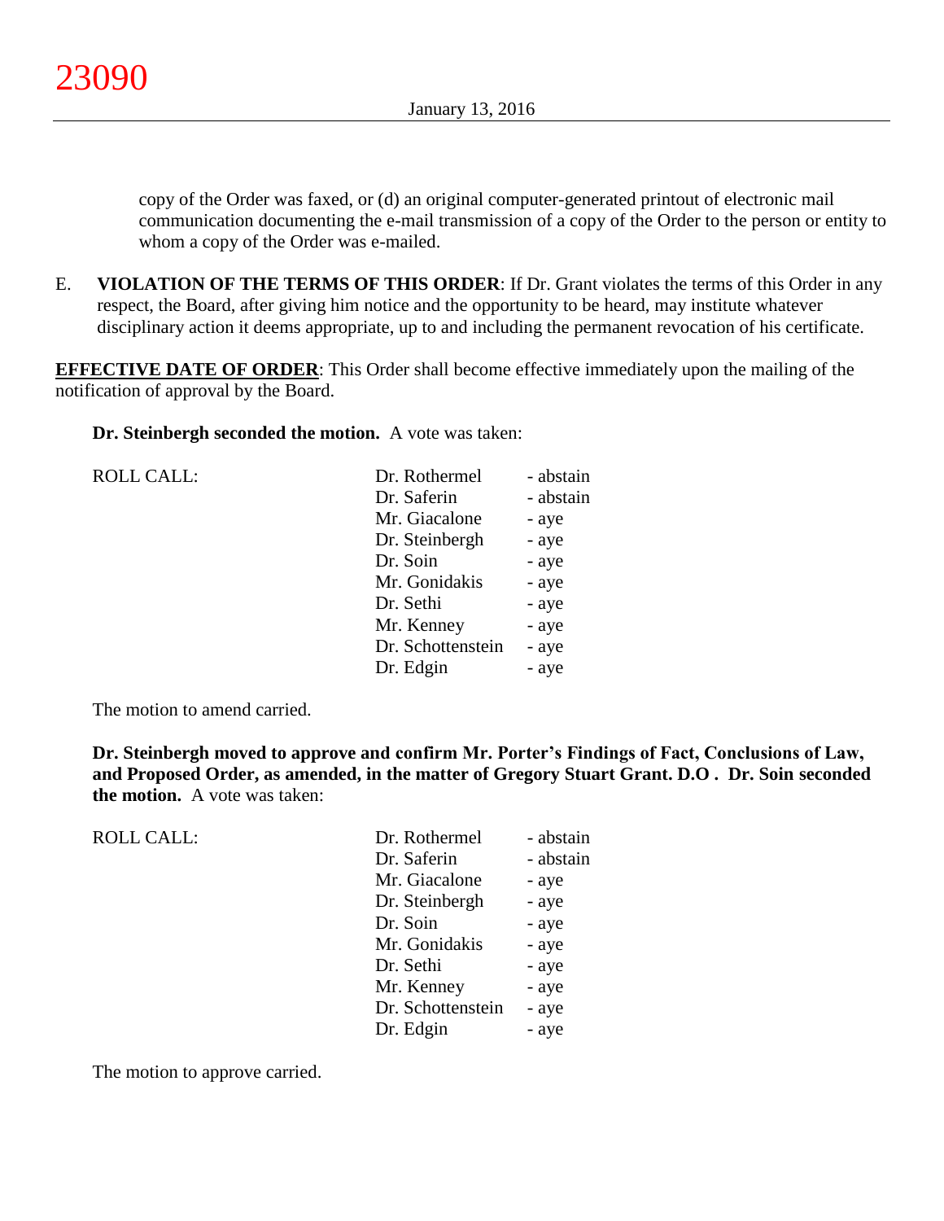copy of the Order was faxed, or (d) an original computer-generated printout of electronic mail communication documenting the e-mail transmission of a copy of the Order to the person or entity to whom a copy of the Order was e-mailed.

E. **VIOLATION OF THE TERMS OF THIS ORDER**: If Dr. Grant violates the terms of this Order in any respect, the Board, after giving him notice and the opportunity to be heard, may institute whatever disciplinary action it deems appropriate, up to and including the permanent revocation of his certificate.

**EFFECTIVE DATE OF ORDER**: This Order shall become effective immediately upon the mailing of the notification of approval by the Board.

**Dr. Steinbergh seconded the motion.** A vote was taken:

| ROLL CALL: | Dr. Rothermel | - abstain |
|---|---|---|
| | Dr. Saferin | - abstain |
| | Mr. Giacalone | - aye |
| | Dr. Steinbergh | - aye |
| | Dr. Soin | - aye |
| | Mr. Gonidakis | - aye |
| | Dr. Sethi | - aye |
| | Mr. Kenney | - aye |
| | Dr. Schottenstein | - aye |
| | Dr. Edgin | - aye |

The motion to amend carried.

**Dr. Steinbergh moved to approve and confirm Mr. Porter's Findings of Fact, Conclusions of Law, and Proposed Order, as amended, in the matter of Gregory Stuart Grant. D.O . Dr. Soin seconded the motion.** A vote was taken:

| ROLL CALL: | Dr. Rothermel | - abstain |
|---|---|---|
| | Dr. Saferin | - abstain |
| | Mr. Giacalone | - aye |
| | Dr. Steinbergh | - aye |
| | Dr. Soin | - aye |
| | Mr. Gonidakis | - aye |
| | Dr. Sethi | - aye |
| | Mr. Kenney | - aye |
| | Dr. Schottenstein | - aye |
| | Dr. Edgin | - aye |

The motion to approve carried.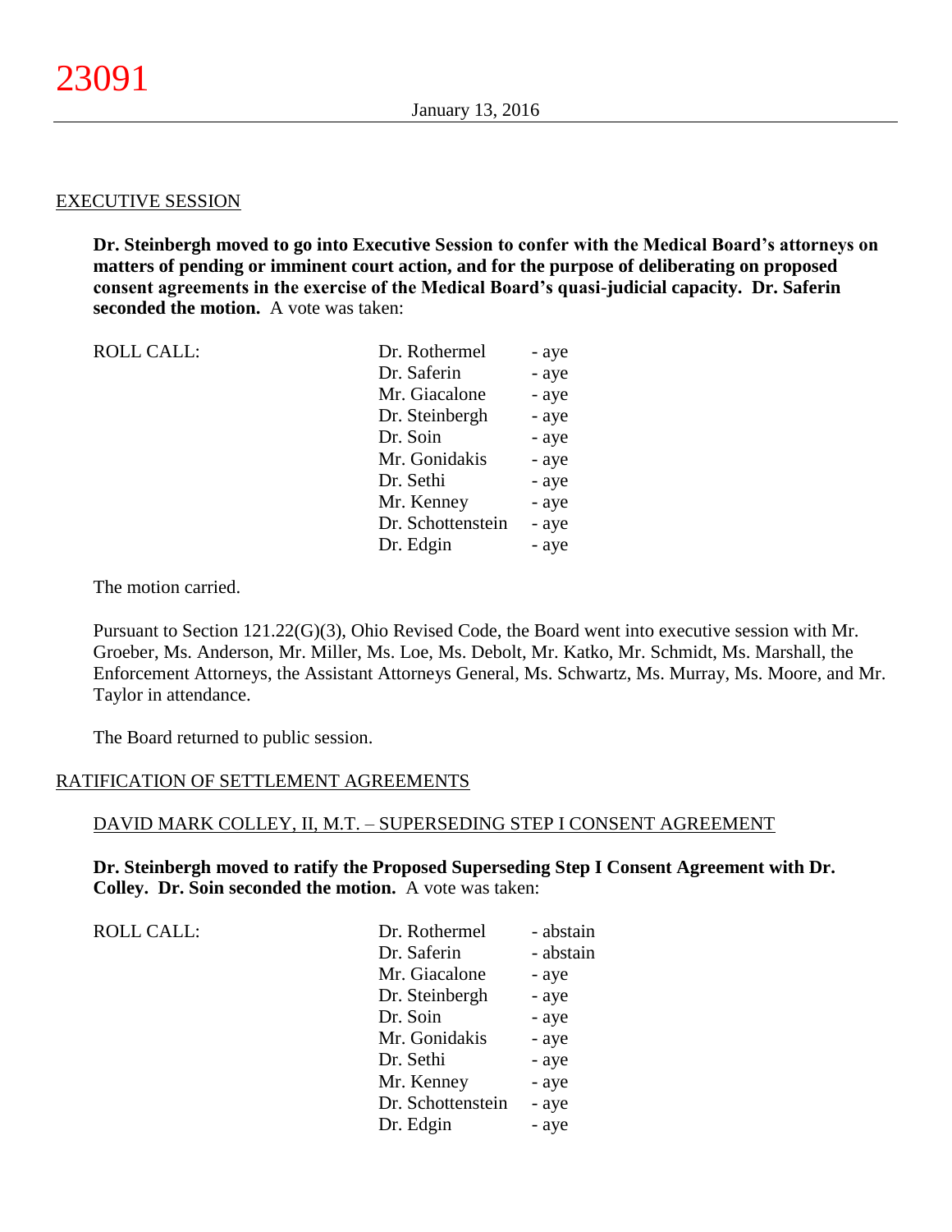EXECUTIVE SESSION

**Dr. Steinbergh moved to go into Executive Session to confer with the Medical Board's attorneys on matters of pending or imminent court action, and for the purpose of deliberating on proposed consent agreements in the exercise of the Medical Board's quasi-judicial capacity. Dr. Saferin seconded the motion.** A vote was taken:

| ROLL CALL: | Dr. Rothermel | - aye |
|---|---|---|
| | Dr. Saferin | - aye |
| | Mr. Giacalone | - aye |
| | Dr. Steinbergh | - aye |
| | Dr. Soin | - aye |
| | Mr. Gonidakis | - aye |
| | Dr. Sethi | - aye |
| | Mr. Kenney | - aye |
| | Dr. Schottenstein | - aye |
| | Dr. Edgin | - aye |

The motion carried.

Pursuant to Section 121.22(G)(3), Ohio Revised Code, the Board went into executive session with Mr. Groeber, Ms. Anderson, Mr. Miller, Ms. Loe, Ms. Debolt, Mr. Katko, Mr. Schmidt, Ms. Marshall, the Enforcement Attorneys, the Assistant Attorneys General, Ms. Schwartz, Ms. Murray, Ms. Moore, and Mr. Taylor in attendance.

The Board returned to public session.

RATIFICATION OF SETTLEMENT AGREEMENTS

DAVID MARK COLLEY, II, M.T. – SUPERSEDING STEP I CONSENT AGREEMENT

**Dr. Steinbergh moved to ratify the Proposed Superseding Step I Consent Agreement with Dr. Colley. Dr. Soin seconded the motion.** A vote was taken:

| ROLL CALL: | Dr. Rothermel | - abstain |
|---|---|---|
| | Dr. Saferin | - abstain |
| | Mr. Giacalone | - aye |
| | Dr. Steinbergh | - aye |
| | Dr. Soin | - aye |
| | Mr. Gonidakis | - aye |
| | Dr. Sethi | - aye |
| | Mr. Kenney | - aye |
| | Dr. Schottenstein | - aye |
| | Dr. Edgin | - aye |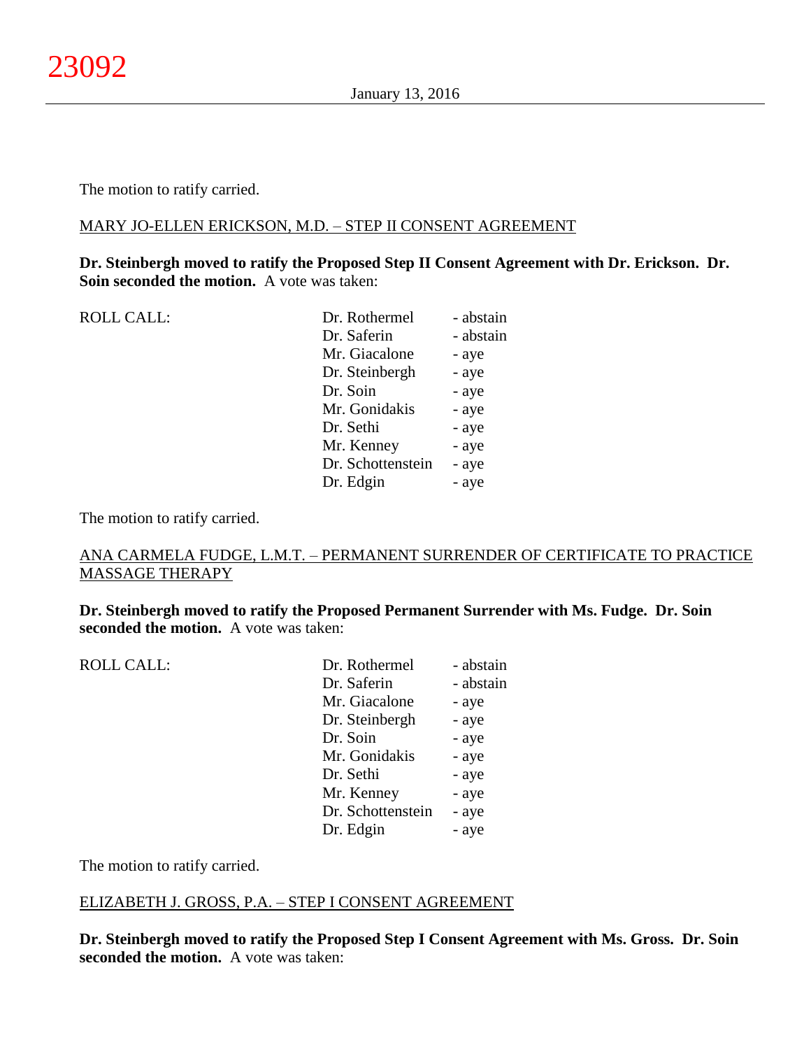The motion to ratify carried.

MARY JO-ELLEN ERICKSON, M.D. – STEP II CONSENT AGREEMENT

**Dr. Steinbergh moved to ratify the Proposed Step II Consent Agreement with Dr. Erickson. Dr. Soin seconded the motion.** A vote was taken:

| ROLL CALL: | Dr. Rothermel | - abstain |
|---|---|---|
| | Dr. Saferin | - abstain |
| | Mr. Giacalone | - aye |
| | Dr. Steinbergh | - aye |
| | Dr. Soin | - aye |
| | Mr. Gonidakis | - aye |
| | Dr. Sethi | - aye |
| | Mr. Kenney | - aye |
| | Dr. Schottenstein | - aye |
| | Dr. Edgin | - aye |

The motion to ratify carried.

ANA CARMELA FUDGE, L.M.T. – PERMANENT SURRENDER OF CERTIFICATE TO PRACTICE MASSAGE THERAPY

**Dr. Steinbergh moved to ratify the Proposed Permanent Surrender with Ms. Fudge. Dr. Soin seconded the motion.** A vote was taken:

| ROLL CALL: | Dr. Rothermel | - abstain |
|---|---|---|
| | Dr. Saferin | - abstain |
| | Mr. Giacalone | - aye |
| | Dr. Steinbergh | - aye |
| | Dr. Soin | - aye |
| | Mr. Gonidakis | - aye |
| | Dr. Sethi | - aye |
| | Mr. Kenney | - aye |
| | Dr. Schottenstein | - aye |
| | Dr. Edgin | - aye |

The motion to ratify carried.

ELIZABETH J. GROSS, P.A. – STEP I CONSENT AGREEMENT

**Dr. Steinbergh moved to ratify the Proposed Step I Consent Agreement with Ms. Gross. Dr. Soin seconded the motion.** A vote was taken: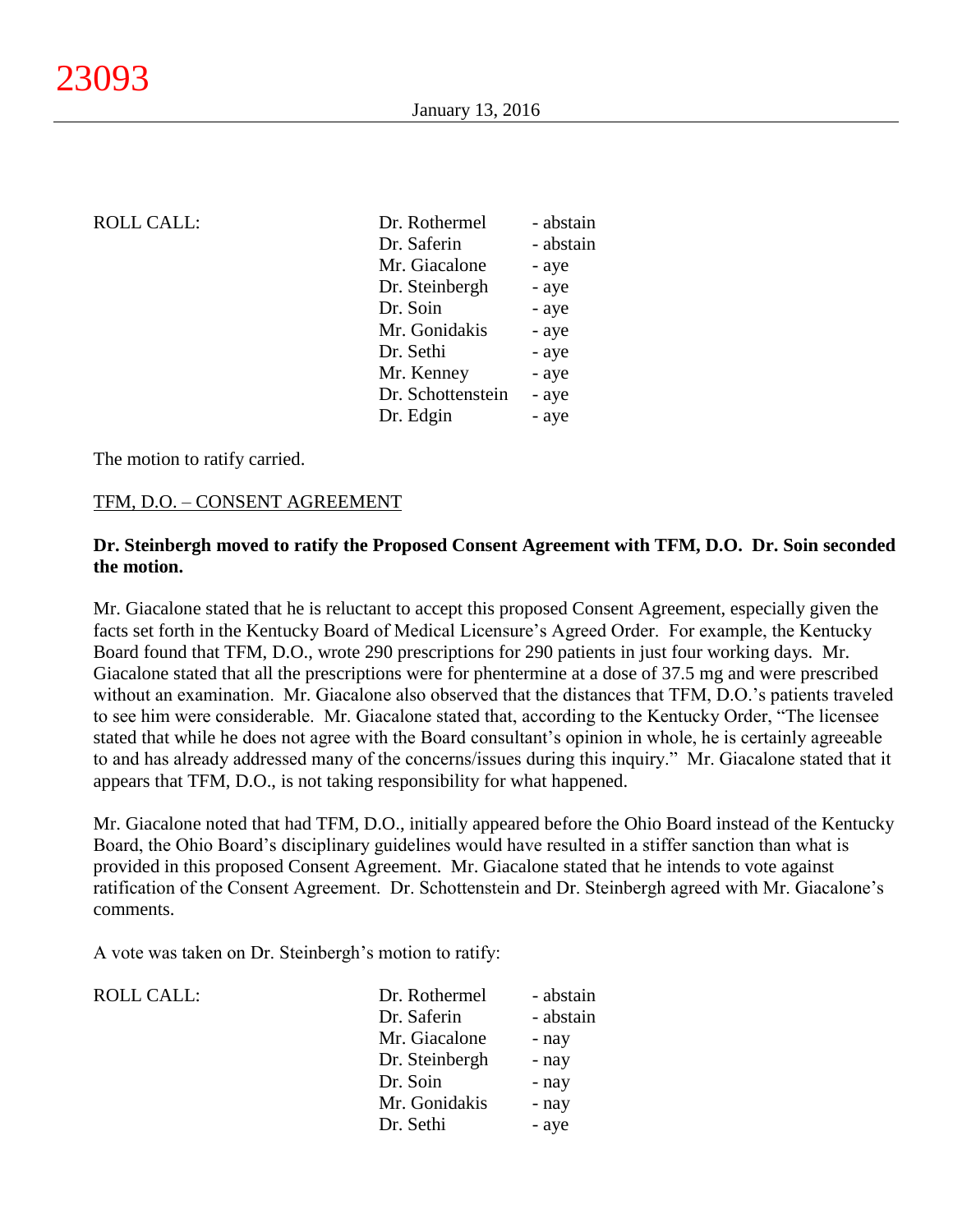ROLL CALL:

| | |
|---|---|
| Dr. Rothermel | - abstain |
| Dr. Saferin | - abstain |
| Mr. Giacalone | - aye |
| Dr. Steinbergh | - aye |
| Dr. Soin | - aye |
| Mr. Gonidakis | - aye |
| Dr. Sethi | - aye |
| Mr. Kenney | - aye |
| Dr. Schottenstein | - aye |
| Dr. Edgin | - aye |

The motion to ratify carried.

TFM, D.O. – CONSENT AGREEMENT

**Dr. Steinbergh moved to ratify the Proposed Consent Agreement with TFM, D.O. Dr. Soin seconded the motion.**

Mr. Giacalone stated that he is reluctant to accept this proposed Consent Agreement, especially given the facts set forth in the Kentucky Board of Medical Licensure's Agreed Order. For example, the Kentucky Board found that TFM, D.O., wrote 290 prescriptions for 290 patients in just four working days. Mr. Giacalone stated that all the prescriptions were for phentermine at a dose of 37.5 mg and were prescribed without an examination. Mr. Giacalone also observed that the distances that TFM, D.O.'s patients traveled to see him were considerable. Mr. Giacalone stated that, according to the Kentucky Order, "The licensee stated that while he does not agree with the Board consultant's opinion in whole, he is certainly agreeable to and has already addressed many of the concerns/issues during this inquiry." Mr. Giacalone stated that it appears that TFM, D.O., is not taking responsibility for what happened.

Mr. Giacalone noted that had TFM, D.O., initially appeared before the Ohio Board instead of the Kentucky Board, the Ohio Board's disciplinary guidelines would have resulted in a stiffer sanction than what is provided in this proposed Consent Agreement. Mr. Giacalone stated that he intends to vote against ratification of the Consent Agreement. Dr. Schottenstein and Dr. Steinbergh agreed with Mr. Giacalone's comments.

A vote was taken on Dr. Steinbergh's motion to ratify:

ROLL CALL:

| | |
|---|---|
| Dr. Rothermel | - abstain |
| Dr. Saferin | - abstain |
| Mr. Giacalone | - nay |
| Dr. Steinbergh | - nay |
| Dr. Soin | - nay |
| Mr. Gonidakis | - nay |
| Dr. Sethi | - aye |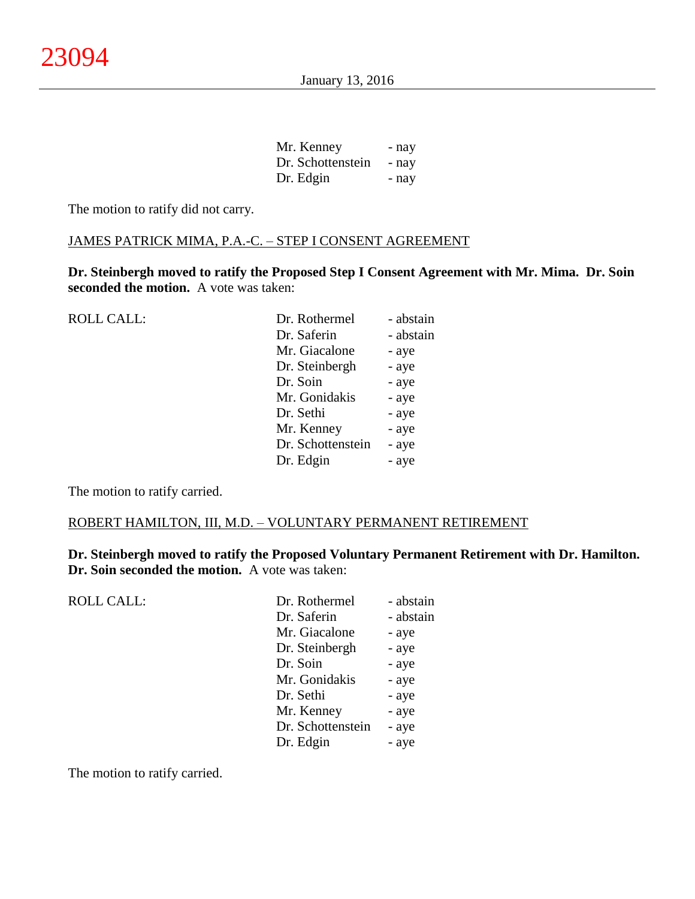| | | |
|---|---|---|
| | Mr. Kenney | - nay |
| | Dr. Schottenstein | - nay |
| | Dr. Edgin | - nay |

The motion to ratify did not carry.

JAMES PATRICK MIMA, P.A.-C. – STEP I CONSENT AGREEMENT

**Dr. Steinbergh moved to ratify the Proposed Step I Consent Agreement with Mr. Mima. Dr. Soin seconded the motion.** A vote was taken:

| | | |
|---|---|---|
| ROLL CALL: | Dr. Rothermel | - abstain |
| | Dr. Saferin | - abstain |
| | Mr. Giacalone | - aye |
| | Dr. Steinbergh | - aye |
| | Dr. Soin | - aye |
| | Mr. Gonidakis | - aye |
| | Dr. Sethi | - aye |
| | Mr. Kenney | - aye |
| | Dr. Schottenstein | - aye |
| | Dr. Edgin | - aye |

The motion to ratify carried.

ROBERT HAMILTON, III, M.D. – VOLUNTARY PERMANENT RETIREMENT

**Dr. Steinbergh moved to ratify the Proposed Voluntary Permanent Retirement with Dr. Hamilton. Dr. Soin seconded the motion.** A vote was taken:

| | | |
|---|---|---|
| ROLL CALL: | Dr. Rothermel | - abstain |
| | Dr. Saferin | - abstain |
| | Mr. Giacalone | - aye |
| | Dr. Steinbergh | - aye |
| | Dr. Soin | - aye |
| | Mr. Gonidakis | - aye |
| | Dr. Sethi | - aye |
| | Mr. Kenney | - aye |
| | Dr. Schottenstein | - aye |
| | Dr. Edgin | - aye |

The motion to ratify carried.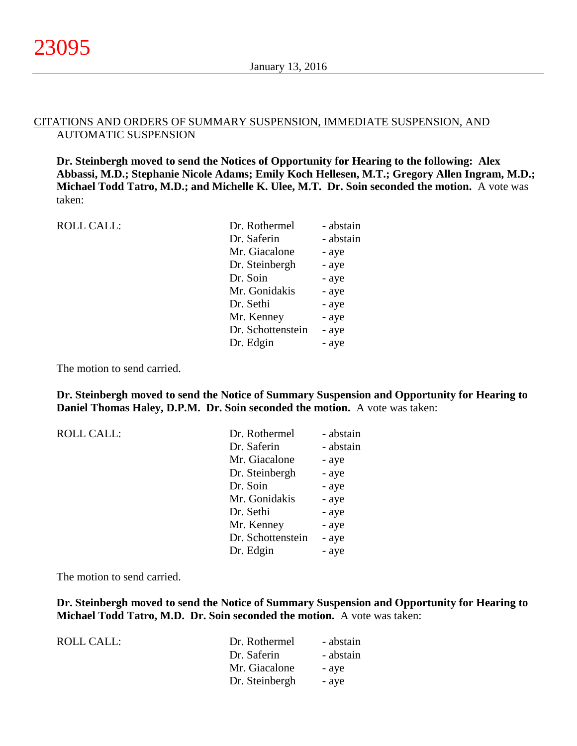CITATIONS AND ORDERS OF SUMMARY SUSPENSION, IMMEDIATE SUSPENSION, AND AUTOMATIC SUSPENSION

**Dr. Steinbergh moved to send the Notices of Opportunity for Hearing to the following: Alex Abbassi, M.D.; Stephanie Nicole Adams; Emily Koch Hellesen, M.T.; Gregory Allen Ingram, M.D.; Michael Todd Tatro, M.D.; and Michelle K. Ulee, M.T. Dr. Soin seconded the motion.** A vote was taken:

| ROLL CALL: | Dr. Rothermel | - abstain |
|---|---|---|
| | Dr. Saferin | - abstain |
| | Mr. Giacalone | - aye |
| | Dr. Steinbergh | - aye |
| | Dr. Soin | - aye |
| | Mr. Gonidakis | - aye |
| | Dr. Sethi | - aye |
| | Mr. Kenney | - aye |
| | Dr. Schottenstein | - aye |
| | Dr. Edgin | - aye |

The motion to send carried.

**Dr. Steinbergh moved to send the Notice of Summary Suspension and Opportunity for Hearing to Daniel Thomas Haley, D.P.M. Dr. Soin seconded the motion.** A vote was taken:

| ROLL CALL: | Dr. Rothermel | - abstain |
|---|---|---|
| | Dr. Saferin | - abstain |
| | Mr. Giacalone | - aye |
| | Dr. Steinbergh | - aye |
| | Dr. Soin | - aye |
| | Mr. Gonidakis | - aye |
| | Dr. Sethi | - aye |
| | Mr. Kenney | - aye |
| | Dr. Schottenstein | - aye |
| | Dr. Edgin | - aye |

The motion to send carried.

**Dr. Steinbergh moved to send the Notice of Summary Suspension and Opportunity for Hearing to Michael Todd Tatro, M.D. Dr. Soin seconded the motion.** A vote was taken:

| ROLL CALL: | Dr. Rothermel | - abstain |
|---|---|---|
| | Dr. Saferin | - abstain |
| | Mr. Giacalone | - aye |
| | Dr. Steinbergh | - aye |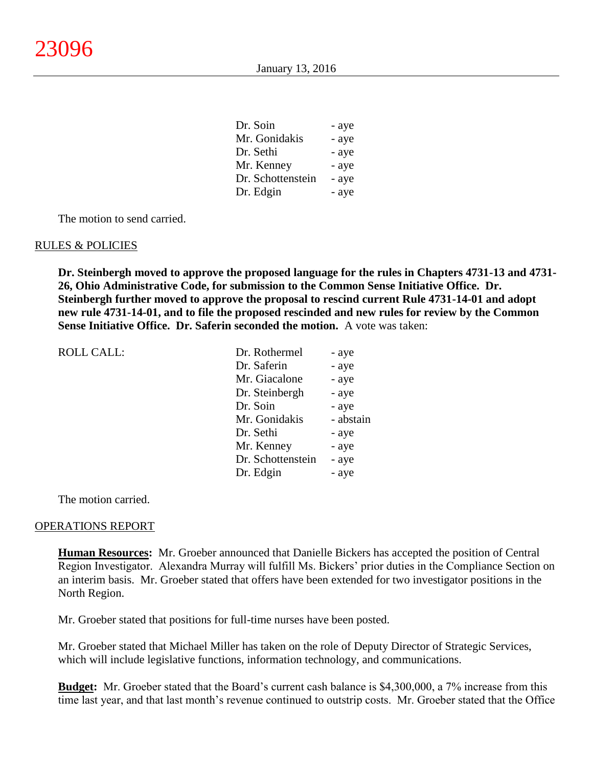| | |
|---|---|
| Dr. Soin | - aye |
| Mr. Gonidakis | - aye |
| Dr. Sethi | - aye |
| Mr. Kenney | - aye |
| Dr. Schottenstein | - aye |
| Dr. Edgin | - aye |

The motion to send carried.

RULES & POLICIES

**Dr. Steinbergh moved to approve the proposed language for the rules in Chapters 4731-13 and 4731-26, Ohio Administrative Code, for submission to the Common Sense Initiative Office. Dr. Steinbergh further moved to approve the proposal to rescind current Rule 4731-14-01 and adopt new rule 4731-14-01, and to file the proposed rescinded and new rules for review by the Common Sense Initiative Office. Dr. Saferin seconded the motion.** A vote was taken:

| ROLL CALL: | | |
|---|---|---|
| | Dr. Rothermel | - aye |
| | Dr. Saferin | - aye |
| | Mr. Giacalone | - aye |
| | Dr. Steinbergh | - aye |
| | Dr. Soin | - aye |
| | Mr. Gonidakis | - abstain |
| | Dr. Sethi | - aye |
| | Mr. Kenney | - aye |
| | Dr. Schottenstein | - aye |
| | Dr. Edgin | - aye |

The motion carried.

OPERATIONS REPORT

**Human Resources:** Mr. Groeber announced that Danielle Bickers has accepted the position of Central Region Investigator. Alexandra Murray will fulfill Ms. Bickers' prior duties in the Compliance Section on an interim basis. Mr. Groeber stated that offers have been extended for two investigator positions in the North Region.

Mr. Groeber stated that positions for full-time nurses have been posted.

Mr. Groeber stated that Michael Miller has taken on the role of Deputy Director of Strategic Services, which will include legislative functions, information technology, and communications.

**Budget:** Mr. Groeber stated that the Board's current cash balance is $4,300,000, a 7% increase from this time last year, and that last month's revenue continued to outstrip costs. Mr. Groeber stated that the Office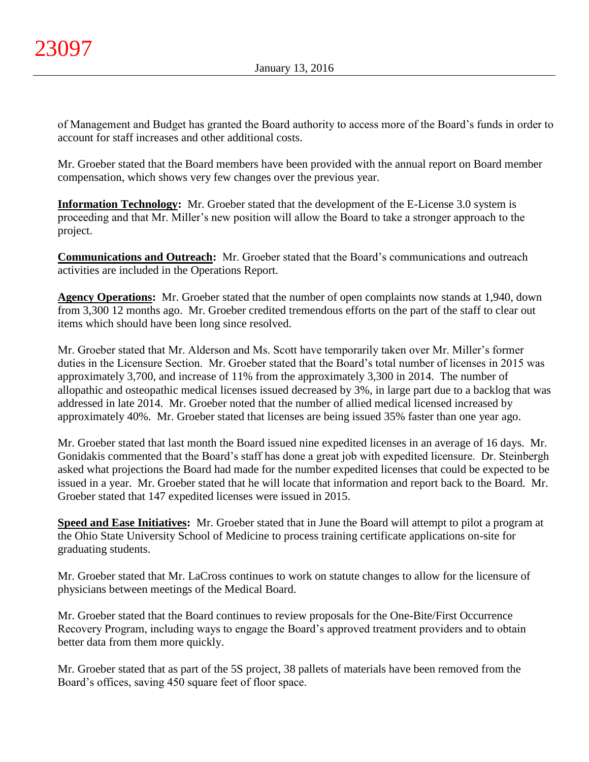of Management and Budget has granted the Board authority to access more of the Board's funds in order to account for staff increases and other additional costs.

Mr. Groeber stated that the Board members have been provided with the annual report on Board member compensation, which shows very few changes over the previous year.

**Information Technology:** Mr. Groeber stated that the development of the E-License 3.0 system is proceeding and that Mr. Miller's new position will allow the Board to take a stronger approach to the project.

**Communications and Outreach:** Mr. Groeber stated that the Board's communications and outreach activities are included in the Operations Report.

**Agency Operations:** Mr. Groeber stated that the number of open complaints now stands at 1,940, down from 3,300 12 months ago. Mr. Groeber credited tremendous efforts on the part of the staff to clear out items which should have been long since resolved.

Mr. Groeber stated that Mr. Alderson and Ms. Scott have temporarily taken over Mr. Miller's former duties in the Licensure Section. Mr. Groeber stated that the Board's total number of licenses in 2015 was approximately 3,700, and increase of 11% from the approximately 3,300 in 2014. The number of allopathic and osteopathic medical licenses issued decreased by 3%, in large part due to a backlog that was addressed in late 2014. Mr. Groeber noted that the number of allied medical licensed increased by approximately 40%. Mr. Groeber stated that licenses are being issued 35% faster than one year ago.

Mr. Groeber stated that last month the Board issued nine expedited licenses in an average of 16 days. Mr. Gonidakis commented that the Board's staff has done a great job with expedited licensure. Dr. Steinbergh asked what projections the Board had made for the number expedited licenses that could be expected to be issued in a year. Mr. Groeber stated that he will locate that information and report back to the Board. Mr. Groeber stated that 147 expedited licenses were issued in 2015.

**Speed and Ease Initiatives:** Mr. Groeber stated that in June the Board will attempt to pilot a program at the Ohio State University School of Medicine to process training certificate applications on-site for graduating students.

Mr. Groeber stated that Mr. LaCross continues to work on statute changes to allow for the licensure of physicians between meetings of the Medical Board.

Mr. Groeber stated that the Board continues to review proposals for the One-Bite/First Occurrence Recovery Program, including ways to engage the Board's approved treatment providers and to obtain better data from them more quickly.

Mr. Groeber stated that as part of the 5S project, 38 pallets of materials have been removed from the Board's offices, saving 450 square feet of floor space.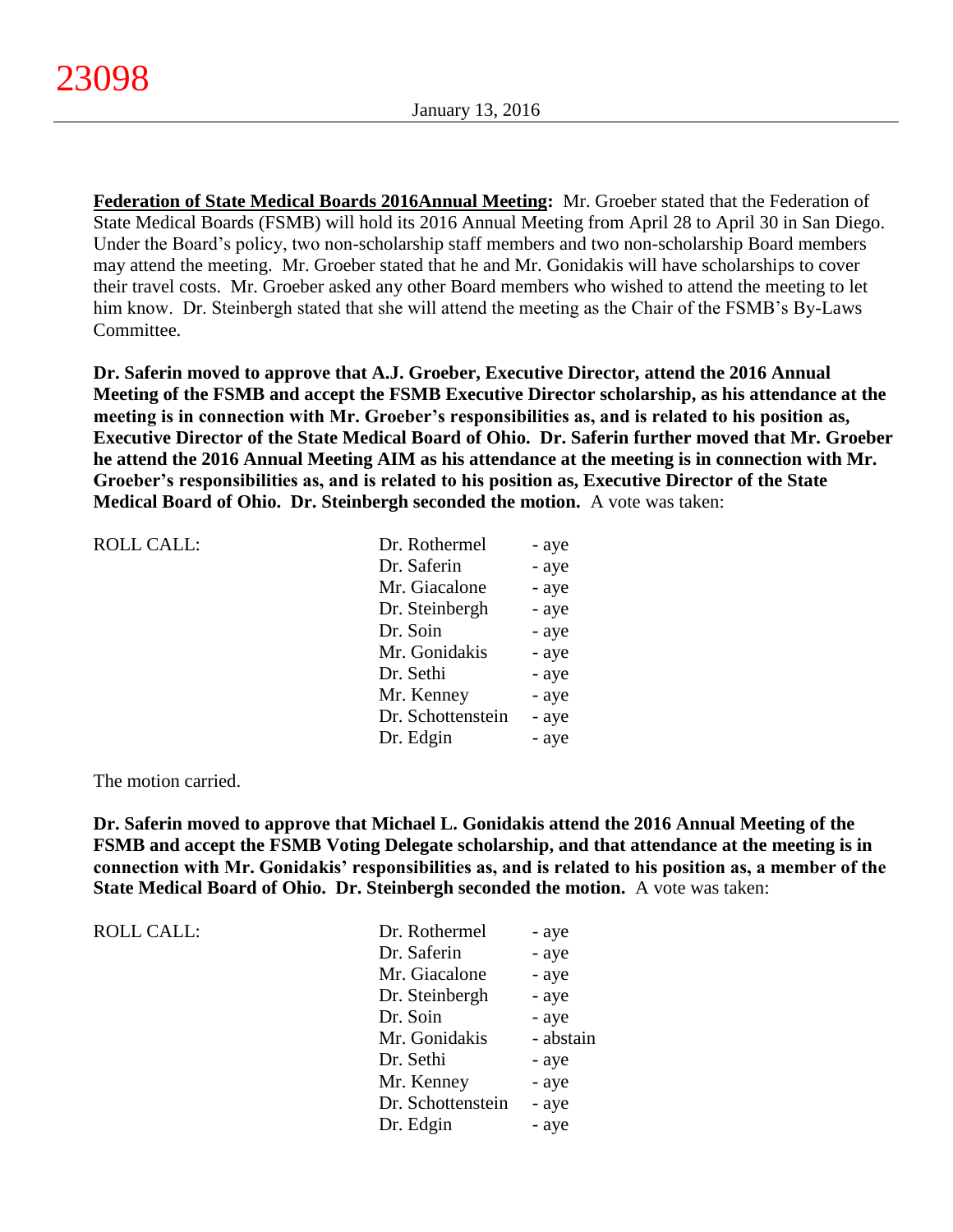**Federation of State Medical Boards 2016Annual Meeting:** Mr. Groeber stated that the Federation of State Medical Boards (FSMB) will hold its 2016 Annual Meeting from April 28 to April 30 in San Diego. Under the Board's policy, two non-scholarship staff members and two non-scholarship Board members may attend the meeting. Mr. Groeber stated that he and Mr. Gonidakis will have scholarships to cover their travel costs. Mr. Groeber asked any other Board members who wished to attend the meeting to let him know. Dr. Steinbergh stated that she will attend the meeting as the Chair of the FSMB's By-Laws Committee.

**Dr. Saferin moved to approve that A.J. Groeber, Executive Director, attend the 2016 Annual Meeting of the FSMB and accept the FSMB Executive Director scholarship, as his attendance at the meeting is in connection with Mr. Groeber's responsibilities as, and is related to his position as, Executive Director of the State Medical Board of Ohio. Dr. Saferin further moved that Mr. Groeber he attend the 2016 Annual Meeting AIM as his attendance at the meeting is in connection with Mr. Groeber's responsibilities as, and is related to his position as, Executive Director of the State Medical Board of Ohio. Dr. Steinbergh seconded the motion.** A vote was taken:

| ROLL CALL: | | |
|---|---|---|
| | Dr. Rothermel | - aye |
| | Dr. Saferin | - aye |
| | Mr. Giacalone | - aye |
| | Dr. Steinbergh | - aye |
| | Dr. Soin | - aye |
| | Mr. Gonidakis | - aye |
| | Dr. Sethi | - aye |
| | Mr. Kenney | - aye |
| | Dr. Schottenstein | - aye |
| | Dr. Edgin | - aye |

The motion carried.

**Dr. Saferin moved to approve that Michael L. Gonidakis attend the 2016 Annual Meeting of the FSMB and accept the FSMB Voting Delegate scholarship, and that attendance at the meeting is in connection with Mr. Gonidakis' responsibilities as, and is related to his position as, a member of the State Medical Board of Ohio. Dr. Steinbergh seconded the motion.** A vote was taken:

| ROLL CALL: | | |
|---|---|---|
| | Dr. Rothermel | - aye |
| | Dr. Saferin | - aye |
| | Mr. Giacalone | - aye |
| | Dr. Steinbergh | - aye |
| | Dr. Soin | - aye |
| | Mr. Gonidakis | - abstain |
| | Dr. Sethi | - aye |
| | Mr. Kenney | - aye |
| | Dr. Schottenstein | - aye |
| | Dr. Edgin | - aye |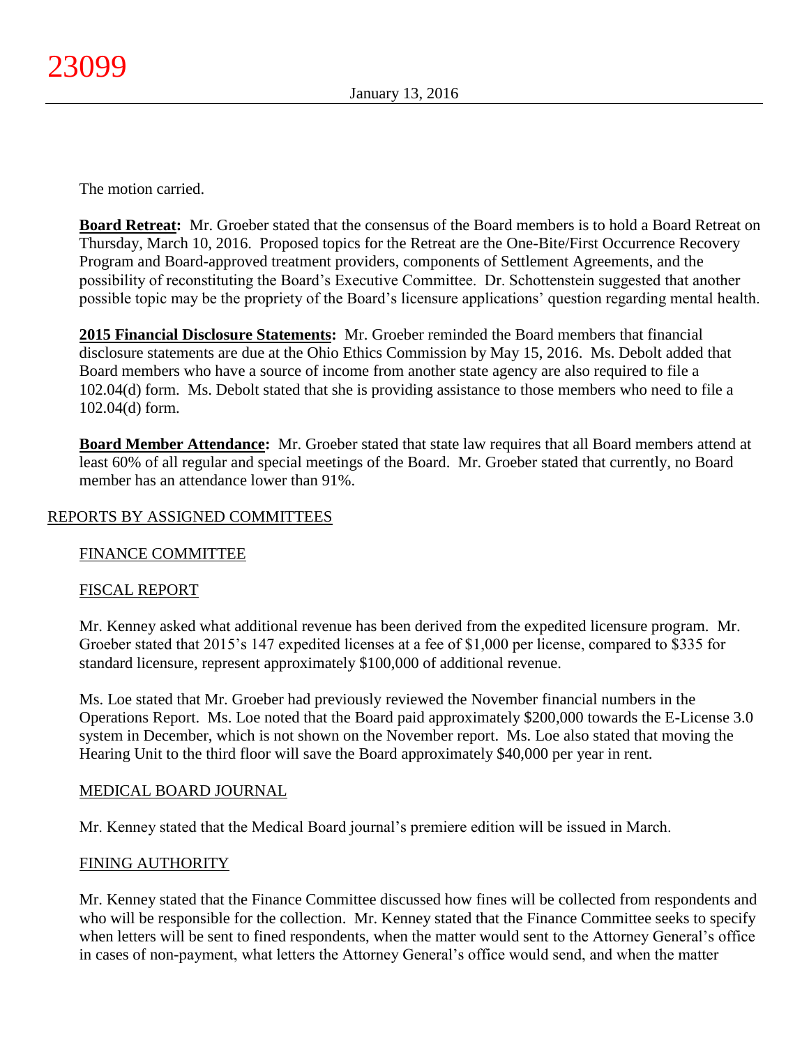The motion carried.

**Board Retreat:** Mr. Groeber stated that the consensus of the Board members is to hold a Board Retreat on Thursday, March 10, 2016. Proposed topics for the Retreat are the One-Bite/First Occurrence Recovery Program and Board-approved treatment providers, components of Settlement Agreements, and the possibility of reconstituting the Board's Executive Committee. Dr. Schottenstein suggested that another possible topic may be the propriety of the Board's licensure applications' question regarding mental health.

**2015 Financial Disclosure Statements:** Mr. Groeber reminded the Board members that financial disclosure statements are due at the Ohio Ethics Commission by May 15, 2016. Ms. Debolt added that Board members who have a source of income from another state agency are also required to file a 102.04(d) form. Ms. Debolt stated that she is providing assistance to those members who need to file a 102.04(d) form.

**Board Member Attendance:** Mr. Groeber stated that state law requires that all Board members attend at least 60% of all regular and special meetings of the Board. Mr. Groeber stated that currently, no Board member has an attendance lower than 91%.

## REPORTS BY ASSIGNED COMMITTEES

### FINANCE COMMITTEE

### FISCAL REPORT

Mr. Kenney asked what additional revenue has been derived from the expedited licensure program. Mr. Groeber stated that 2015's 147 expedited licenses at a fee of $1,000 per license, compared to $335 for standard licensure, represent approximately $100,000 of additional revenue.

Ms. Loe stated that Mr. Groeber had previously reviewed the November financial numbers in the Operations Report. Ms. Loe noted that the Board paid approximately $200,000 towards the E-License 3.0 system in December, which is not shown on the November report. Ms. Loe also stated that moving the Hearing Unit to the third floor will save the Board approximately $40,000 per year in rent.

### MEDICAL BOARD JOURNAL

Mr. Kenney stated that the Medical Board journal's premiere edition will be issued in March.

### FINING AUTHORITY

Mr. Kenney stated that the Finance Committee discussed how fines will be collected from respondents and who will be responsible for the collection. Mr. Kenney stated that the Finance Committee seeks to specify when letters will be sent to fined respondents, when the matter would sent to the Attorney General's office in cases of non-payment, what letters the Attorney General's office would send, and when the matter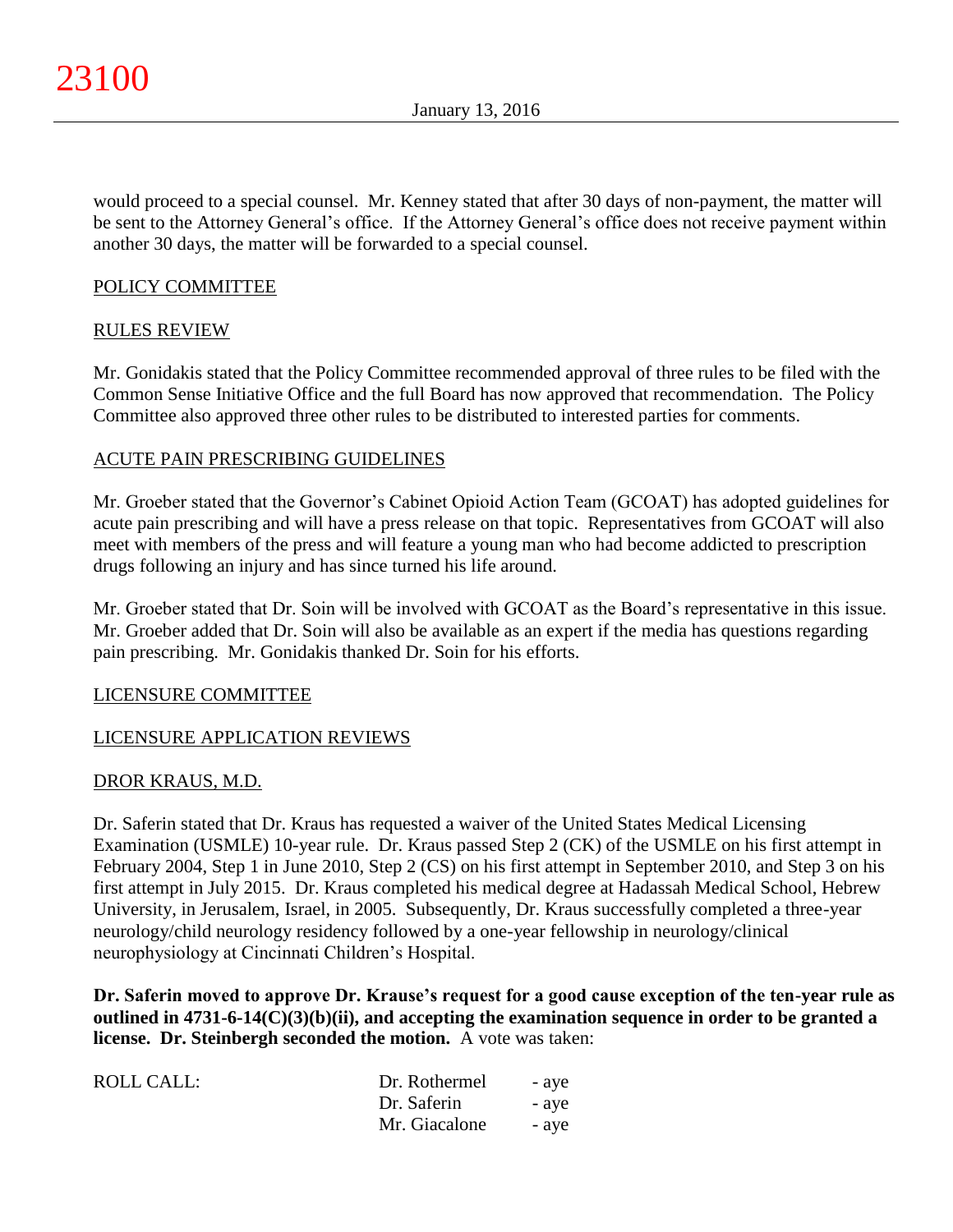would proceed to a special counsel. Mr. Kenney stated that after 30 days of non-payment, the matter will be sent to the Attorney General's office. If the Attorney General's office does not receive payment within another 30 days, the matter will be forwarded to a special counsel.

## POLICY COMMITTEE

### RULES REVIEW

Mr. Gonidakis stated that the Policy Committee recommended approval of three rules to be filed with the Common Sense Initiative Office and the full Board has now approved that recommendation. The Policy Committee also approved three other rules to be distributed to interested parties for comments.

### ACUTE PAIN PRESCRIBING GUIDELINES

Mr. Groeber stated that the Governor's Cabinet Opioid Action Team (GCOAT) has adopted guidelines for acute pain prescribing and will have a press release on that topic. Representatives from GCOAT will also meet with members of the press and will feature a young man who had become addicted to prescription drugs following an injury and has since turned his life around.

Mr. Groeber stated that Dr. Soin will be involved with GCOAT as the Board's representative in this issue. Mr. Groeber added that Dr. Soin will also be available as an expert if the media has questions regarding pain prescribing. Mr. Gonidakis thanked Dr. Soin for his efforts.

## LICENSURE COMMITTEE

### LICENSURE APPLICATION REVIEWS

### DROR KRAUS, M.D.

Dr. Saferin stated that Dr. Kraus has requested a waiver of the United States Medical Licensing Examination (USMLE) 10-year rule. Dr. Kraus passed Step 2 (CK) of the USMLE on his first attempt in February 2004, Step 1 in June 2010, Step 2 (CS) on his first attempt in September 2010, and Step 3 on his first attempt in July 2015. Dr. Kraus completed his medical degree at Hadassah Medical School, Hebrew University, in Jerusalem, Israel, in 2005. Subsequently, Dr. Kraus successfully completed a three-year neurology/child neurology residency followed by a one-year fellowship in neurology/clinical neurophysiology at Cincinnati Children's Hospital.

**Dr. Saferin moved to approve Dr. Krause's request for a good cause exception of the ten-year rule as outlined in 4731-6-14(C)(3)(b)(ii), and accepting the examination sequence in order to be granted a license. Dr. Steinbergh seconded the motion.** A vote was taken:

| ROLL CALL: | Dr. Rothermel | - aye |
|---|---|---|
| | Dr. Saferin | - aye |
| | Mr. Giacalone | - aye |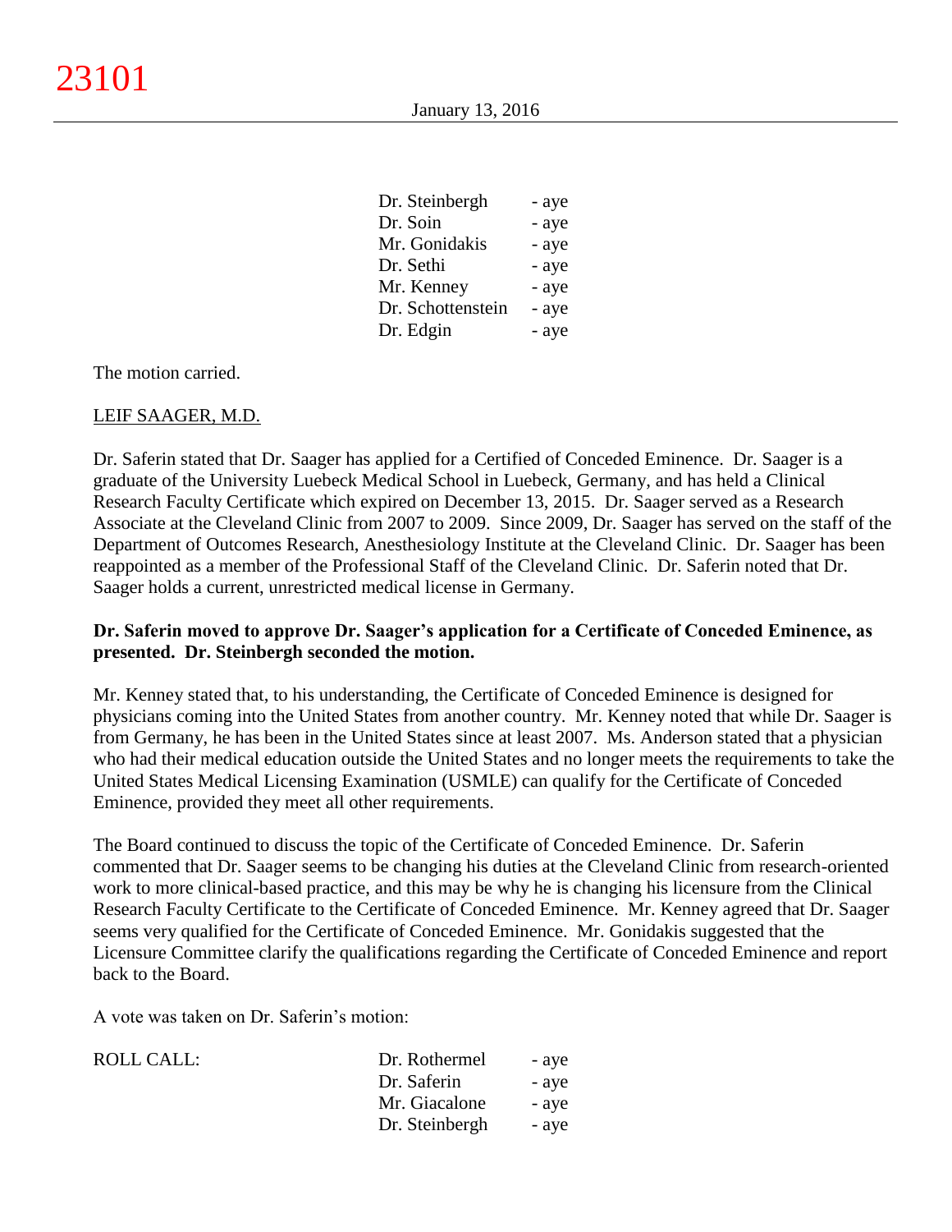| | |
|---|---|
| Dr. Steinbergh | - aye |
| Dr. Soin | - aye |
| Mr. Gonidakis | - aye |
| Dr. Sethi | - aye |
| Mr. Kenney | - aye |
| Dr. Schottenstein | - aye |
| Dr. Edgin | - aye |

The motion carried.

LEIF SAAGER, M.D.

Dr. Saferin stated that Dr. Saager has applied for a Certified of Conceded Eminence. Dr. Saager is a graduate of the University Luebeck Medical School in Luebeck, Germany, and has held a Clinical Research Faculty Certificate which expired on December 13, 2015. Dr. Saager served as a Research Associate at the Cleveland Clinic from 2007 to 2009. Since 2009, Dr. Saager has served on the staff of the Department of Outcomes Research, Anesthesiology Institute at the Cleveland Clinic. Dr. Saager has been reappointed as a member of the Professional Staff of the Cleveland Clinic. Dr. Saferin noted that Dr. Saager holds a current, unrestricted medical license in Germany.

**Dr. Saferin moved to approve Dr. Saager's application for a Certificate of Conceded Eminence, as presented. Dr. Steinbergh seconded the motion.**

Mr. Kenney stated that, to his understanding, the Certificate of Conceded Eminence is designed for physicians coming into the United States from another country. Mr. Kenney noted that while Dr. Saager is from Germany, he has been in the United States since at least 2007. Ms. Anderson stated that a physician who had their medical education outside the United States and no longer meets the requirements to take the United States Medical Licensing Examination (USMLE) can qualify for the Certificate of Conceded Eminence, provided they meet all other requirements.

The Board continued to discuss the topic of the Certificate of Conceded Eminence. Dr. Saferin commented that Dr. Saager seems to be changing his duties at the Cleveland Clinic from research-oriented work to more clinical-based practice, and this may be why he is changing his licensure from the Clinical Research Faculty Certificate to the Certificate of Conceded Eminence. Mr. Kenney agreed that Dr. Saager seems very qualified for the Certificate of Conceded Eminence. Mr. Gonidakis suggested that the Licensure Committee clarify the qualifications regarding the Certificate of Conceded Eminence and report back to the Board.

A vote was taken on Dr. Saferin's motion:

| ROLL CALL: | | |
|---|---|---|
| | Dr. Rothermel | - aye |
| | Dr. Saferin | - aye |
| | Mr. Giacalone | - aye |
| | Dr. Steinbergh | - aye |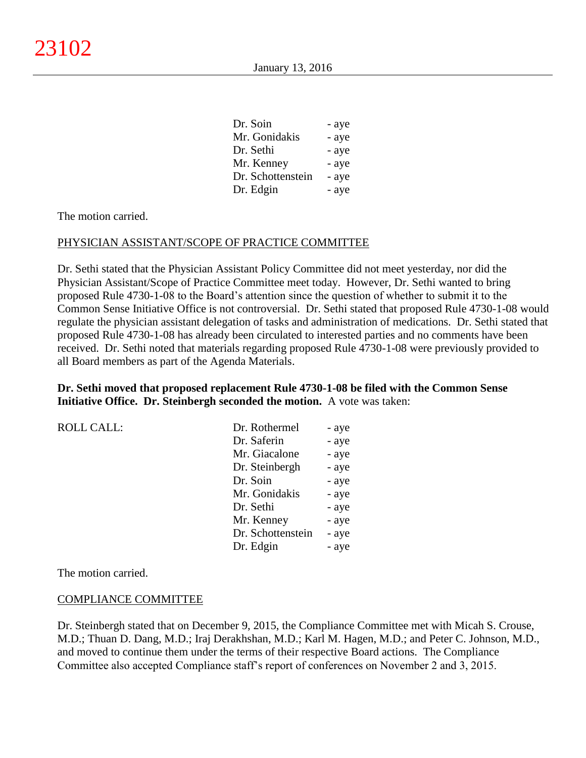| | |
|---|---|
| Dr. Soin | - aye |
| Mr. Gonidakis | - aye |
| Dr. Sethi | - aye |
| Mr. Kenney | - aye |
| Dr. Schottenstein | - aye |
| Dr. Edgin | - aye |

The motion carried.

PHYSICIAN ASSISTANT/SCOPE OF PRACTICE COMMITTEE

Dr. Sethi stated that the Physician Assistant Policy Committee did not meet yesterday, nor did the Physician Assistant/Scope of Practice Committee meet today. However, Dr. Sethi wanted to bring proposed Rule 4730-1-08 to the Board's attention since the question of whether to submit it to the Common Sense Initiative Office is not controversial. Dr. Sethi stated that proposed Rule 4730-1-08 would regulate the physician assistant delegation of tasks and administration of medications. Dr. Sethi stated that proposed Rule 4730-1-08 has already been circulated to interested parties and no comments have been received. Dr. Sethi noted that materials regarding proposed Rule 4730-1-08 were previously provided to all Board members as part of the Agenda Materials.

**Dr. Sethi moved that proposed replacement Rule 4730-1-08 be filed with the Common Sense Initiative Office. Dr. Steinbergh seconded the motion.** A vote was taken:

| ROLL CALL: | | |
|---|---|---|
| | Dr. Rothermel | - aye |
| | Dr. Saferin | - aye |
| | Mr. Giacalone | - aye |
| | Dr. Steinbergh | - aye |
| | Dr. Soin | - aye |
| | Mr. Gonidakis | - aye |
| | Dr. Sethi | - aye |
| | Mr. Kenney | - aye |
| | Dr. Schottenstein | - aye |
| | Dr. Edgin | - aye |

The motion carried.

COMPLIANCE COMMITTEE

Dr. Steinbergh stated that on December 9, 2015, the Compliance Committee met with Micah S. Crouse, M.D.; Thuan D. Dang, M.D.; Iraj Derakhshan, M.D.; Karl M. Hagen, M.D.; and Peter C. Johnson, M.D., and moved to continue them under the terms of their respective Board actions. The Compliance Committee also accepted Compliance staff's report of conferences on November 2 and 3, 2015.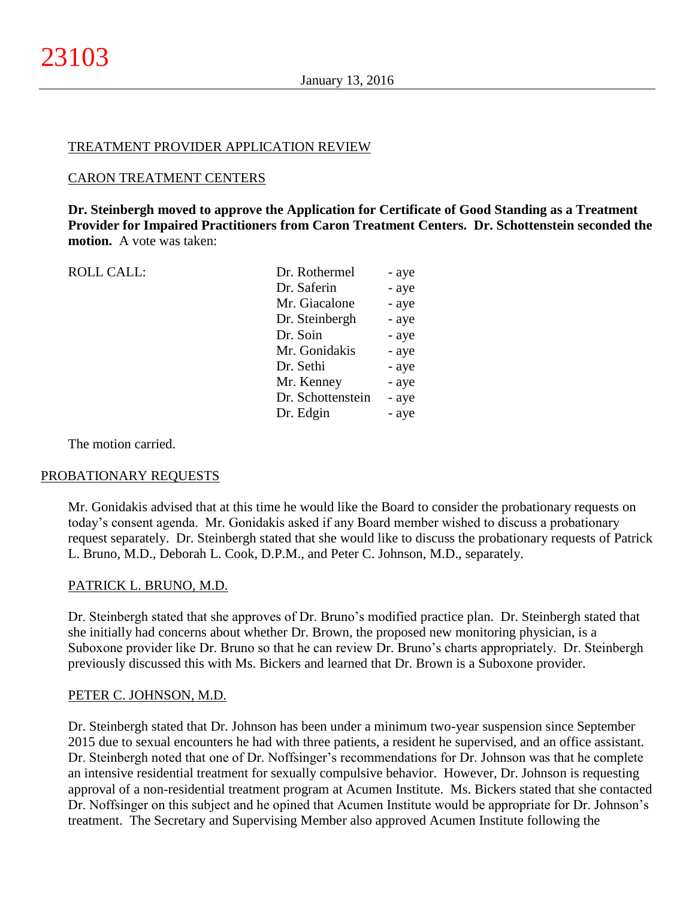TREATMENT PROVIDER APPLICATION REVIEW

CARON TREATMENT CENTERS

**Dr. Steinbergh moved to approve the Application for Certificate of Good Standing as a Treatment Provider for Impaired Practitioners from Caron Treatment Centers. Dr. Schottenstein seconded the motion.** A vote was taken:

| ROLL CALL: | | |
|---|---|---|
| | Dr. Rothermel | - aye |
| | Dr. Saferin | - aye |
| | Mr. Giacalone | - aye |
| | Dr. Steinbergh | - aye |
| | Dr. Soin | - aye |
| | Mr. Gonidakis | - aye |
| | Dr. Sethi | - aye |
| | Mr. Kenney | - aye |
| | Dr. Schottenstein | - aye |
| | Dr. Edgin | - aye |

The motion carried.

PROBATIONARY REQUESTS

Mr. Gonidakis advised that at this time he would like the Board to consider the probationary requests on today's consent agenda. Mr. Gonidakis asked if any Board member wished to discuss a probationary request separately. Dr. Steinbergh stated that she would like to discuss the probationary requests of Patrick L. Bruno, M.D., Deborah L. Cook, D.P.M., and Peter C. Johnson, M.D., separately.

PATRICK L. BRUNO, M.D.

Dr. Steinbergh stated that she approves of Dr. Bruno's modified practice plan. Dr. Steinbergh stated that she initially had concerns about whether Dr. Brown, the proposed new monitoring physician, is a Suboxone provider like Dr. Bruno so that he can review Dr. Bruno's charts appropriately. Dr. Steinbergh previously discussed this with Ms. Bickers and learned that Dr. Brown is a Suboxone provider.

PETER C. JOHNSON, M.D.

Dr. Steinbergh stated that Dr. Johnson has been under a minimum two-year suspension since September 2015 due to sexual encounters he had with three patients, a resident he supervised, and an office assistant. Dr. Steinbergh noted that one of Dr. Noffsinger's recommendations for Dr. Johnson was that he complete an intensive residential treatment for sexually compulsive behavior. However, Dr. Johnson is requesting approval of a non-residential treatment program at Acumen Institute. Ms. Bickers stated that she contacted Dr. Noffsinger on this subject and he opined that Acumen Institute would be appropriate for Dr. Johnson's treatment. The Secretary and Supervising Member also approved Acumen Institute following the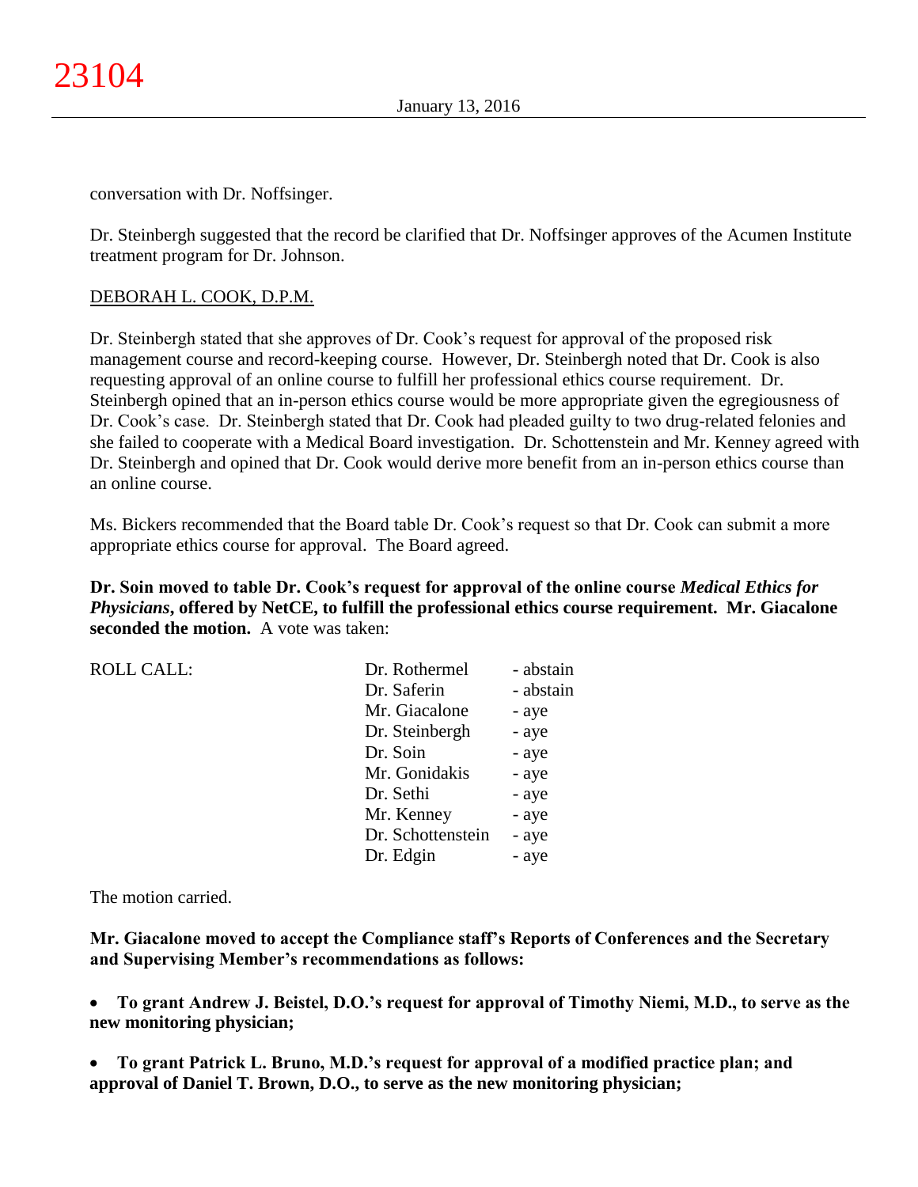conversation with Dr. Noffsinger.

Dr. Steinbergh suggested that the record be clarified that Dr. Noffsinger approves of the Acumen Institute treatment program for Dr. Johnson.

DEBORAH L. COOK, D.P.M.

Dr. Steinbergh stated that she approves of Dr. Cook's request for approval of the proposed risk management course and record-keeping course. However, Dr. Steinbergh noted that Dr. Cook is also requesting approval of an online course to fulfill her professional ethics course requirement. Dr. Steinbergh opined that an in-person ethics course would be more appropriate given the egregiousness of Dr. Cook's case. Dr. Steinbergh stated that Dr. Cook had pleaded guilty to two drug-related felonies and she failed to cooperate with a Medical Board investigation. Dr. Schottenstein and Mr. Kenney agreed with Dr. Steinbergh and opined that Dr. Cook would derive more benefit from an in-person ethics course than an online course.

Ms. Bickers recommended that the Board table Dr. Cook's request so that Dr. Cook can submit a more appropriate ethics course for approval. The Board agreed.

**Dr. Soin moved to table Dr. Cook's request for approval of the online course *Medical Ethics for Physicians*, offered by NetCE, to fulfill the professional ethics course requirement. Mr. Giacalone seconded the motion.** A vote was taken:

| ROLL CALL: | | |
|---|---|---|
| | Dr. Rothermel | - abstain |
| | Dr. Saferin | - abstain |
| | Mr. Giacalone | - aye |
| | Dr. Steinbergh | - aye |
| | Dr. Soin | - aye |
| | Mr. Gonidakis | - aye |
| | Dr. Sethi | - aye |
| | Mr. Kenney | - aye |
| | Dr. Schottenstein | - aye |
| | Dr. Edgin | - aye |

The motion carried.

**Mr. Giacalone moved to accept the Compliance staff's Reports of Conferences and the Secretary and Supervising Member's recommendations as follows:**

- **To grant Andrew J. Beistel, D.O.'s request for approval of Timothy Niemi, M.D., to serve as the new monitoring physician;**

- **To grant Patrick L. Bruno, M.D.'s request for approval of a modified practice plan; and approval of Daniel T. Brown, D.O., to serve as the new monitoring physician;**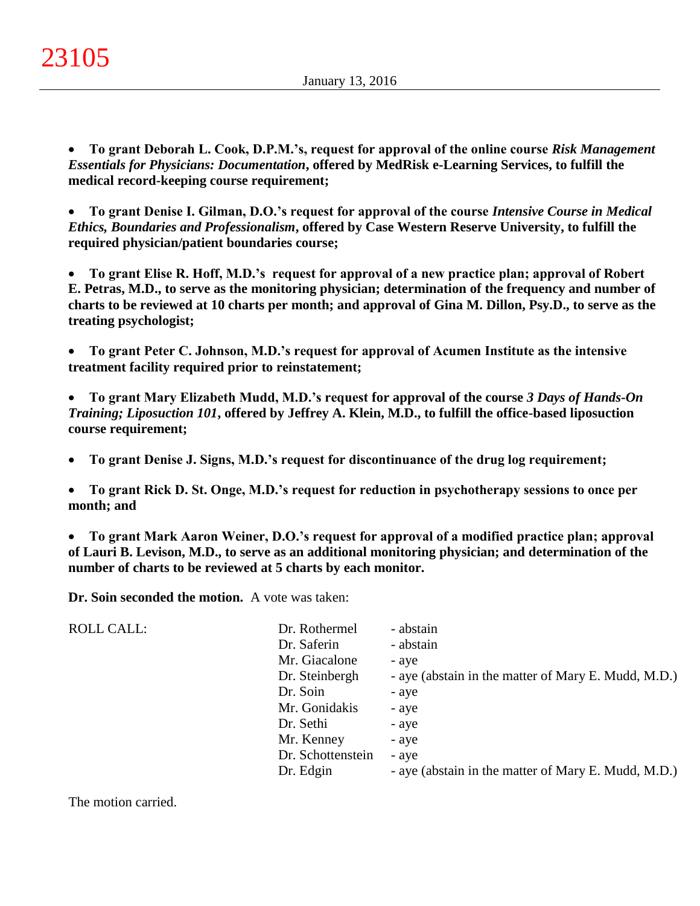- **To grant Deborah L. Cook, D.P.M.'s, request for approval of the online course *Risk Management Essentials for Physicians: Documentation*, offered by MedRisk e-Learning Services, to fulfill the medical record-keeping course requirement;**

- **To grant Denise I. Gilman, D.O.'s request for approval of the course *Intensive Course in Medical Ethics, Boundaries and Professionalism*, offered by Case Western Reserve University, to fulfill the required physician/patient boundaries course;**

- **To grant Elise R. Hoff, M.D.'s request for approval of a new practice plan; approval of Robert E. Petras, M.D., to serve as the monitoring physician; determination of the frequency and number of charts to be reviewed at 10 charts per month; and approval of Gina M. Dillon, Psy.D., to serve as the treating psychologist;**

- **To grant Peter C. Johnson, M.D.'s request for approval of Acumen Institute as the intensive treatment facility required prior to reinstatement;**

- **To grant Mary Elizabeth Mudd, M.D.'s request for approval of the course *3 Days of Hands-On Training; Liposuction 101*, offered by Jeffrey A. Klein, M.D., to fulfill the office-based liposuction course requirement;**

- **To grant Denise J. Signs, M.D.'s request for discontinuance of the drug log requirement;**

- **To grant Rick D. St. Onge, M.D.'s request for reduction in psychotherapy sessions to once per month; and**

- **To grant Mark Aaron Weiner, D.O.'s request for approval of a modified practice plan; approval of Lauri B. Levison, M.D., to serve as an additional monitoring physician; and determination of the number of charts to be reviewed at 5 charts by each monitor.**

**Dr. Soin seconded the motion.** A vote was taken:

| ROLL CALL: | | |
|---|---|---|
| | Dr. Rothermel | - abstain |
| | Dr. Saferin | - abstain |
| | Mr. Giacalone | - aye |
| | Dr. Steinbergh | - aye (abstain in the matter of Mary E. Mudd, M.D.) |
| | Dr. Soin | - aye |
| | Mr. Gonidakis | - aye |
| | Dr. Sethi | - aye |
| | Mr. Kenney | - aye |
| | Dr. Schottenstein | - aye |
| | Dr. Edgin | - aye (abstain in the matter of Mary E. Mudd, M.D.) |

The motion carried.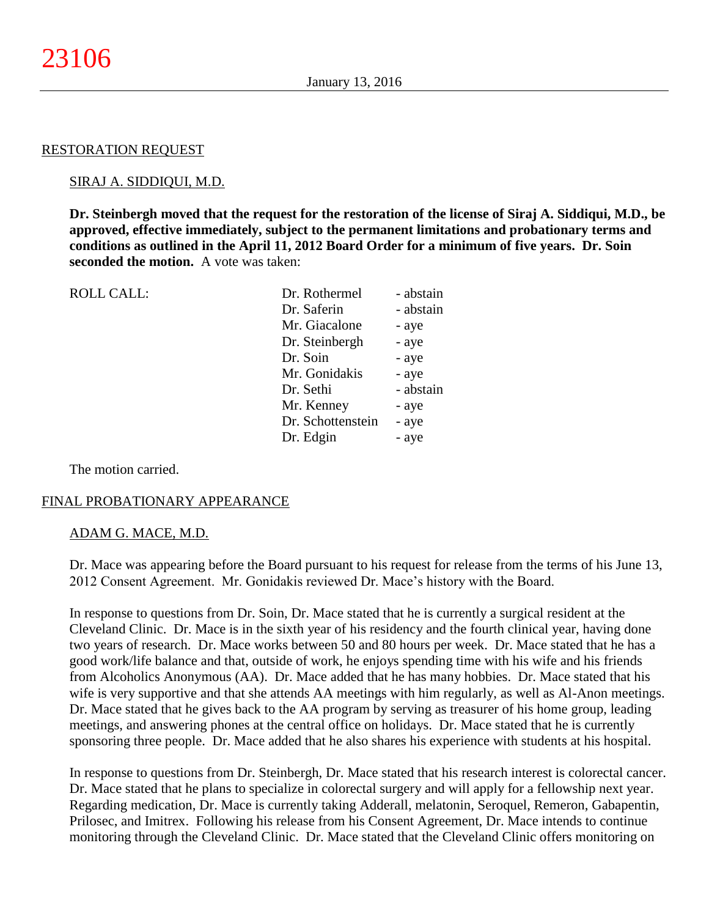## RESTORATION REQUEST

### SIRAJ A. SIDDIQUI, M.D.

**Dr. Steinbergh moved that the request for the restoration of the license of Siraj A. Siddiqui, M.D., be approved, effective immediately, subject to the permanent limitations and probationary terms and conditions as outlined in the April 11, 2012 Board Order for a minimum of five years. Dr. Soin seconded the motion.** A vote was taken:

| ROLL CALL: | | |
|---|---|---|
| | Dr. Rothermel | - abstain |
| | Dr. Saferin | - abstain |
| | Mr. Giacalone | - aye |
| | Dr. Steinbergh | - aye |
| | Dr. Soin | - aye |
| | Mr. Gonidakis | - aye |
| | Dr. Sethi | - abstain |
| | Mr. Kenney | - aye |
| | Dr. Schottenstein | - aye |
| | Dr. Edgin | - aye |

The motion carried.

## FINAL PROBATIONARY APPEARANCE

### ADAM G. MACE, M.D.

Dr. Mace was appearing before the Board pursuant to his request for release from the terms of his June 13, 2012 Consent Agreement. Mr. Gonidakis reviewed Dr. Mace's history with the Board.

In response to questions from Dr. Soin, Dr. Mace stated that he is currently a surgical resident at the Cleveland Clinic. Dr. Mace is in the sixth year of his residency and the fourth clinical year, having done two years of research. Dr. Mace works between 50 and 80 hours per week. Dr. Mace stated that he has a good work/life balance and that, outside of work, he enjoys spending time with his wife and his friends from Alcoholics Anonymous (AA). Dr. Mace added that he has many hobbies. Dr. Mace stated that his wife is very supportive and that she attends AA meetings with him regularly, as well as Al-Anon meetings. Dr. Mace stated that he gives back to the AA program by serving as treasurer of his home group, leading meetings, and answering phones at the central office on holidays. Dr. Mace stated that he is currently sponsoring three people. Dr. Mace added that he also shares his experience with students at his hospital.

In response to questions from Dr. Steinbergh, Dr. Mace stated that his research interest is colorectal cancer. Dr. Mace stated that he plans to specialize in colorectal surgery and will apply for a fellowship next year. Regarding medication, Dr. Mace is currently taking Adderall, melatonin, Seroquel, Remeron, Gabapentin, Prilosec, and Imitrex. Following his release from his Consent Agreement, Dr. Mace intends to continue monitoring through the Cleveland Clinic. Dr. Mace stated that the Cleveland Clinic offers monitoring on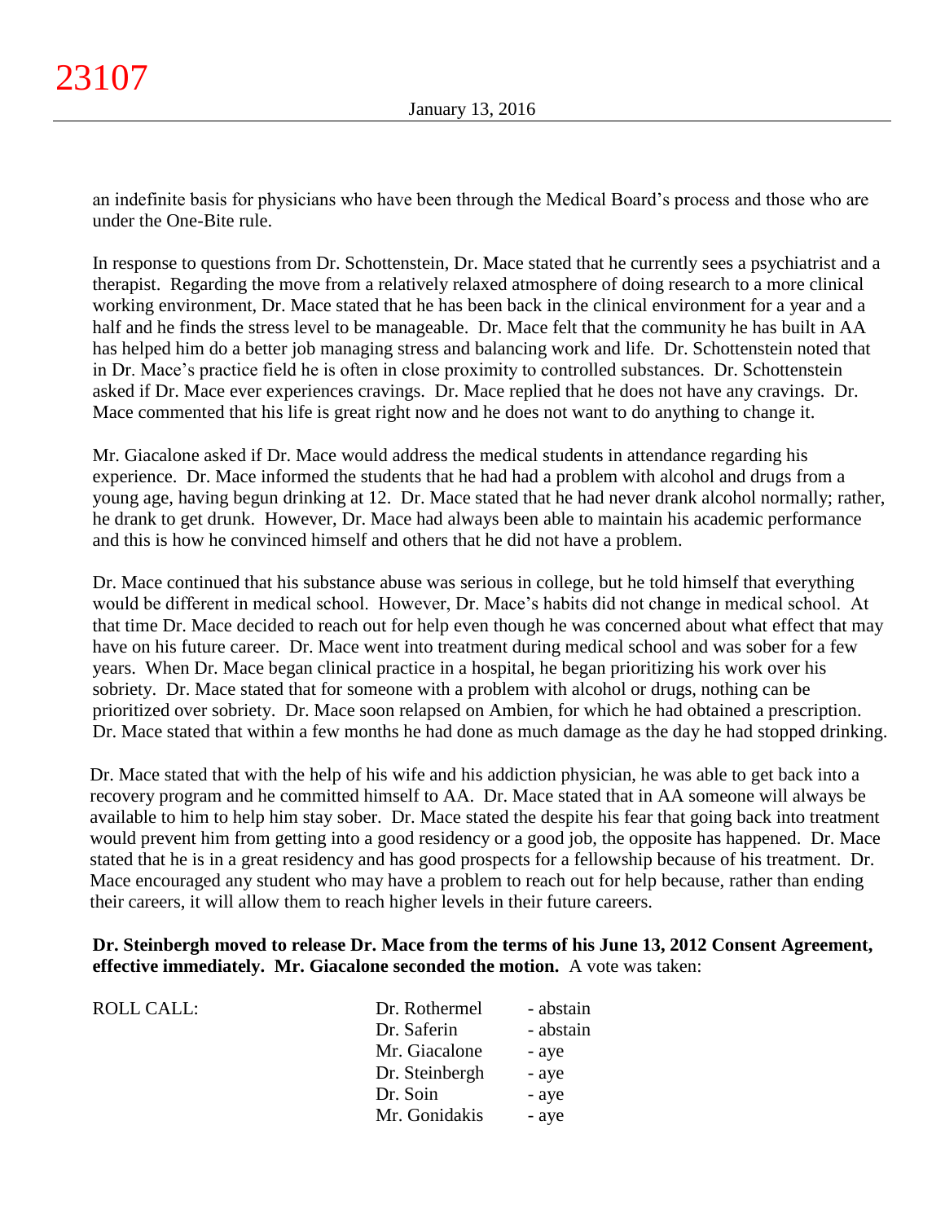an indefinite basis for physicians who have been through the Medical Board's process and those who are under the One-Bite rule.

In response to questions from Dr. Schottenstein, Dr. Mace stated that he currently sees a psychiatrist and a therapist. Regarding the move from a relatively relaxed atmosphere of doing research to a more clinical working environment, Dr. Mace stated that he has been back in the clinical environment for a year and a half and he finds the stress level to be manageable. Dr. Mace felt that the community he has built in AA has helped him do a better job managing stress and balancing work and life. Dr. Schottenstein noted that in Dr. Mace's practice field he is often in close proximity to controlled substances. Dr. Schottenstein asked if Dr. Mace ever experiences cravings. Dr. Mace replied that he does not have any cravings. Dr. Mace commented that his life is great right now and he does not want to do anything to change it.

Mr. Giacalone asked if Dr. Mace would address the medical students in attendance regarding his experience. Dr. Mace informed the students that he had had a problem with alcohol and drugs from a young age, having begun drinking at 12. Dr. Mace stated that he had never drank alcohol normally; rather, he drank to get drunk. However, Dr. Mace had always been able to maintain his academic performance and this is how he convinced himself and others that he did not have a problem.

Dr. Mace continued that his substance abuse was serious in college, but he told himself that everything would be different in medical school. However, Dr. Mace's habits did not change in medical school. At that time Dr. Mace decided to reach out for help even though he was concerned about what effect that may have on his future career. Dr. Mace went into treatment during medical school and was sober for a few years. When Dr. Mace began clinical practice in a hospital, he began prioritizing his work over his sobriety. Dr. Mace stated that for someone with a problem with alcohol or drugs, nothing can be prioritized over sobriety. Dr. Mace soon relapsed on Ambien, for which he had obtained a prescription. Dr. Mace stated that within a few months he had done as much damage as the day he had stopped drinking.

Dr. Mace stated that with the help of his wife and his addiction physician, he was able to get back into a recovery program and he committed himself to AA. Dr. Mace stated that in AA someone will always be available to him to help him stay sober. Dr. Mace stated the despite his fear that going back into treatment would prevent him from getting into a good residency or a good job, the opposite has happened. Dr. Mace stated that he is in a great residency and has good prospects for a fellowship because of his treatment. Dr. Mace encouraged any student who may have a problem to reach out for help because, rather than ending their careers, it will allow them to reach higher levels in their future careers.

**Dr. Steinbergh moved to release Dr. Mace from the terms of his June 13, 2012 Consent Agreement, effective immediately. Mr. Giacalone seconded the motion.** A vote was taken:

| ROLL CALL: | Dr. Rothermel | - abstain |
|---|---|---|
| | Dr. Saferin | - abstain |
| | Mr. Giacalone | - aye |
| | Dr. Steinbergh | - aye |
| | Dr. Soin | - aye |
| | Mr. Gonidakis | - aye |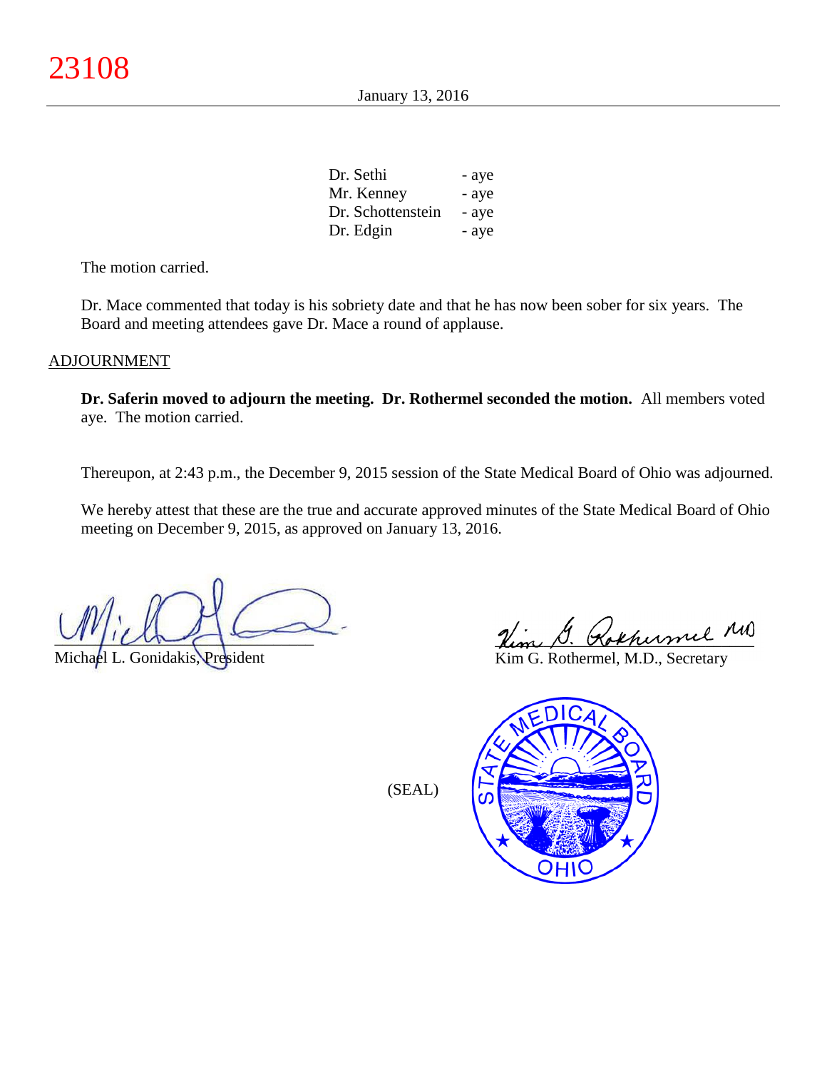| | |
|---|---|
| Dr. Sethi | - aye |
| Mr. Kenney | - aye |
| Dr. Schottenstein | - aye |
| Dr. Edgin | - aye |

The motion carried.

Dr. Mace commented that today is his sobriety date and that he has now been sober for six years. The Board and meeting attendees gave Dr. Mace a round of applause.

## ADJOURNMENT

**Dr. Saferin moved to adjourn the meeting. Dr. Rothermel seconded the motion.** All members voted aye. The motion carried.

Thereupon, at 2:43 p.m., the December 9, 2015 session of the State Medical Board of Ohio was adjourned.

We hereby attest that these are the true and accurate approved minutes of the State Medical Board of Ohio meeting on December 9, 2015, as approved on January 13, 2016.

Michael L. Gonidakis, President

Kim G. Rothermel, M.D., Secretary

(SEAL)